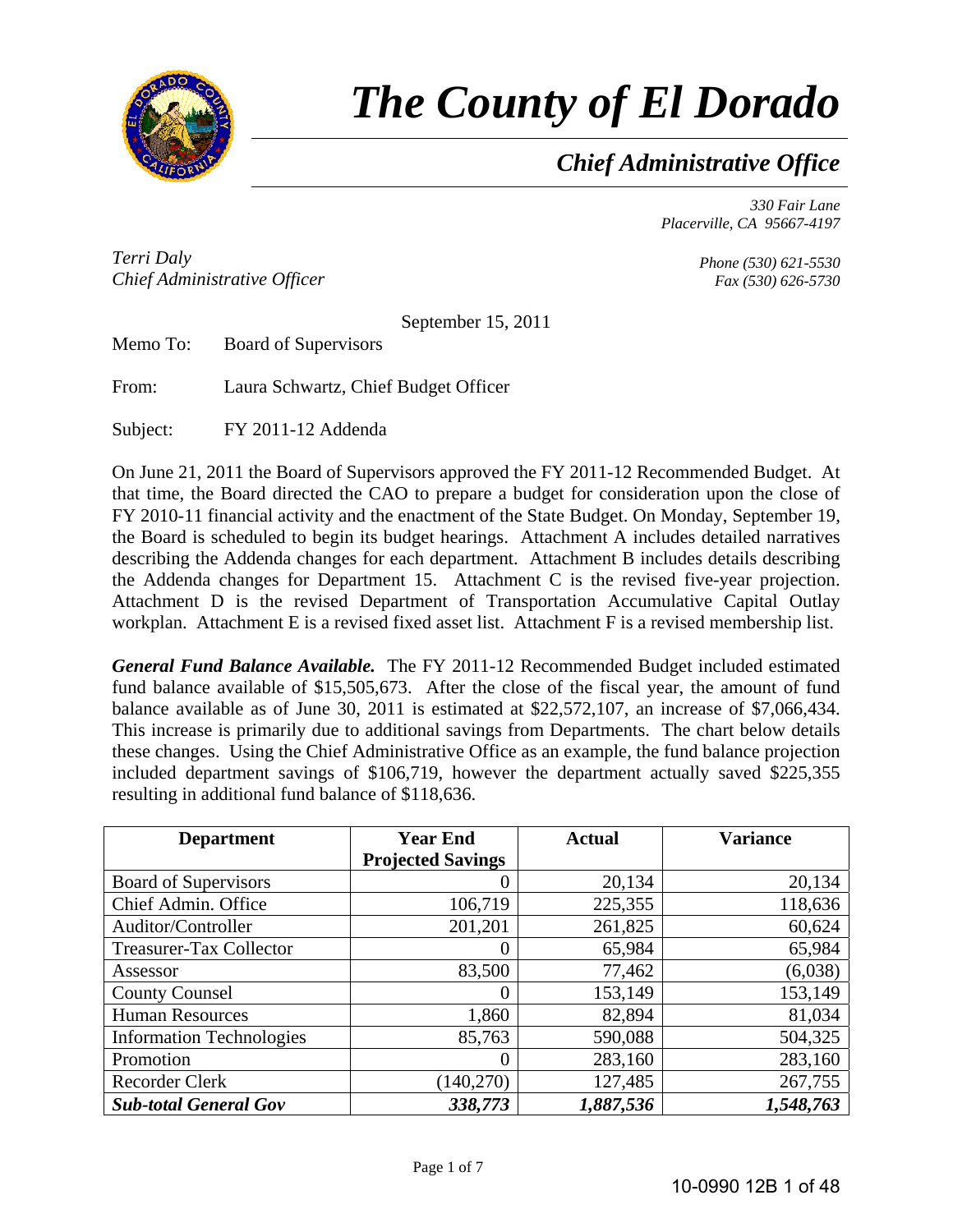# *The County of El Dorado*

## *Chief Administrative Office*

*330 Fair Lane*
*Placerville, CA 95667-4197*

*Terri Daly*
*Chief Administrative Officer*

*Phone (530) 621-5530*
*Fax (530) 626-5730*

September 15, 2011

Memo To: Board of Supervisors

From: Laura Schwartz, Chief Budget Officer

Subject: FY 2011-12 Addenda

On June 21, 2011 the Board of Supervisors approved the FY 2011-12 Recommended Budget. At that time, the Board directed the CAO to prepare a budget for consideration upon the close of FY 2010-11 financial activity and the enactment of the State Budget. On Monday, September 19, the Board is scheduled to begin its budget hearings. Attachment A includes detailed narratives describing the Addenda changes for each department. Attachment B includes details describing the Addenda changes for Department 15. Attachment C is the revised five-year projection. Attachment D is the revised Department of Transportation Accumulative Capital Outlay workplan. Attachment E is a revised fixed asset list. Attachment F is a revised membership list.

***General Fund Balance Available.*** The FY 2011-12 Recommended Budget included estimated fund balance available of $15,505,673. After the close of the fiscal year, the amount of fund balance available as of June 30, 2011 is estimated at $22,572,107, an increase of $7,066,434. This increase is primarily due to additional savings from Departments. The chart below details these changes. Using the Chief Administrative Office as an example, the fund balance projection included department savings of $106,719, however the department actually saved $225,355 resulting in additional fund balance of $118,636.

| Department | Year End Projected Savings | Actual | Variance |
|---|---|---|---|
| Board of Supervisors | 0 | 20,134 | 20,134 |
| Chief Admin. Office | 106,719 | 225,355 | 118,636 |
| Auditor/Controller | 201,201 | 261,825 | 60,624 |
| Treasurer-Tax Collector | 0 | 65,984 | 65,984 |
| Assessor | 83,500 | 77,462 | (6,038) |
| County Counsel | 0 | 153,149 | 153,149 |
| Human Resources | 1,860 | 82,894 | 81,034 |
| Information Technologies | 85,763 | 590,088 | 504,325 |
| Promotion | 0 | 283,160 | 283,160 |
| Recorder Clerk | (140,270) | 127,485 | 267,755 |
| ***Sub-total General Gov*** | ***338,773*** | ***1,887,536*** | ***1,548,763*** |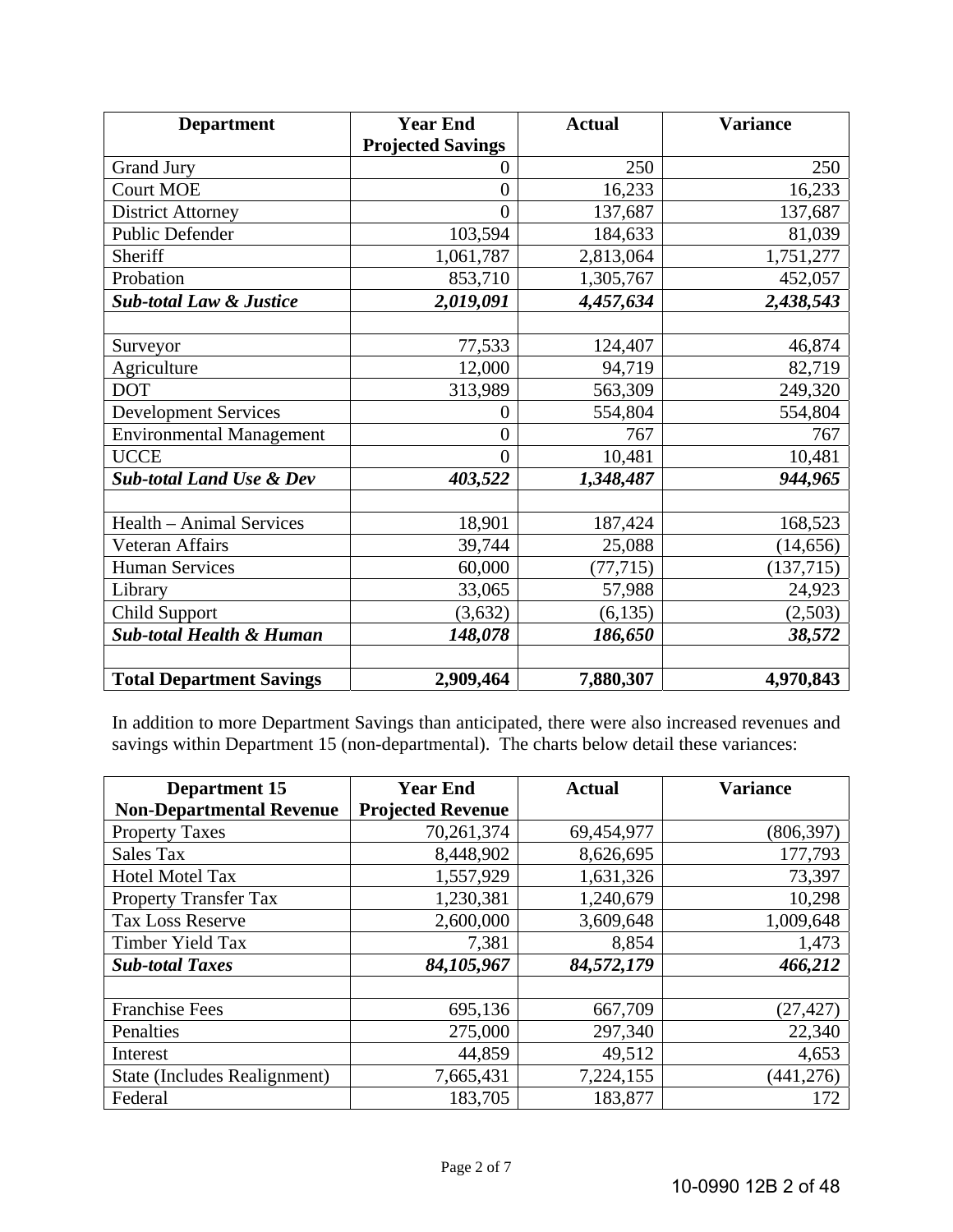| Department | Year End Projected Savings | Actual | Variance |
|---|---|---|---|
| Grand Jury | 0 | 250 | 250 |
| Court MOE | 0 | 16,233 | 16,233 |
| District Attorney | 0 | 137,687 | 137,687 |
| Public Defender | 103,594 | 184,633 | 81,039 |
| Sheriff | 1,061,787 | 2,813,064 | 1,751,277 |
| Probation | 853,710 | 1,305,767 | 452,057 |
| ***Sub-total Law & Justice*** | ***2,019,091*** | ***4,457,634*** | ***2,438,543*** |
| | | | |
| Surveyor | 77,533 | 124,407 | 46,874 |
| Agriculture | 12,000 | 94,719 | 82,719 |
| DOT | 313,989 | 563,309 | 249,320 |
| Development Services | 0 | 554,804 | 554,804 |
| Environmental Management | 0 | 767 | 767 |
| UCCE | 0 | 10,481 | 10,481 |
| ***Sub-total Land Use & Dev*** | ***403,522*** | ***1,348,487*** | ***944,965*** |
| | | | |
| Health – Animal Services | 18,901 | 187,424 | 168,523 |
| Veteran Affairs | 39,744 | 25,088 | (14,656) |
| Human Services | 60,000 | (77,715) | (137,715) |
| Library | 33,065 | 57,988 | 24,923 |
| Child Support | (3,632) | (6,135) | (2,503) |
| ***Sub-total Health & Human*** | ***148,078*** | ***186,650*** | ***38,572*** |
| | | | |
| **Total Department Savings** | **2,909,464** | **7,880,307** | **4,970,843** |

In addition to more Department Savings than anticipated, there were also increased revenues and savings within Department 15 (non-departmental). The charts below detail these variances:

| Department 15 Non-Departmental Revenue | Year End Projected Revenue | Actual | Variance |
|---|---|---|---|
| Property Taxes | 70,261,374 | 69,454,977 | (806,397) |
| Sales Tax | 8,448,902 | 8,626,695 | 177,793 |
| Hotel Motel Tax | 1,557,929 | 1,631,326 | 73,397 |
| Property Transfer Tax | 1,230,381 | 1,240,679 | 10,298 |
| Tax Loss Reserve | 2,600,000 | 3,609,648 | 1,009,648 |
| Timber Yield Tax | 7,381 | 8,854 | 1,473 |
| ***Sub-total Taxes*** | ***84,105,967*** | ***84,572,179*** | ***466,212*** |
| | | | |
| Franchise Fees | 695,136 | 667,709 | (27,427) |
| Penalties | 275,000 | 297,340 | 22,340 |
| Interest | 44,859 | 49,512 | 4,653 |
| State (Includes Realignment) | 7,665,431 | 7,224,155 | (441,276) |
| Federal | 183,705 | 183,877 | 172 |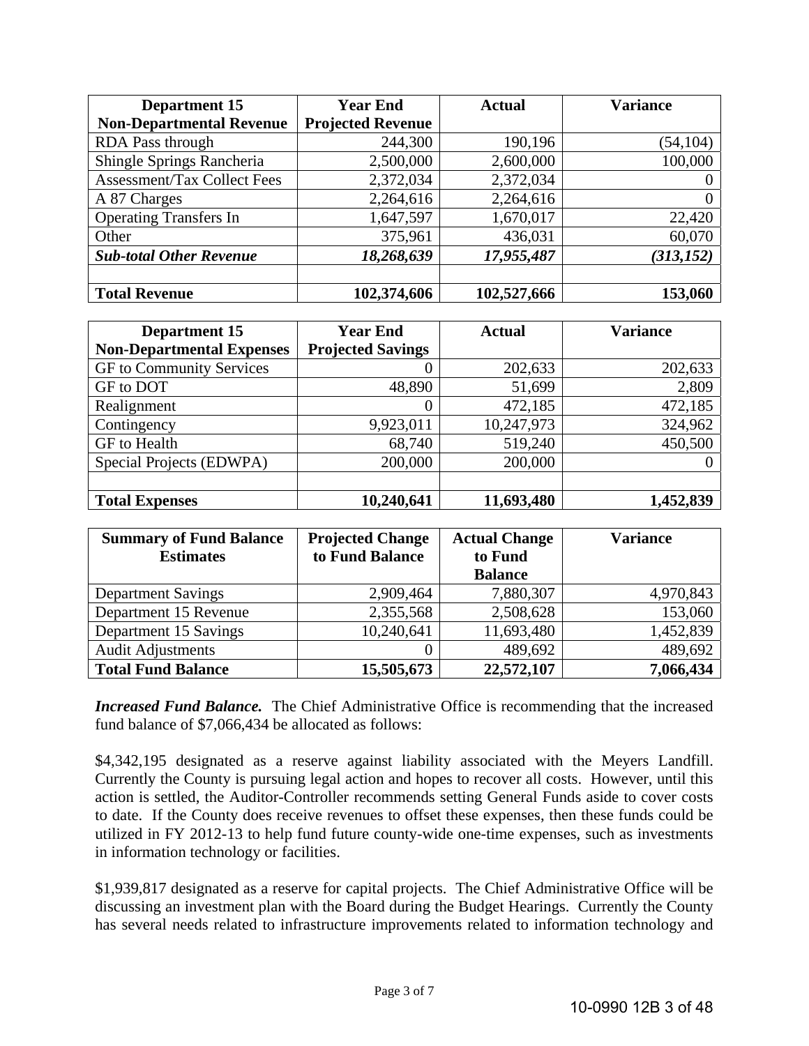| Department 15 Non-Departmental Revenue | Year End Projected Revenue | Actual | Variance |
|---|---|---|---|
| RDA Pass through | 244,300 | 190,196 | (54,104) |
| Shingle Springs Rancheria | 2,500,000 | 2,600,000 | 100,000 |
| Assessment/Tax Collect Fees | 2,372,034 | 2,372,034 | 0 |
| A 87 Charges | 2,264,616 | 2,264,616 | 0 |
| Operating Transfers In | 1,647,597 | 1,670,017 | 22,420 |
| Other | 375,961 | 436,031 | 60,070 |
| ***Sub-total Other Revenue*** | ***18,268,639*** | ***17,955,487*** | ***(313,152)*** |
| | | | |
| **Total Revenue** | **102,374,606** | **102,527,666** | **153,060** |

| Department 15 Non-Departmental Expenses | Year End Projected Savings | Actual | Variance |
|---|---|---|---|
| GF to Community Services | 0 | 202,633 | 202,633 |
| GF to DOT | 48,890 | 51,699 | 2,809 |
| Realignment | 0 | 472,185 | 472,185 |
| Contingency | 9,923,011 | 10,247,973 | 324,962 |
| GF to Health | 68,740 | 519,240 | 450,500 |
| Special Projects (EDWPA) | 200,000 | 200,000 | 0 |
| | | | |
| **Total Expenses** | **10,240,641** | **11,693,480** | **1,452,839** |

| Summary of Fund Balance Estimates | Projected Change to Fund Balance | Actual Change to Fund Balance | Variance |
|---|---|---|---|
| Department Savings | 2,909,464 | 7,880,307 | 4,970,843 |
| Department 15 Revenue | 2,355,568 | 2,508,628 | 153,060 |
| Department 15 Savings | 10,240,641 | 11,693,480 | 1,452,839 |
| Audit Adjustments | 0 | 489,692 | 489,692 |
| **Total Fund Balance** | **15,505,673** | **22,572,107** | **7,066,434** |

***Increased Fund Balance.*** The Chief Administrative Office is recommending that the increased fund balance of $7,066,434 be allocated as follows:

$4,342,195 designated as a reserve against liability associated with the Meyers Landfill. Currently the County is pursuing legal action and hopes to recover all costs. However, until this action is settled, the Auditor-Controller recommends setting General Funds aside to cover costs to date. If the County does receive revenues to offset these expenses, then these funds could be utilized in FY 2012-13 to help fund future county-wide one-time expenses, such as investments in information technology or facilities.

$1,939,817 designated as a reserve for capital projects. The Chief Administrative Office will be discussing an investment plan with the Board during the Budget Hearings. Currently the County has several needs related to infrastructure improvements related to information technology and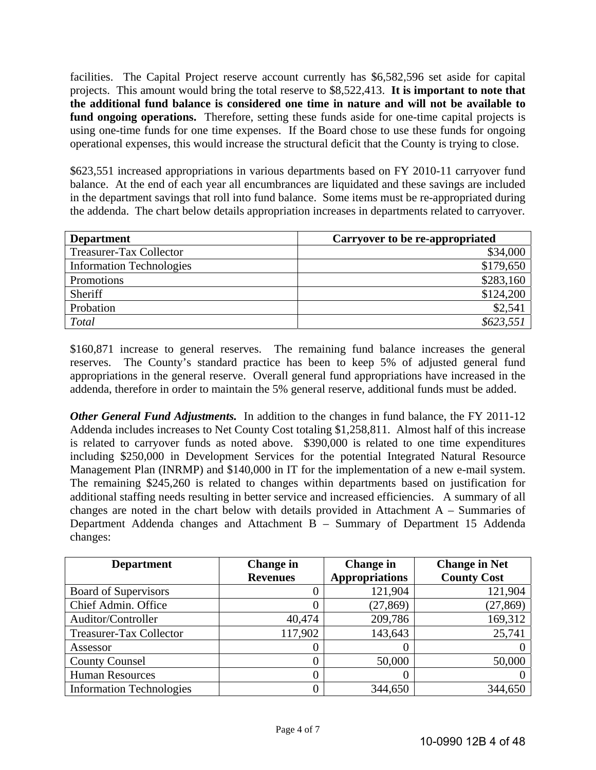facilities. The Capital Project reserve account currently has $6,582,596 set aside for capital projects. This amount would bring the total reserve to $8,522,413. **It is important to note that the additional fund balance is considered one time in nature and will not be available to fund ongoing operations.** Therefore, setting these funds aside for one-time capital projects is using one-time funds for one time expenses. If the Board chose to use these funds for ongoing operational expenses, this would increase the structural deficit that the County is trying to close.

$623,551 increased appropriations in various departments based on FY 2010-11 carryover fund balance. At the end of each year all encumbrances are liquidated and these savings are included in the department savings that roll into fund balance. Some items must be re-appropriated during the addenda. The chart below details appropriation increases in departments related to carryover.

| Department | Carryover to be re-appropriated |
|---|---:|
| Treasurer-Tax Collector | $34,000 |
| Information Technologies | $179,650 |
| Promotions | $283,160 |
| Sheriff | $124,200 |
| Probation | $2,541 |
| *Total* | *$623,551* |

$160,871 increase to general reserves. The remaining fund balance increases the general reserves. The County's standard practice has been to keep 5% of adjusted general fund appropriations in the general reserve. Overall general fund appropriations have increased in the addenda, therefore in order to maintain the 5% general reserve, additional funds must be added.

***Other General Fund Adjustments.*** In addition to the changes in fund balance, the FY 2011-12 Addenda includes increases to Net County Cost totaling $1,258,811. Almost half of this increase is related to carryover funds as noted above. $390,000 is related to one time expenditures including $250,000 in Development Services for the potential Integrated Natural Resource Management Plan (INRMP) and $140,000 in IT for the implementation of a new e-mail system. The remaining $245,260 is related to changes within departments based on justification for additional staffing needs resulting in better service and increased efficiencies. A summary of all changes are noted in the chart below with details provided in Attachment A – Summaries of Department Addenda changes and Attachment B – Summary of Department 15 Addenda changes:

| Department | Change in Revenues | Change in Appropriations | Change in Net County Cost |
|---|---:|---:|---:|
| Board of Supervisors | 0 | 121,904 | 121,904 |
| Chief Admin. Office | 0 | (27,869) | (27,869) |
| Auditor/Controller | 40,474 | 209,786 | 169,312 |
| Treasurer-Tax Collector | 117,902 | 143,643 | 25,741 |
| Assessor | 0 | 0 | 0 |
| County Counsel | 0 | 50,000 | 50,000 |
| Human Resources | 0 | 0 | 0 |
| Information Technologies | 0 | 344,650 | 344,650 |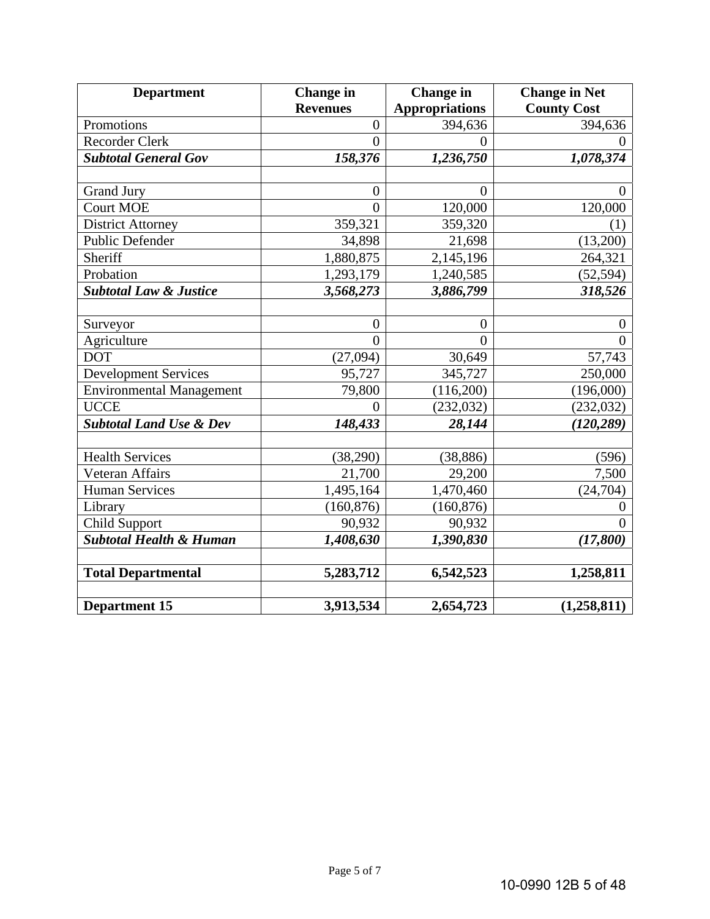| Department | Change in Revenues | Change in Appropriations | Change in Net County Cost |
|---|---|---|---|
| Promotions | 0 | 394,636 | 394,636 |
| Recorder Clerk | 0 | 0 | 0 |
| ***Subtotal General Gov*** | ***158,376*** | ***1,236,750*** | ***1,078,374*** |
| | | | |
| Grand Jury | 0 | 0 | 0 |
| Court MOE | 0 | 120,000 | 120,000 |
| District Attorney | 359,321 | 359,320 | (1) |
| Public Defender | 34,898 | 21,698 | (13,200) |
| Sheriff | 1,880,875 | 2,145,196 | 264,321 |
| Probation | 1,293,179 | 1,240,585 | (52,594) |
| ***Subtotal Law & Justice*** | ***3,568,273*** | ***3,886,799*** | ***318,526*** |
| | | | |
| Surveyor | 0 | 0 | 0 |
| Agriculture | 0 | 0 | 0 |
| DOT | (27,094) | 30,649 | 57,743 |
| Development Services | 95,727 | 345,727 | 250,000 |
| Environmental Management | 79,800 | (116,200) | (196,000) |
| UCCE | 0 | (232,032) | (232,032) |
| ***Subtotal Land Use & Dev*** | ***148,433*** | ***28,144*** | ***(120,289)*** |
| | | | |
| Health Services | (38,290) | (38,886) | (596) |
| Veteran Affairs | 21,700 | 29,200 | 7,500 |
| Human Services | 1,495,164 | 1,470,460 | (24,704) |
| Library | (160,876) | (160,876) | 0 |
| Child Support | 90,932 | 90,932 | 0 |
| ***Subtotal Health & Human*** | ***1,408,630*** | ***1,390,830*** | ***(17,800)*** |
| | | | |
| **Total Departmental** | **5,283,712** | **6,542,523** | **1,258,811** |
| | | | |
| **Department 15** | **3,913,534** | **2,654,723** | **(1,258,811)** |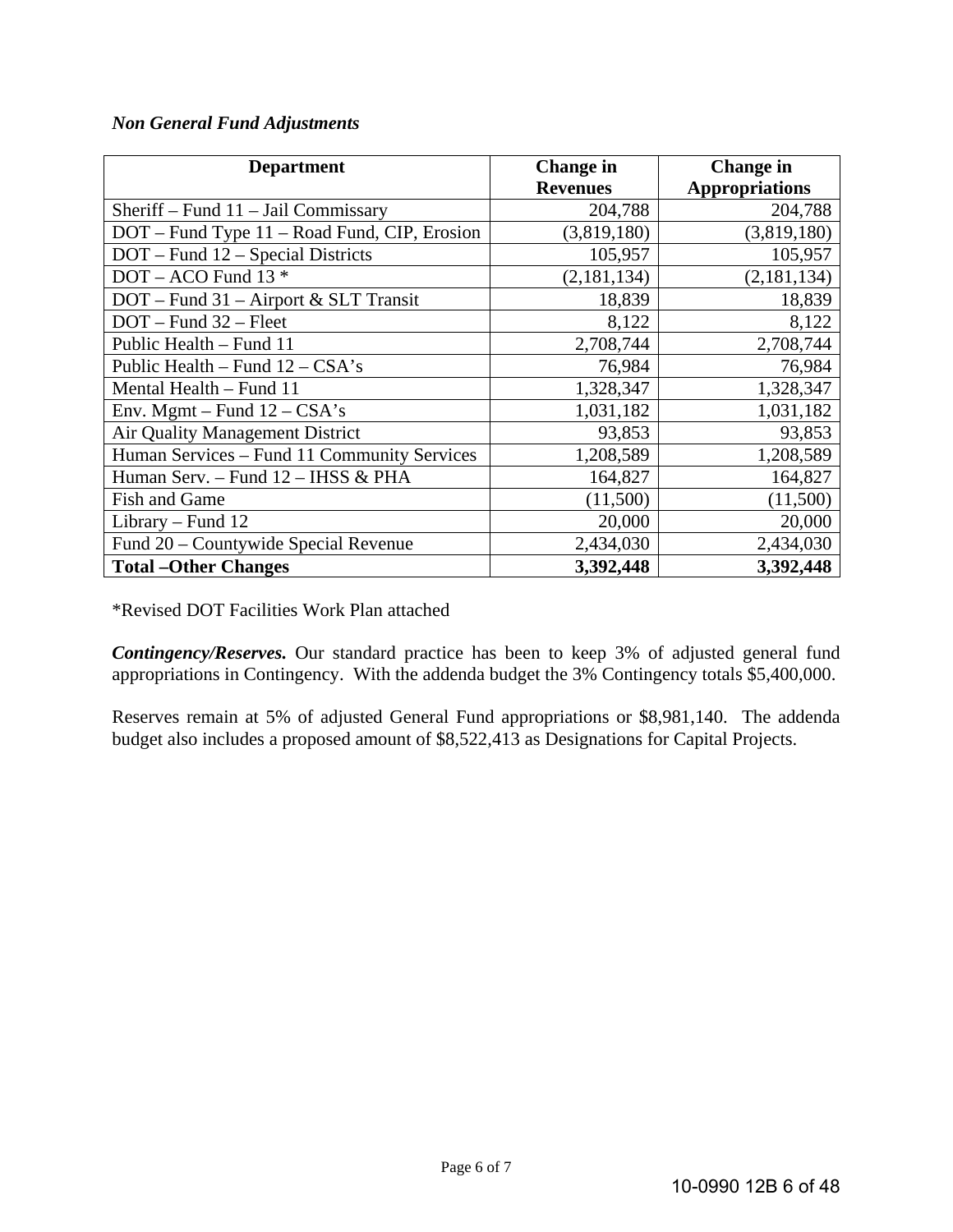*Non General Fund Adjustments*

| Department | Change in Revenues | Change in Appropriations |
|---|---|---|
| Sheriff – Fund 11 – Jail Commissary | 204,788 | 204,788 |
| DOT – Fund Type 11 – Road Fund, CIP, Erosion | (3,819,180) | (3,819,180) |
| DOT – Fund 12 – Special Districts | 105,957 | 105,957 |
| DOT – ACO Fund 13 * | (2,181,134) | (2,181,134) |
| DOT – Fund 31 – Airport & SLT Transit | 18,839 | 18,839 |
| DOT – Fund 32 – Fleet | 8,122 | 8,122 |
| Public Health – Fund 11 | 2,708,744 | 2,708,744 |
| Public Health – Fund 12 – CSA's | 76,984 | 76,984 |
| Mental Health – Fund 11 | 1,328,347 | 1,328,347 |
| Env. Mgmt – Fund 12 – CSA's | 1,031,182 | 1,031,182 |
| Air Quality Management District | 93,853 | 93,853 |
| Human Services – Fund 11 Community Services | 1,208,589 | 1,208,589 |
| Human Serv. – Fund 12 – IHSS & PHA | 164,827 | 164,827 |
| Fish and Game | (11,500) | (11,500) |
| Library – Fund 12 | 20,000 | 20,000 |
| Fund 20 – Countywide Special Revenue | 2,434,030 | 2,434,030 |
| **Total –Other Changes** | **3,392,448** | **3,392,448** |

*Revised DOT Facilities Work Plan attached

***Contingency/Reserves.*** Our standard practice has been to keep 3% of adjusted general fund appropriations in Contingency. With the addenda budget the 3% Contingency totals $5,400,000.

Reserves remain at 5% of adjusted General Fund appropriations or $8,981,140. The addenda budget also includes a proposed amount of $8,522,413 as Designations for Capital Projects.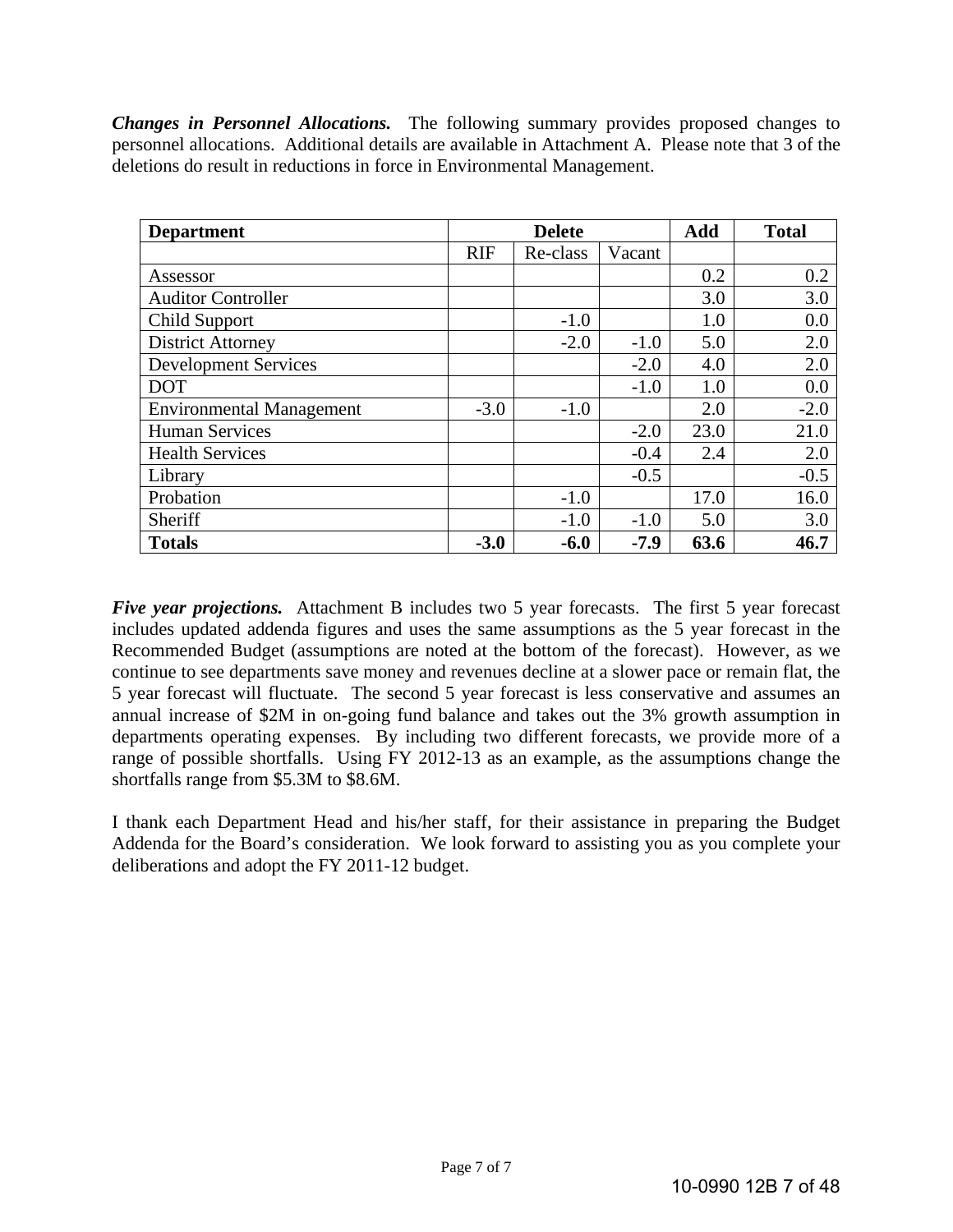***Changes in Personnel Allocations.*** The following summary provides proposed changes to personnel allocations. Additional details are available in Attachment A. Please note that 3 of the deletions do result in reductions in force in Environmental Management.

| **Department** | **Delete** | | | **Add** | **Total** |
|---|---|---|---|---|---|
| | RIF | Re-class | Vacant | | |
| Assessor | | | | 0.2 | 0.2 |
| Auditor Controller | | | | 3.0 | 3.0 |
| Child Support | | -1.0 | | 1.0 | 0.0 |
| District Attorney | | -2.0 | -1.0 | 5.0 | 2.0 |
| Development Services | | | -2.0 | 4.0 | 2.0 |
| DOT | | | -1.0 | 1.0 | 0.0 |
| Environmental Management | -3.0 | -1.0 | | 2.0 | -2.0 |
| Human Services | | | -2.0 | 23.0 | 21.0 |
| Health Services | | | -0.4 | 2.4 | 2.0 |
| Library | | | -0.5 | | -0.5 |
| Probation | | -1.0 | | 17.0 | 16.0 |
| Sheriff | | -1.0 | -1.0 | 5.0 | 3.0 |
| **Totals** | **-3.0** | **-6.0** | **-7.9** | **63.6** | **46.7** |

***Five year projections.*** Attachment B includes two 5 year forecasts. The first 5 year forecast includes updated addenda figures and uses the same assumptions as the 5 year forecast in the Recommended Budget (assumptions are noted at the bottom of the forecast). However, as we continue to see departments save money and revenues decline at a slower pace or remain flat, the 5 year forecast will fluctuate. The second 5 year forecast is less conservative and assumes an annual increase of $2M in on-going fund balance and takes out the 3% growth assumption in departments operating expenses. By including two different forecasts, we provide more of a range of possible shortfalls. Using FY 2012-13 as an example, as the assumptions change the shortfalls range from $5.3M to $8.6M.

I thank each Department Head and his/her staff, for their assistance in preparing the Budget Addenda for the Board's consideration. We look forward to assisting you as you complete your deliberations and adopt the FY 2011-12 budget.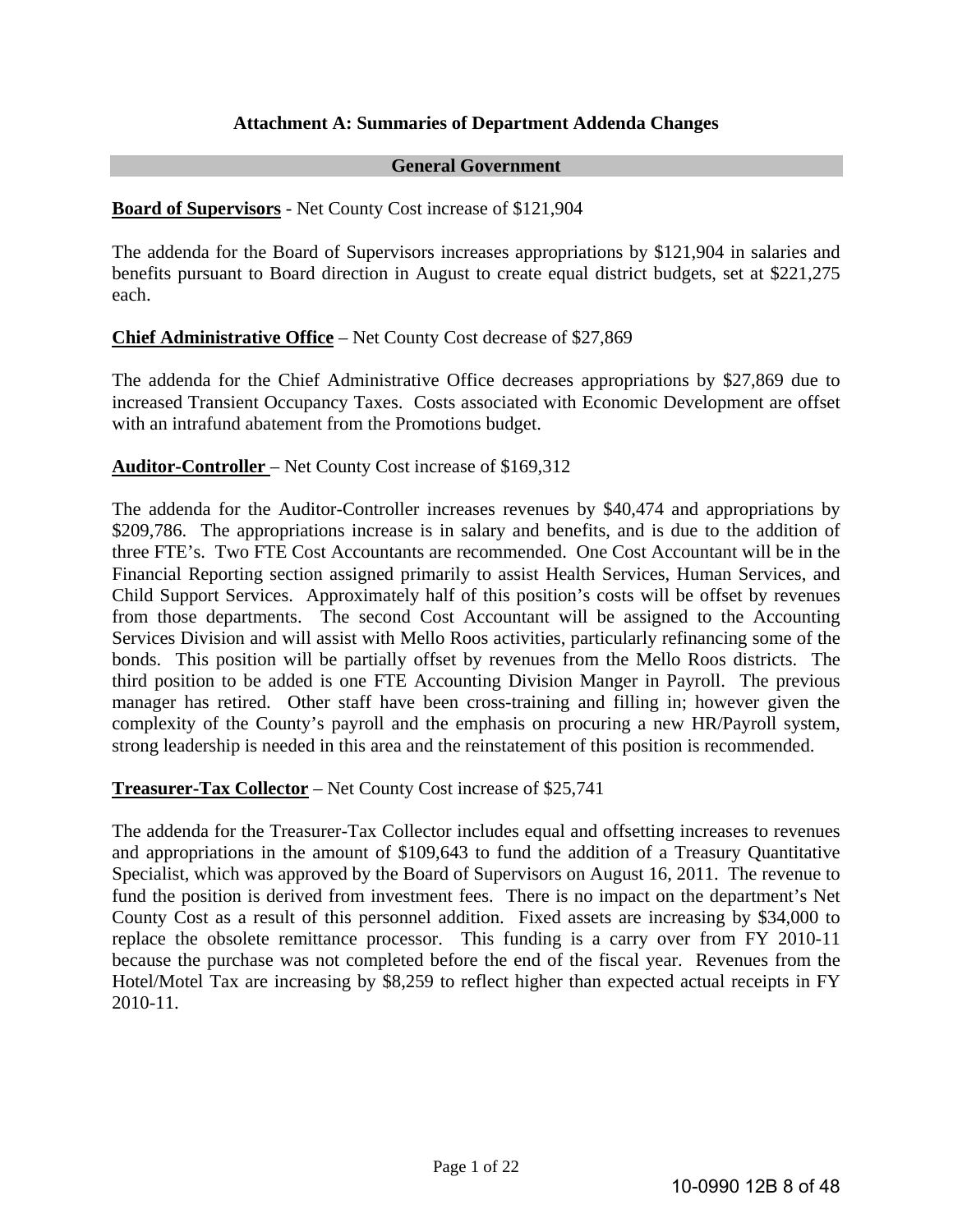# Attachment A: Summaries of Department Addenda Changes

## General Government

**Board of Supervisors** - Net County Cost increase of $121,904

The addenda for the Board of Supervisors increases appropriations by $121,904 in salaries and benefits pursuant to Board direction in August to create equal district budgets, set at $221,275 each.

**Chief Administrative Office** – Net County Cost decrease of $27,869

The addenda for the Chief Administrative Office decreases appropriations by $27,869 due to increased Transient Occupancy Taxes. Costs associated with Economic Development are offset with an intrafund abatement from the Promotions budget.

**Auditor-Controller** – Net County Cost increase of $169,312

The addenda for the Auditor-Controller increases revenues by $40,474 and appropriations by $209,786. The appropriations increase is in salary and benefits, and is due to the addition of three FTE's. Two FTE Cost Accountants are recommended. One Cost Accountant will be in the Financial Reporting section assigned primarily to assist Health Services, Human Services, and Child Support Services. Approximately half of this position's costs will be offset by revenues from those departments. The second Cost Accountant will be assigned to the Accounting Services Division and will assist with Mello Roos activities, particularly refinancing some of the bonds. This position will be partially offset by revenues from the Mello Roos districts. The third position to be added is one FTE Accounting Division Manger in Payroll. The previous manager has retired. Other staff have been cross-training and filling in; however given the complexity of the County's payroll and the emphasis on procuring a new HR/Payroll system, strong leadership is needed in this area and the reinstatement of this position is recommended.

**Treasurer-Tax Collector** – Net County Cost increase of $25,741

The addenda for the Treasurer-Tax Collector includes equal and offsetting increases to revenues and appropriations in the amount of $109,643 to fund the addition of a Treasury Quantitative Specialist, which was approved by the Board of Supervisors on August 16, 2011. The revenue to fund the position is derived from investment fees. There is no impact on the department's Net County Cost as a result of this personnel addition. Fixed assets are increasing by $34,000 to replace the obsolete remittance processor. This funding is a carry over from FY 2010-11 because the purchase was not completed before the end of the fiscal year. Revenues from the Hotel/Motel Tax are increasing by $8,259 to reflect higher than expected actual receipts in FY 2010-11.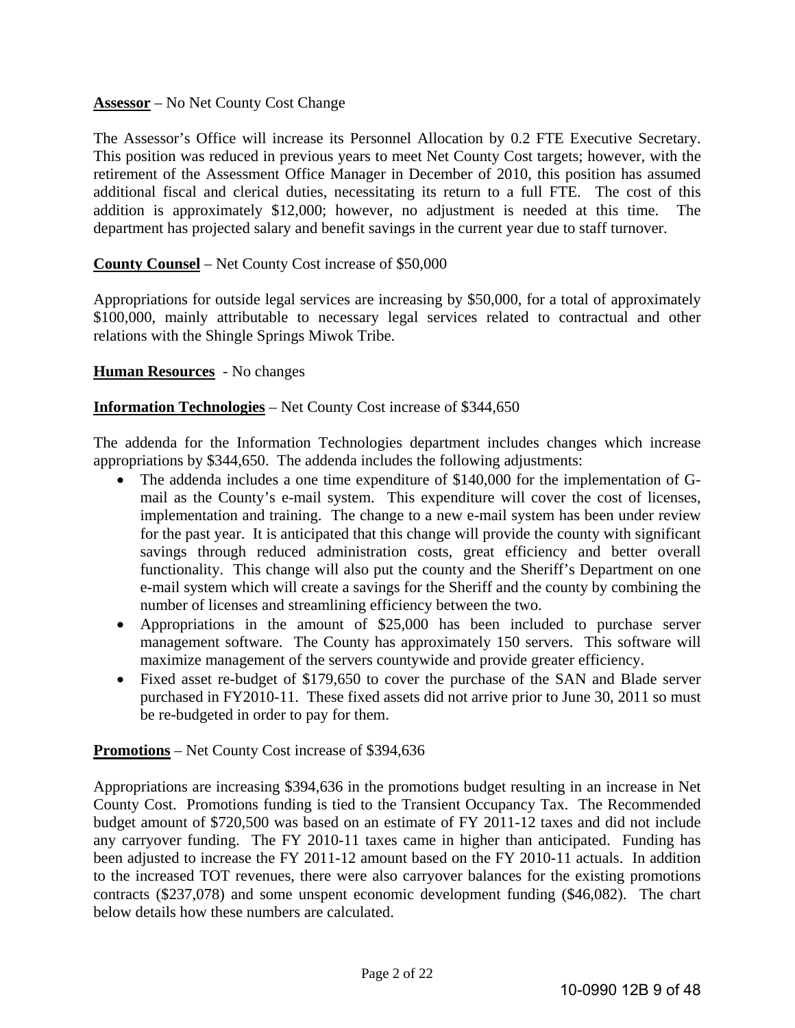**Assessor** – No Net County Cost Change

The Assessor's Office will increase its Personnel Allocation by 0.2 FTE Executive Secretary. This position was reduced in previous years to meet Net County Cost targets; however, with the retirement of the Assessment Office Manager in December of 2010, this position has assumed additional fiscal and clerical duties, necessitating its return to a full FTE. The cost of this addition is approximately $12,000; however, no adjustment is needed at this time. The department has projected salary and benefit savings in the current year due to staff turnover.

**County Counsel** – Net County Cost increase of $50,000

Appropriations for outside legal services are increasing by $50,000, for a total of approximately $100,000, mainly attributable to necessary legal services related to contractual and other relations with the Shingle Springs Miwok Tribe.

**Human Resources** - No changes

**Information Technologies** – Net County Cost increase of $344,650

The addenda for the Information Technologies department includes changes which increase appropriations by $344,650. The addenda includes the following adjustments:

- The addenda includes a one time expenditure of $140,000 for the implementation of G-mail as the County's e-mail system. This expenditure will cover the cost of licenses, implementation and training. The change to a new e-mail system has been under review for the past year. It is anticipated that this change will provide the county with significant savings through reduced administration costs, great efficiency and better overall functionality. This change will also put the county and the Sheriff's Department on one e-mail system which will create a savings for the Sheriff and the county by combining the number of licenses and streamlining efficiency between the two.
- Appropriations in the amount of $25,000 has been included to purchase server management software. The County has approximately 150 servers. This software will maximize management of the servers countywide and provide greater efficiency.
- Fixed asset re-budget of $179,650 to cover the purchase of the SAN and Blade server purchased in FY2010-11. These fixed assets did not arrive prior to June 30, 2011 so must be re-budgeted in order to pay for them.

**Promotions** – Net County Cost increase of $394,636

Appropriations are increasing $394,636 in the promotions budget resulting in an increase in Net County Cost. Promotions funding is tied to the Transient Occupancy Tax. The Recommended budget amount of $720,500 was based on an estimate of FY 2011-12 taxes and did not include any carryover funding. The FY 2010-11 taxes came in higher than anticipated. Funding has been adjusted to increase the FY 2011-12 amount based on the FY 2010-11 actuals. In addition to the increased TOT revenues, there were also carryover balances for the existing promotions contracts ($237,078) and some unspent economic development funding ($46,082). The chart below details how these numbers are calculated.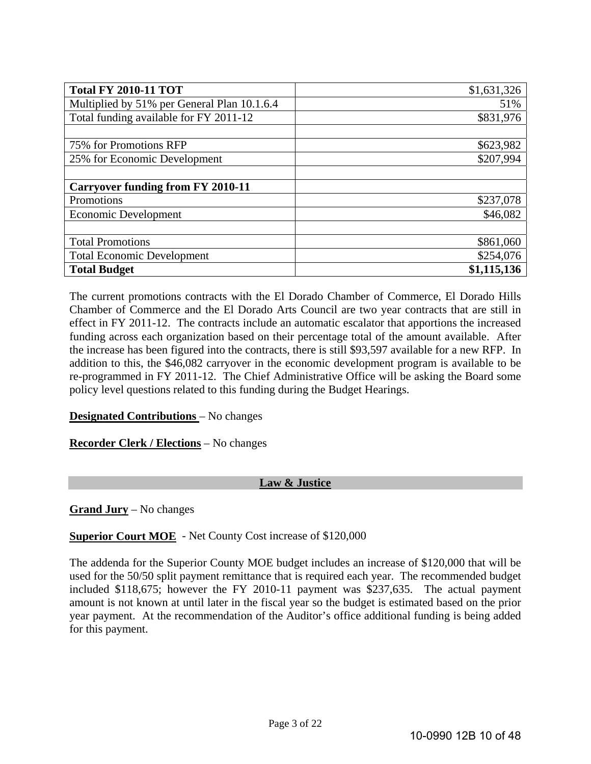| **Total FY 2010-11 TOT** | $1,631,326 |
| --- | --- |
| Multiplied by 51% per General Plan 10.1.6.4 | 51% |
| Total funding available for FY 2011-12 | $831,976 |
| | |
| 75% for Promotions RFP | $623,982 |
| 25% for Economic Development | $207,994 |
| | |
| **Carryover funding from FY 2010-11** | |
| Promotions | $237,078 |
| Economic Development | $46,082 |
| | |
| Total Promotions | $861,060 |
| Total Economic Development | $254,076 |
| **Total Budget** | **$1,115,136** |

The current promotions contracts with the El Dorado Chamber of Commerce, El Dorado Hills Chamber of Commerce and the El Dorado Arts Council are two year contracts that are still in effect in FY 2011-12. The contracts include an automatic escalator that apportions the increased funding across each organization based on their percentage total of the amount available. After the increase has been figured into the contracts, there is still $93,597 available for a new RFP. In addition to this, the $46,082 carryover in the economic development program is available to be re-programmed in FY 2011-12. The Chief Administrative Office will be asking the Board some policy level questions related to this funding during the Budget Hearings.

**Designated Contributions** – No changes

**Recorder Clerk / Elections** – No changes

## Law & Justice

**Grand Jury** – No changes

**Superior Court MOE** - Net County Cost increase of $120,000

The addenda for the Superior County MOE budget includes an increase of $120,000 that will be used for the 50/50 split payment remittance that is required each year. The recommended budget included $118,675; however the FY 2010-11 payment was $237,635. The actual payment amount is not known at until later in the fiscal year so the budget is estimated based on the prior year payment. At the recommendation of the Auditor's office additional funding is being added for this payment.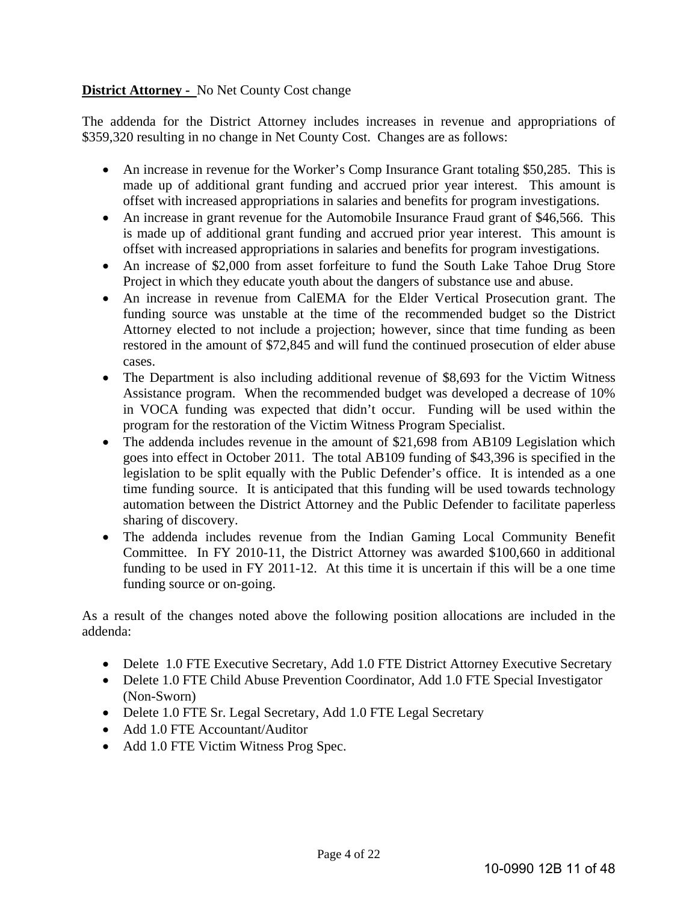**District Attorney -** No Net County Cost change

The addenda for the District Attorney includes increases in revenue and appropriations of $359,320 resulting in no change in Net County Cost. Changes are as follows:

- An increase in revenue for the Worker's Comp Insurance Grant totaling $50,285. This is made up of additional grant funding and accrued prior year interest. This amount is offset with increased appropriations in salaries and benefits for program investigations.
- An increase in grant revenue for the Automobile Insurance Fraud grant of $46,566. This is made up of additional grant funding and accrued prior year interest. This amount is offset with increased appropriations in salaries and benefits for program investigations.
- An increase of $2,000 from asset forfeiture to fund the South Lake Tahoe Drug Store Project in which they educate youth about the dangers of substance use and abuse.
- An increase in revenue from CalEMA for the Elder Vertical Prosecution grant. The funding source was unstable at the time of the recommended budget so the District Attorney elected to not include a projection; however, since that time funding as been restored in the amount of $72,845 and will fund the continued prosecution of elder abuse cases.
- The Department is also including additional revenue of $8,693 for the Victim Witness Assistance program. When the recommended budget was developed a decrease of 10% in VOCA funding was expected that didn't occur. Funding will be used within the program for the restoration of the Victim Witness Program Specialist.
- The addenda includes revenue in the amount of $21,698 from AB109 Legislation which goes into effect in October 2011. The total AB109 funding of $43,396 is specified in the legislation to be split equally with the Public Defender's office. It is intended as a one time funding source. It is anticipated that this funding will be used towards technology automation between the District Attorney and the Public Defender to facilitate paperless sharing of discovery.
- The addenda includes revenue from the Indian Gaming Local Community Benefit Committee. In FY 2010-11, the District Attorney was awarded $100,660 in additional funding to be used in FY 2011-12. At this time it is uncertain if this will be a one time funding source or on-going.

As a result of the changes noted above the following position allocations are included in the addenda:

- Delete 1.0 FTE Executive Secretary, Add 1.0 FTE District Attorney Executive Secretary
- Delete 1.0 FTE Child Abuse Prevention Coordinator, Add 1.0 FTE Special Investigator (Non-Sworn)
- Delete 1.0 FTE Sr. Legal Secretary, Add 1.0 FTE Legal Secretary
- Add 1.0 FTE Accountant/Auditor
- Add 1.0 FTE Victim Witness Prog Spec.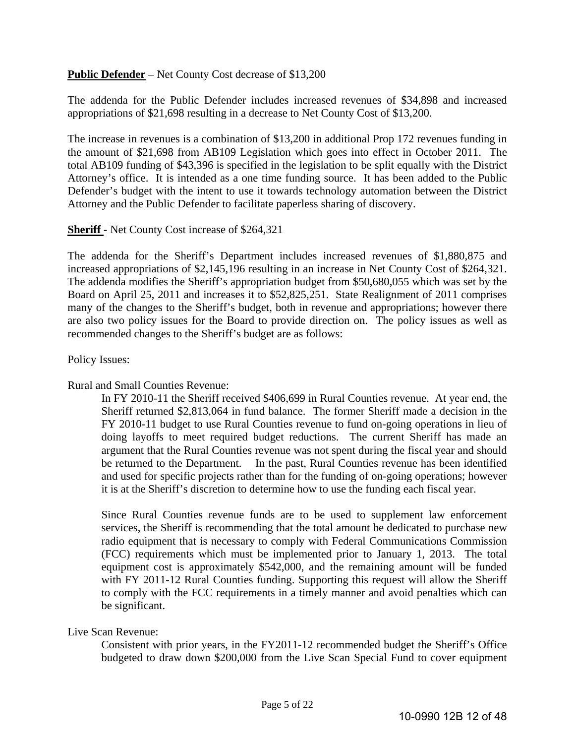**Public Defender** – Net County Cost decrease of $13,200

The addenda for the Public Defender includes increased revenues of $34,898 and increased appropriations of $21,698 resulting in a decrease to Net County Cost of $13,200.

The increase in revenues is a combination of $13,200 in additional Prop 172 revenues funding in the amount of $21,698 from AB109 Legislation which goes into effect in October 2011. The total AB109 funding of $43,396 is specified in the legislation to be split equally with the District Attorney's office. It is intended as a one time funding source. It has been added to the Public Defender's budget with the intent to use it towards technology automation between the District Attorney and the Public Defender to facilitate paperless sharing of discovery.

**Sheriff** - Net County Cost increase of $264,321

The addenda for the Sheriff's Department includes increased revenues of $1,880,875 and increased appropriations of $2,145,196 resulting in an increase in Net County Cost of $264,321. The addenda modifies the Sheriff's appropriation budget from $50,680,055 which was set by the Board on April 25, 2011 and increases it to $52,825,251. State Realignment of 2011 comprises many of the changes to the Sheriff's budget, both in revenue and appropriations; however there are also two policy issues for the Board to provide direction on. The policy issues as well as recommended changes to the Sheriff's budget are as follows:

Policy Issues:

Rural and Small Counties Revenue:

In FY 2010-11 the Sheriff received $406,699 in Rural Counties revenue. At year end, the Sheriff returned $2,813,064 in fund balance. The former Sheriff made a decision in the FY 2010-11 budget to use Rural Counties revenue to fund on-going operations in lieu of doing layoffs to meet required budget reductions. The current Sheriff has made an argument that the Rural Counties revenue was not spent during the fiscal year and should be returned to the Department. In the past, Rural Counties revenue has been identified and used for specific projects rather than for the funding of on-going operations; however it is at the Sheriff's discretion to determine how to use the funding each fiscal year.

Since Rural Counties revenue funds are to be used to supplement law enforcement services, the Sheriff is recommending that the total amount be dedicated to purchase new radio equipment that is necessary to comply with Federal Communications Commission (FCC) requirements which must be implemented prior to January 1, 2013. The total equipment cost is approximately $542,000, and the remaining amount will be funded with FY 2011-12 Rural Counties funding. Supporting this request will allow the Sheriff to comply with the FCC requirements in a timely manner and avoid penalties which can be significant.

Live Scan Revenue:

Consistent with prior years, in the FY2011-12 recommended budget the Sheriff's Office budgeted to draw down $200,000 from the Live Scan Special Fund to cover equipment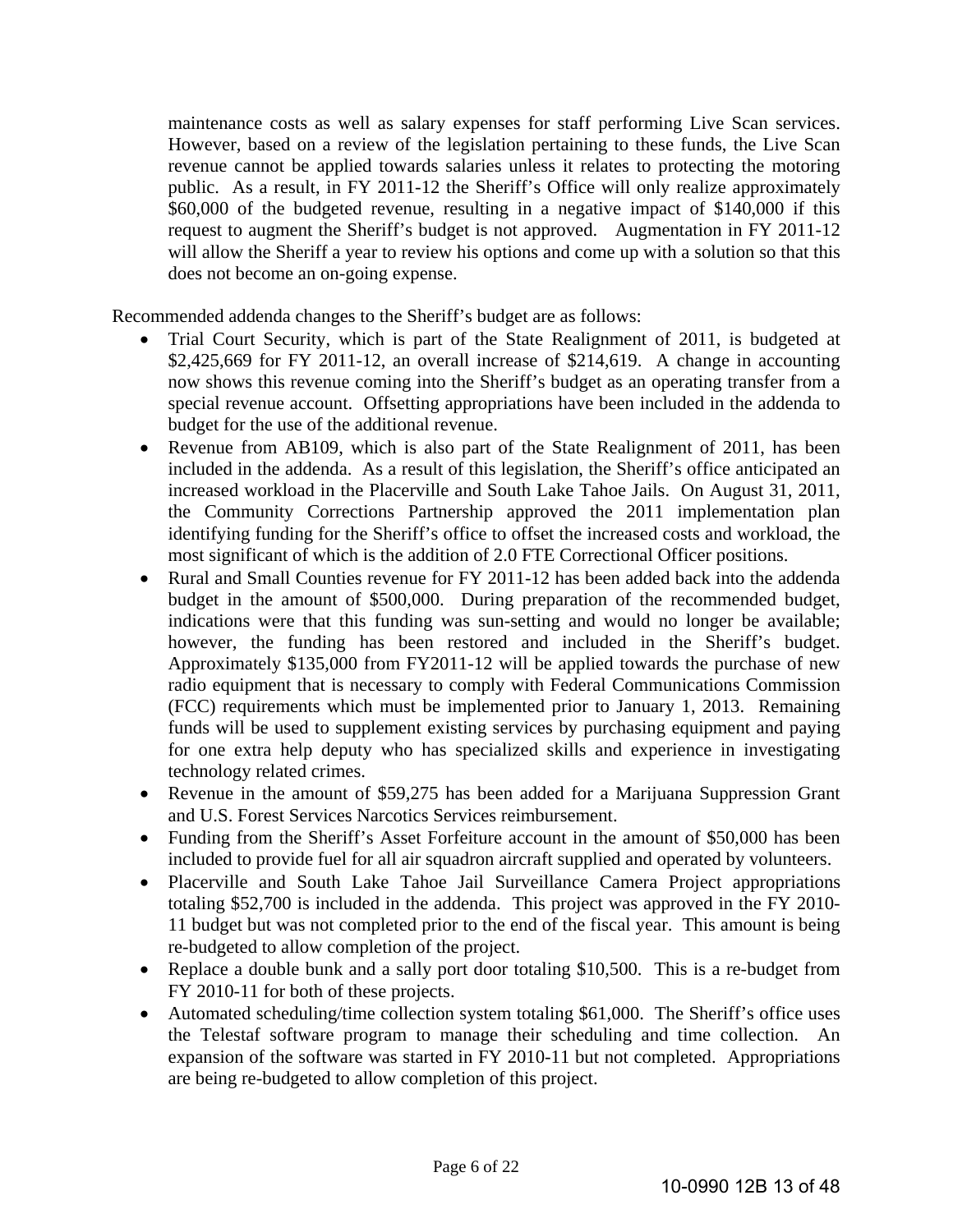maintenance costs as well as salary expenses for staff performing Live Scan services. However, based on a review of the legislation pertaining to these funds, the Live Scan revenue cannot be applied towards salaries unless it relates to protecting the motoring public. As a result, in FY 2011-12 the Sheriff's Office will only realize approximately $60,000 of the budgeted revenue, resulting in a negative impact of $140,000 if this request to augment the Sheriff's budget is not approved. Augmentation in FY 2011-12 will allow the Sheriff a year to review his options and come up with a solution so that this does not become an on-going expense.

Recommended addenda changes to the Sheriff's budget are as follows:

- Trial Court Security, which is part of the State Realignment of 2011, is budgeted at $2,425,669 for FY 2011-12, an overall increase of $214,619. A change in accounting now shows this revenue coming into the Sheriff's budget as an operating transfer from a special revenue account. Offsetting appropriations have been included in the addenda to budget for the use of the additional revenue.
- Revenue from AB109, which is also part of the State Realignment of 2011, has been included in the addenda. As a result of this legislation, the Sheriff's office anticipated an increased workload in the Placerville and South Lake Tahoe Jails. On August 31, 2011, the Community Corrections Partnership approved the 2011 implementation plan identifying funding for the Sheriff's office to offset the increased costs and workload, the most significant of which is the addition of 2.0 FTE Correctional Officer positions.
- Rural and Small Counties revenue for FY 2011-12 has been added back into the addenda budget in the amount of $500,000. During preparation of the recommended budget, indications were that this funding was sun-setting and would no longer be available; however, the funding has been restored and included in the Sheriff's budget. Approximately $135,000 from FY2011-12 will be applied towards the purchase of new radio equipment that is necessary to comply with Federal Communications Commission (FCC) requirements which must be implemented prior to January 1, 2013. Remaining funds will be used to supplement existing services by purchasing equipment and paying for one extra help deputy who has specialized skills and experience in investigating technology related crimes.
- Revenue in the amount of $59,275 has been added for a Marijuana Suppression Grant and U.S. Forest Services Narcotics Services reimbursement.
- Funding from the Sheriff's Asset Forfeiture account in the amount of $50,000 has been included to provide fuel for all air squadron aircraft supplied and operated by volunteers.
- Placerville and South Lake Tahoe Jail Surveillance Camera Project appropriations totaling $52,700 is included in the addenda. This project was approved in the FY 2010-11 budget but was not completed prior to the end of the fiscal year. This amount is being re-budgeted to allow completion of the project.
- Replace a double bunk and a sally port door totaling $10,500. This is a re-budget from FY 2010-11 for both of these projects.
- Automated scheduling/time collection system totaling $61,000. The Sheriff's office uses the Telestaf software program to manage their scheduling and time collection. An expansion of the software was started in FY 2010-11 but not completed. Appropriations are being re-budgeted to allow completion of this project.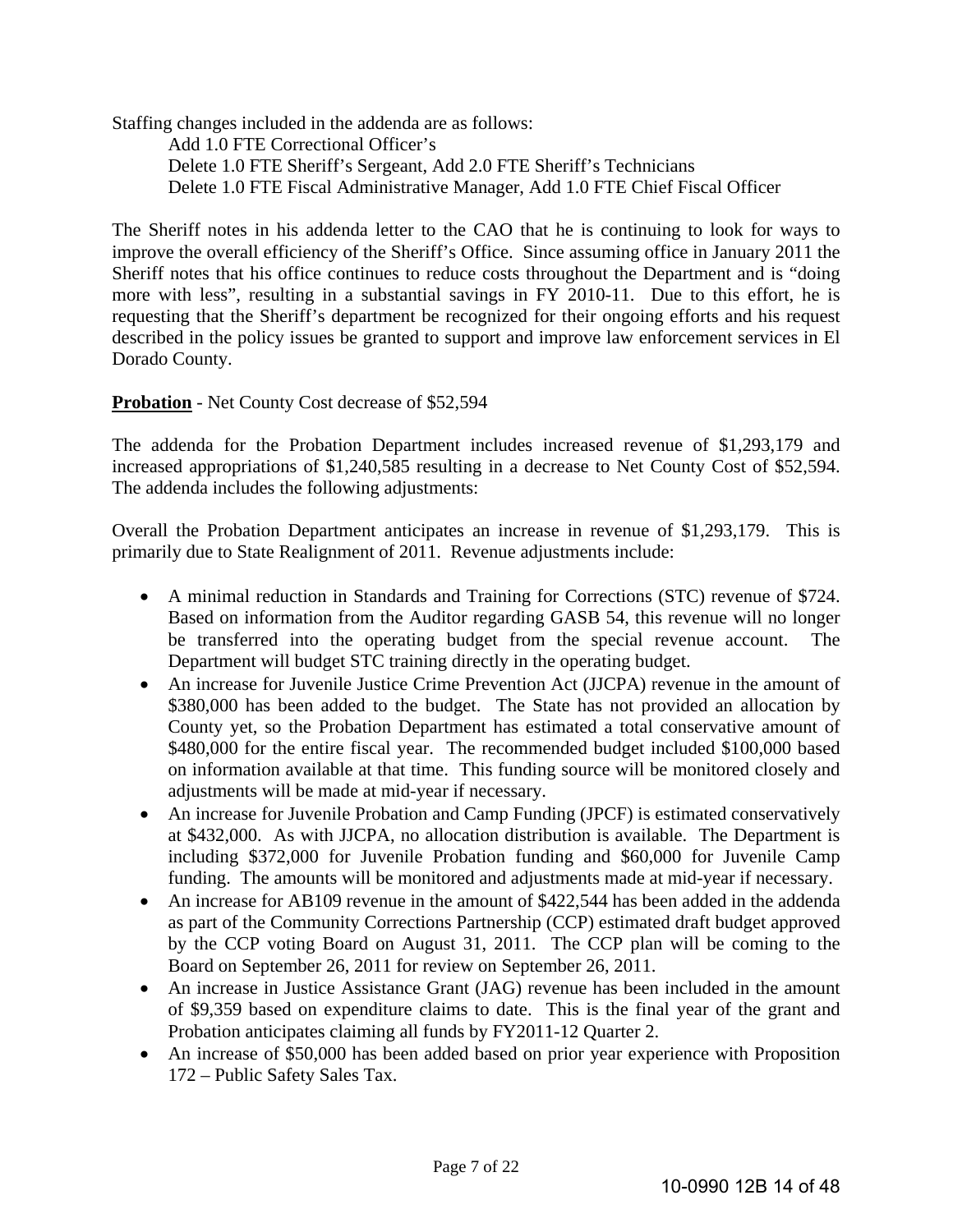Staffing changes included in the addenda are as follows:

Add 1.0 FTE Correctional Officer's
Delete 1.0 FTE Sheriff's Sergeant, Add 2.0 FTE Sheriff's Technicians
Delete 1.0 FTE Fiscal Administrative Manager, Add 1.0 FTE Chief Fiscal Officer

The Sheriff notes in his addenda letter to the CAO that he is continuing to look for ways to improve the overall efficiency of the Sheriff's Office. Since assuming office in January 2011 the Sheriff notes that his office continues to reduce costs throughout the Department and is "doing more with less", resulting in a substantial savings in FY 2010-11. Due to this effort, he is requesting that the Sheriff's department be recognized for their ongoing efforts and his request described in the policy issues be granted to support and improve law enforcement services in El Dorado County.

**Probation** - Net County Cost decrease of $52,594

The addenda for the Probation Department includes increased revenue of $1,293,179 and increased appropriations of $1,240,585 resulting in a decrease to Net County Cost of $52,594. The addenda includes the following adjustments:

Overall the Probation Department anticipates an increase in revenue of $1,293,179. This is primarily due to State Realignment of 2011. Revenue adjustments include:

- A minimal reduction in Standards and Training for Corrections (STC) revenue of $724. Based on information from the Auditor regarding GASB 54, this revenue will no longer be transferred into the operating budget from the special revenue account. The Department will budget STC training directly in the operating budget.
- An increase for Juvenile Justice Crime Prevention Act (JJCPA) revenue in the amount of $380,000 has been added to the budget. The State has not provided an allocation by County yet, so the Probation Department has estimated a total conservative amount of $480,000 for the entire fiscal year. The recommended budget included $100,000 based on information available at that time. This funding source will be monitored closely and adjustments will be made at mid-year if necessary.
- An increase for Juvenile Probation and Camp Funding (JPCF) is estimated conservatively at $432,000. As with JJCPA, no allocation distribution is available. The Department is including $372,000 for Juvenile Probation funding and $60,000 for Juvenile Camp funding. The amounts will be monitored and adjustments made at mid-year if necessary.
- An increase for AB109 revenue in the amount of $422,544 has been added in the addenda as part of the Community Corrections Partnership (CCP) estimated draft budget approved by the CCP voting Board on August 31, 2011. The CCP plan will be coming to the Board on September 26, 2011 for review on September 26, 2011.
- An increase in Justice Assistance Grant (JAG) revenue has been included in the amount of $9,359 based on expenditure claims to date. This is the final year of the grant and Probation anticipates claiming all funds by FY2011-12 Quarter 2.
- An increase of $50,000 has been added based on prior year experience with Proposition 172 – Public Safety Sales Tax.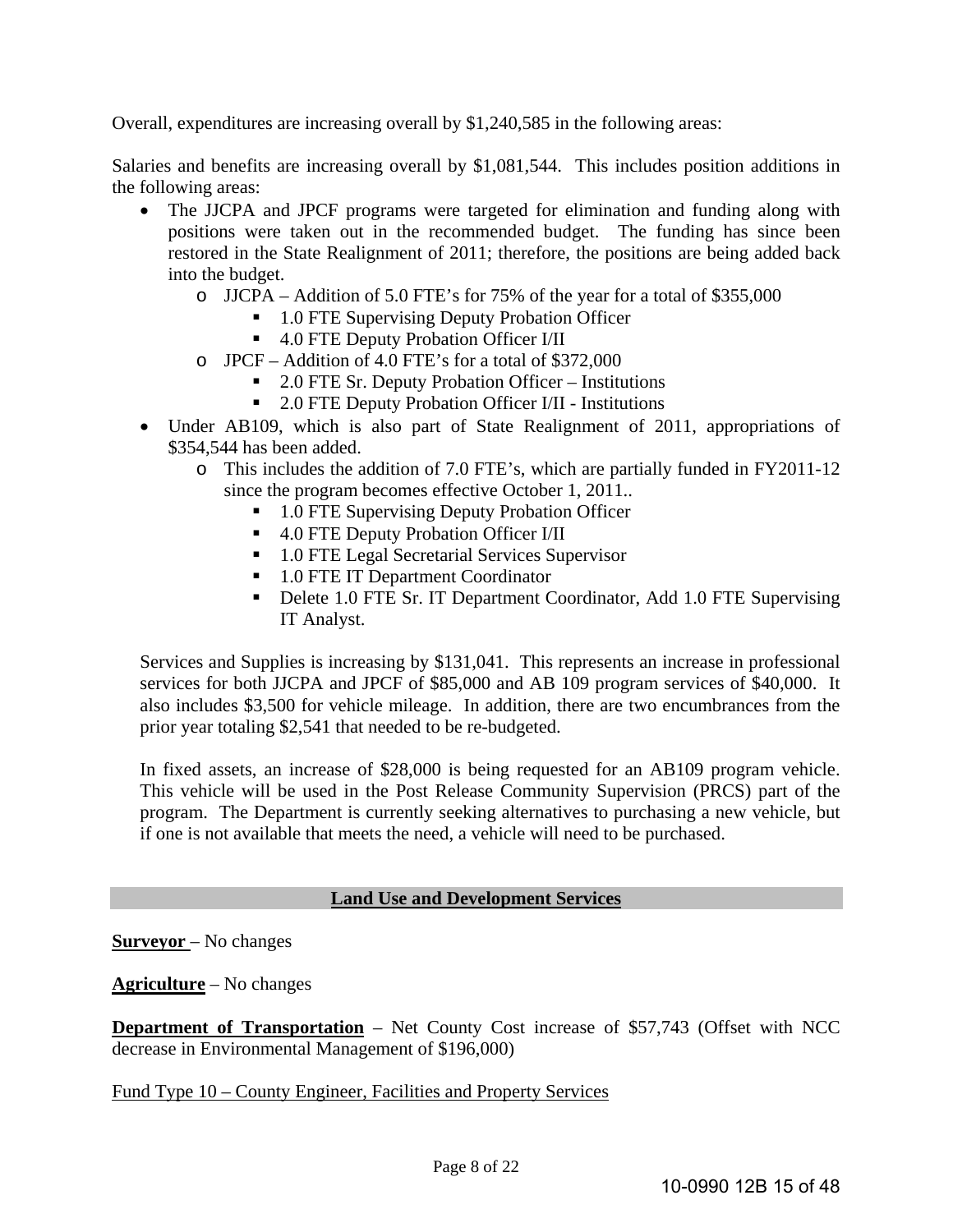Overall, expenditures are increasing overall by $1,240,585 in the following areas:

Salaries and benefits are increasing overall by $1,081,544. This includes position additions in the following areas:

- The JJCPA and JPCF programs were targeted for elimination and funding along with positions were taken out in the recommended budget. The funding has since been restored in the State Realignment of 2011; therefore, the positions are being added back into the budget.
  - JJCPA – Addition of 5.0 FTE's for 75% of the year for a total of $355,000
    - 1.0 FTE Supervising Deputy Probation Officer
    - 4.0 FTE Deputy Probation Officer I/II
  - JPCF – Addition of 4.0 FTE's for a total of $372,000
    - 2.0 FTE Sr. Deputy Probation Officer – Institutions
    - 2.0 FTE Deputy Probation Officer I/II - Institutions
- Under AB109, which is also part of State Realignment of 2011, appropriations of $354,544 has been added.
  - This includes the addition of 7.0 FTE's, which are partially funded in FY2011-12 since the program becomes effective October 1, 2011..
    - 1.0 FTE Supervising Deputy Probation Officer
    - 4.0 FTE Deputy Probation Officer I/II
    - 1.0 FTE Legal Secretarial Services Supervisor
    - 1.0 FTE IT Department Coordinator
    - Delete 1.0 FTE Sr. IT Department Coordinator, Add 1.0 FTE Supervising IT Analyst.

Services and Supplies is increasing by $131,041. This represents an increase in professional services for both JJCPA and JPCF of $85,000 and AB 109 program services of $40,000. It also includes $3,500 for vehicle mileage. In addition, there are two encumbrances from the prior year totaling $2,541 that needed to be re-budgeted.

In fixed assets, an increase of $28,000 is being requested for an AB109 program vehicle. This vehicle will be used in the Post Release Community Supervision (PRCS) part of the program. The Department is currently seeking alternatives to purchasing a new vehicle, but if one is not available that meets the need, a vehicle will need to be purchased.

## Land Use and Development Services

**Surveyor** – No changes

**Agriculture** – No changes

**Department of Transportation** – Net County Cost increase of $57,743 (Offset with NCC decrease in Environmental Management of $196,000)

Fund Type 10 – County Engineer, Facilities and Property Services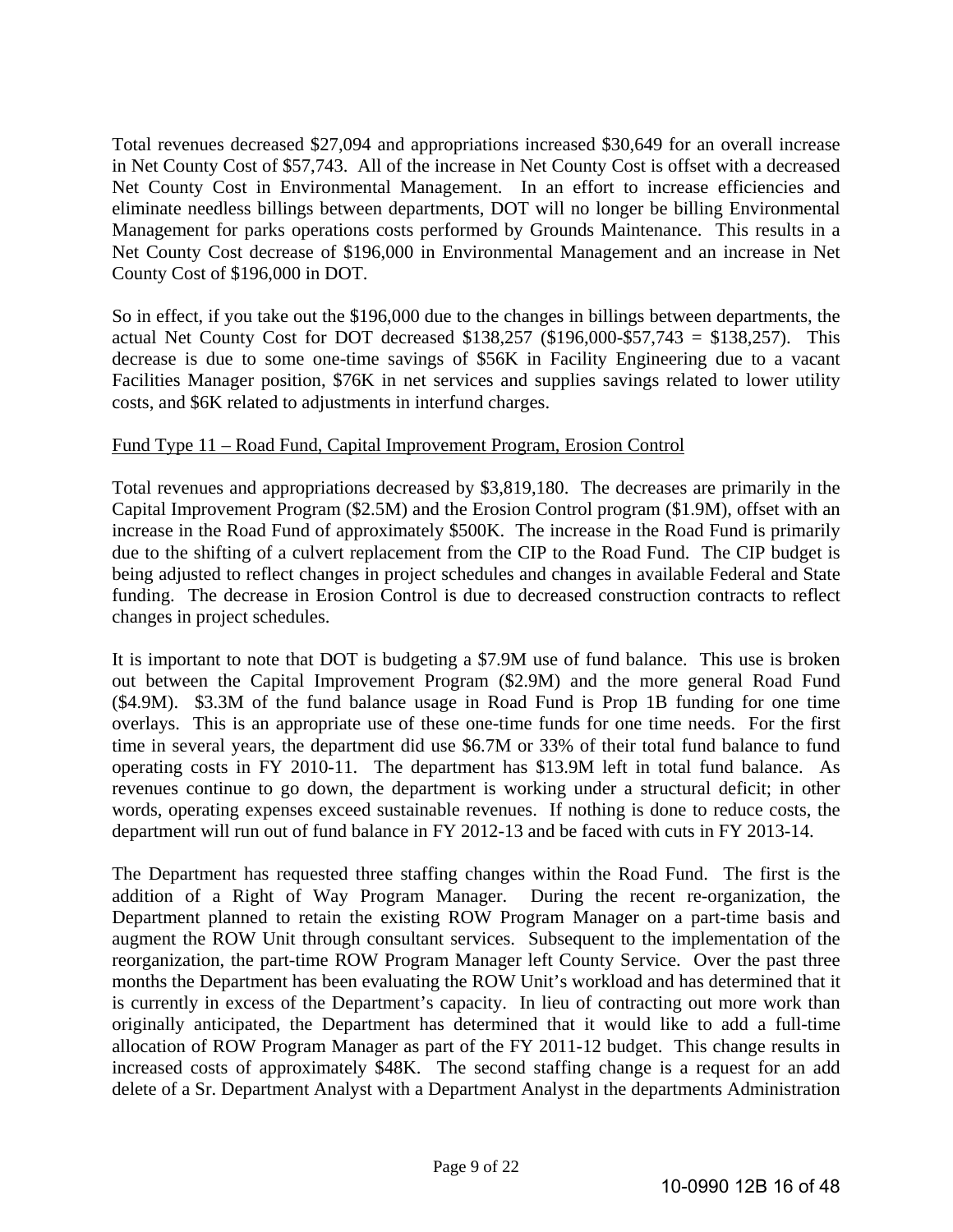Total revenues decreased $27,094 and appropriations increased $30,649 for an overall increase in Net County Cost of $57,743. All of the increase in Net County Cost is offset with a decreased Net County Cost in Environmental Management. In an effort to increase efficiencies and eliminate needless billings between departments, DOT will no longer be billing Environmental Management for parks operations costs performed by Grounds Maintenance. This results in a Net County Cost decrease of $196,000 in Environmental Management and an increase in Net County Cost of $196,000 in DOT.

So in effect, if you take out the $196,000 due to the changes in billings between departments, the actual Net County Cost for DOT decreased $138,257 ($196,000-$57,743 = $138,257). This decrease is due to some one-time savings of $56K in Facility Engineering due to a vacant Facilities Manager position, $76K in net services and supplies savings related to lower utility costs, and $6K related to adjustments in interfund charges.

Fund Type 11 – Road Fund, Capital Improvement Program, Erosion Control

Total revenues and appropriations decreased by $3,819,180. The decreases are primarily in the Capital Improvement Program ($2.5M) and the Erosion Control program ($1.9M), offset with an increase in the Road Fund of approximately $500K. The increase in the Road Fund is primarily due to the shifting of a culvert replacement from the CIP to the Road Fund. The CIP budget is being adjusted to reflect changes in project schedules and changes in available Federal and State funding. The decrease in Erosion Control is due to decreased construction contracts to reflect changes in project schedules.

It is important to note that DOT is budgeting a $7.9M use of fund balance. This use is broken out between the Capital Improvement Program ($2.9M) and the more general Road Fund ($4.9M). $3.3M of the fund balance usage in Road Fund is Prop 1B funding for one time overlays. This is an appropriate use of these one-time funds for one time needs. For the first time in several years, the department did use $6.7M or 33% of their total fund balance to fund operating costs in FY 2010-11. The department has $13.9M left in total fund balance. As revenues continue to go down, the department is working under a structural deficit; in other words, operating expenses exceed sustainable revenues. If nothing is done to reduce costs, the department will run out of fund balance in FY 2012-13 and be faced with cuts in FY 2013-14.

The Department has requested three staffing changes within the Road Fund. The first is the addition of a Right of Way Program Manager. During the recent re-organization, the Department planned to retain the existing ROW Program Manager on a part-time basis and augment the ROW Unit through consultant services. Subsequent to the implementation of the reorganization, the part-time ROW Program Manager left County Service. Over the past three months the Department has been evaluating the ROW Unit's workload and has determined that it is currently in excess of the Department's capacity. In lieu of contracting out more work than originally anticipated, the Department has determined that it would like to add a full-time allocation of ROW Program Manager as part of the FY 2011-12 budget. This change results in increased costs of approximately $48K. The second staffing change is a request for an add delete of a Sr. Department Analyst with a Department Analyst in the departments Administration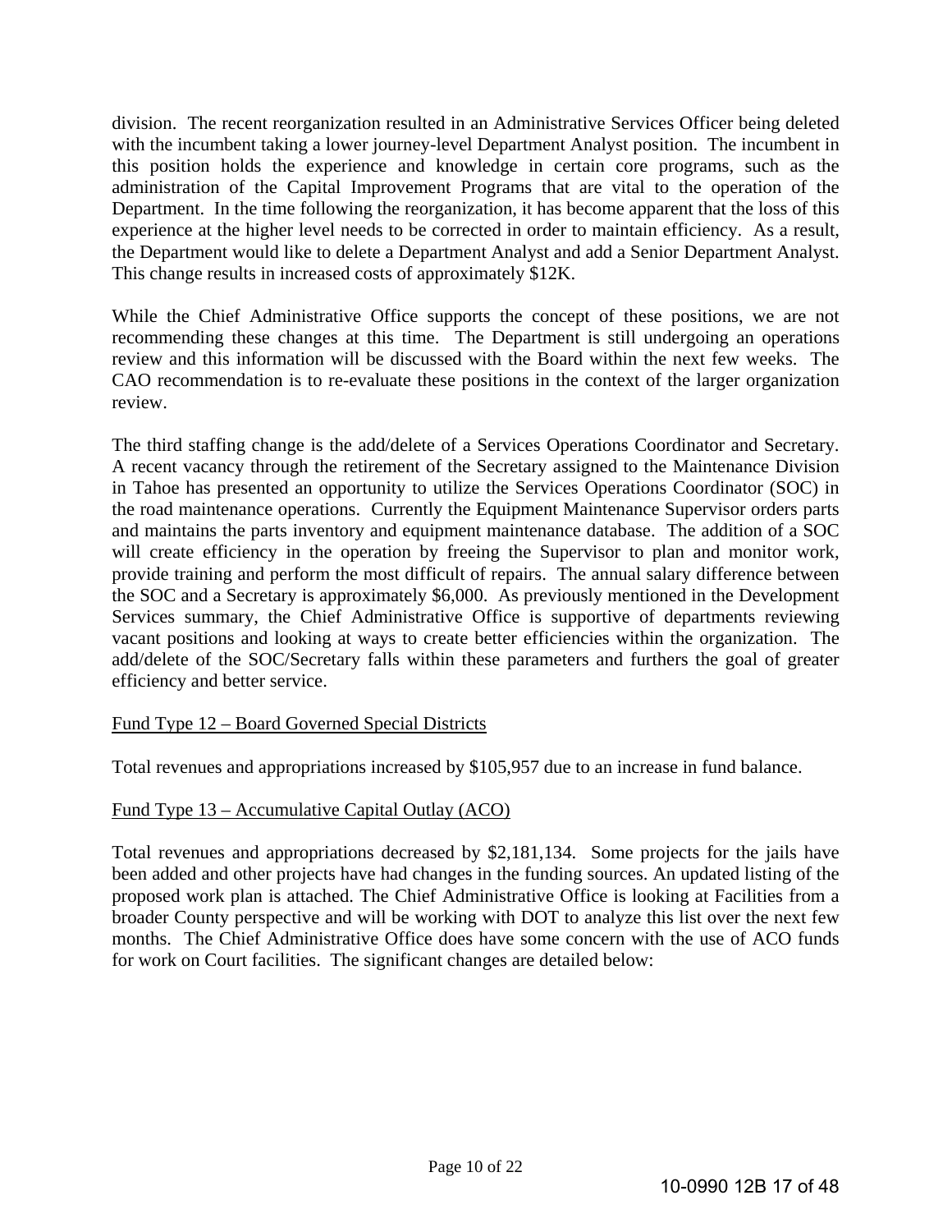division. The recent reorganization resulted in an Administrative Services Officer being deleted with the incumbent taking a lower journey-level Department Analyst position. The incumbent in this position holds the experience and knowledge in certain core programs, such as the administration of the Capital Improvement Programs that are vital to the operation of the Department. In the time following the reorganization, it has become apparent that the loss of this experience at the higher level needs to be corrected in order to maintain efficiency. As a result, the Department would like to delete a Department Analyst and add a Senior Department Analyst. This change results in increased costs of approximately $12K.

While the Chief Administrative Office supports the concept of these positions, we are not recommending these changes at this time. The Department is still undergoing an operations review and this information will be discussed with the Board within the next few weeks. The CAO recommendation is to re-evaluate these positions in the context of the larger organization review.

The third staffing change is the add/delete of a Services Operations Coordinator and Secretary. A recent vacancy through the retirement of the Secretary assigned to the Maintenance Division in Tahoe has presented an opportunity to utilize the Services Operations Coordinator (SOC) in the road maintenance operations. Currently the Equipment Maintenance Supervisor orders parts and maintains the parts inventory and equipment maintenance database. The addition of a SOC will create efficiency in the operation by freeing the Supervisor to plan and monitor work, provide training and perform the most difficult of repairs. The annual salary difference between the SOC and a Secretary is approximately $6,000. As previously mentioned in the Development Services summary, the Chief Administrative Office is supportive of departments reviewing vacant positions and looking at ways to create better efficiencies within the organization. The add/delete of the SOC/Secretary falls within these parameters and furthers the goal of greater efficiency and better service.

Fund Type 12 – Board Governed Special Districts

Total revenues and appropriations increased by $105,957 due to an increase in fund balance.

Fund Type 13 – Accumulative Capital Outlay (ACO)

Total revenues and appropriations decreased by $2,181,134. Some projects for the jails have been added and other projects have had changes in the funding sources. An updated listing of the proposed work plan is attached. The Chief Administrative Office is looking at Facilities from a broader County perspective and will be working with DOT to analyze this list over the next few months. The Chief Administrative Office does have some concern with the use of ACO funds for work on Court facilities. The significant changes are detailed below: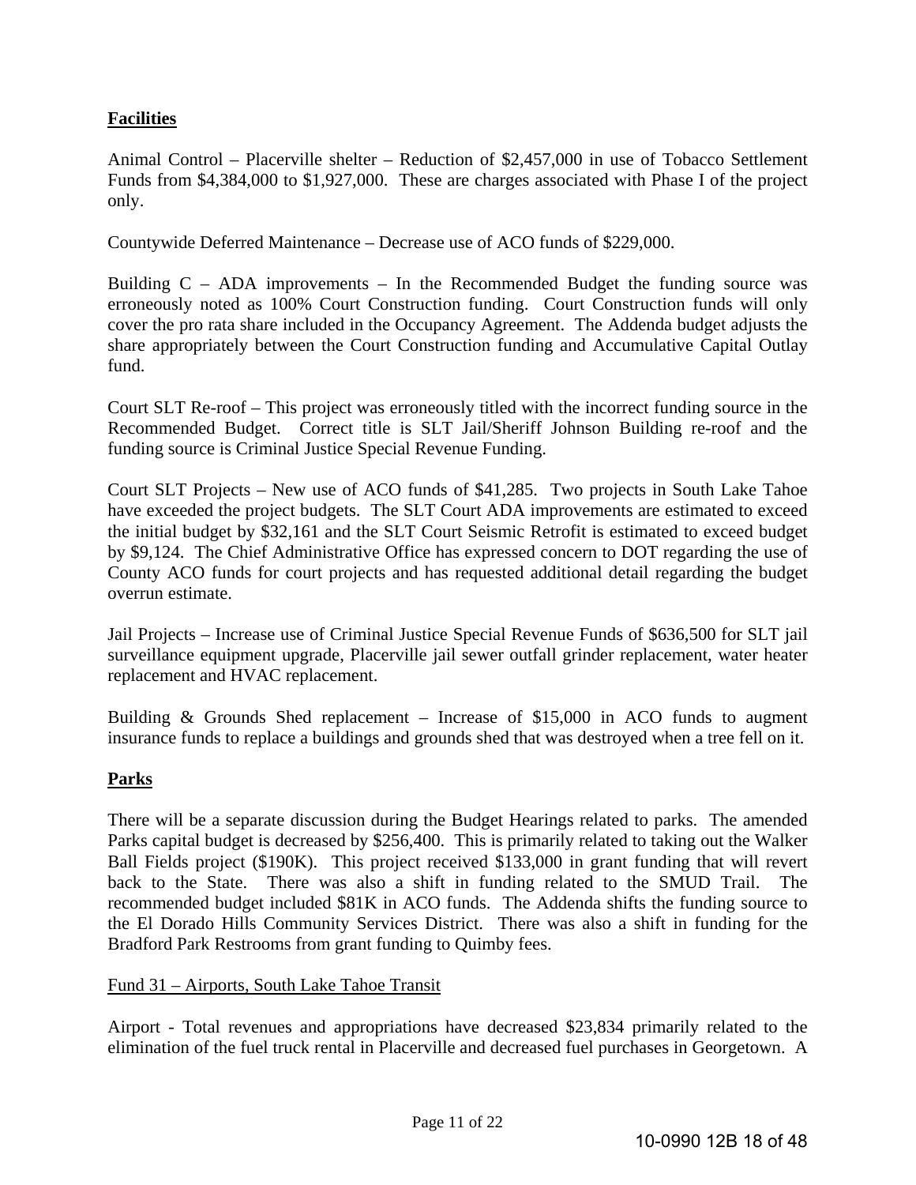## **Facilities**

Animal Control – Placerville shelter – Reduction of $2,457,000 in use of Tobacco Settlement Funds from $4,384,000 to $1,927,000. These are charges associated with Phase I of the project only.

Countywide Deferred Maintenance – Decrease use of ACO funds of $229,000.

Building C – ADA improvements – In the Recommended Budget the funding source was erroneously noted as 100% Court Construction funding. Court Construction funds will only cover the pro rata share included in the Occupancy Agreement. The Addenda budget adjusts the share appropriately between the Court Construction funding and Accumulative Capital Outlay fund.

Court SLT Re-roof – This project was erroneously titled with the incorrect funding source in the Recommended Budget. Correct title is SLT Jail/Sheriff Johnson Building re-roof and the funding source is Criminal Justice Special Revenue Funding.

Court SLT Projects – New use of ACO funds of $41,285. Two projects in South Lake Tahoe have exceeded the project budgets. The SLT Court ADA improvements are estimated to exceed the initial budget by $32,161 and the SLT Court Seismic Retrofit is estimated to exceed budget by $9,124. The Chief Administrative Office has expressed concern to DOT regarding the use of County ACO funds for court projects and has requested additional detail regarding the budget overrun estimate.

Jail Projects – Increase use of Criminal Justice Special Revenue Funds of $636,500 for SLT jail surveillance equipment upgrade, Placerville jail sewer outfall grinder replacement, water heater replacement and HVAC replacement.

Building & Grounds Shed replacement – Increase of $15,000 in ACO funds to augment insurance funds to replace a buildings and grounds shed that was destroyed when a tree fell on it.

## **Parks**

There will be a separate discussion during the Budget Hearings related to parks. The amended Parks capital budget is decreased by $256,400. This is primarily related to taking out the Walker Ball Fields project ($190K). This project received $133,000 in grant funding that will revert back to the State. There was also a shift in funding related to the SMUD Trail. The recommended budget included $81K in ACO funds. The Addenda shifts the funding source to the El Dorado Hills Community Services District. There was also a shift in funding for the Bradford Park Restrooms from grant funding to Quimby fees.

Fund 31 – Airports, South Lake Tahoe Transit

Airport - Total revenues and appropriations have decreased $23,834 primarily related to the elimination of the fuel truck rental in Placerville and decreased fuel purchases in Georgetown. A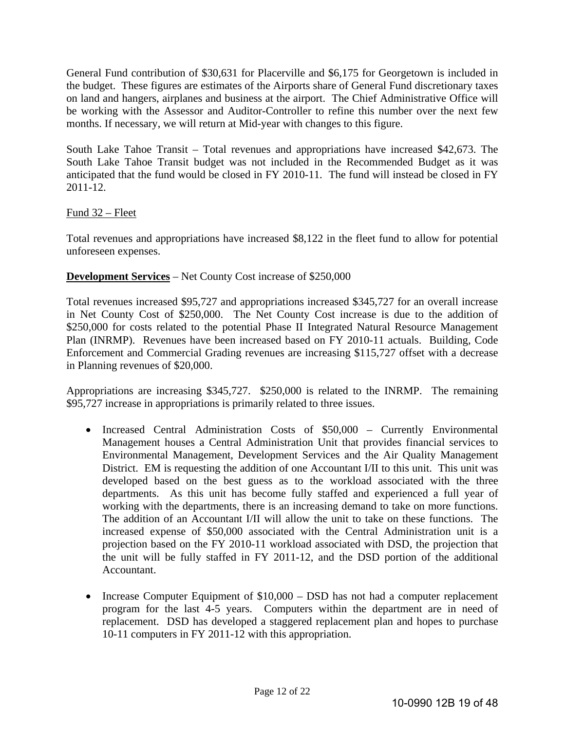General Fund contribution of $30,631 for Placerville and $6,175 for Georgetown is included in the budget. These figures are estimates of the Airports share of General Fund discretionary taxes on land and hangers, airplanes and business at the airport. The Chief Administrative Office will be working with the Assessor and Auditor-Controller to refine this number over the next few months. If necessary, we will return at Mid-year with changes to this figure.

South Lake Tahoe Transit – Total revenues and appropriations have increased $42,673. The South Lake Tahoe Transit budget was not included in the Recommended Budget as it was anticipated that the fund would be closed in FY 2010-11. The fund will instead be closed in FY 2011-12.

<u>Fund 32 – Fleet</u>

Total revenues and appropriations have increased $8,122 in the fleet fund to allow for potential unforeseen expenses.

**<u>Development Services</u>** – Net County Cost increase of $250,000

Total revenues increased $95,727 and appropriations increased $345,727 for an overall increase in Net County Cost of $250,000. The Net County Cost increase is due to the addition of $250,000 for costs related to the potential Phase II Integrated Natural Resource Management Plan (INRMP). Revenues have been increased based on FY 2010-11 actuals. Building, Code Enforcement and Commercial Grading revenues are increasing $115,727 offset with a decrease in Planning revenues of $20,000.

Appropriations are increasing $345,727. $250,000 is related to the INRMP. The remaining $95,727 increase in appropriations is primarily related to three issues.

- Increased Central Administration Costs of $50,000 – Currently Environmental Management houses a Central Administration Unit that provides financial services to Environmental Management, Development Services and the Air Quality Management District. EM is requesting the addition of one Accountant I/II to this unit. This unit was developed based on the best guess as to the workload associated with the three departments. As this unit has become fully staffed and experienced a full year of working with the departments, there is an increasing demand to take on more functions. The addition of an Accountant I/II will allow the unit to take on these functions. The increased expense of $50,000 associated with the Central Administration unit is a projection based on the FY 2010-11 workload associated with DSD, the projection that the unit will be fully staffed in FY 2011-12, and the DSD portion of the additional Accountant.

- Increase Computer Equipment of $10,000 – DSD has not had a computer replacement program for the last 4-5 years. Computers within the department are in need of replacement. DSD has developed a staggered replacement plan and hopes to purchase 10-11 computers in FY 2011-12 with this appropriation.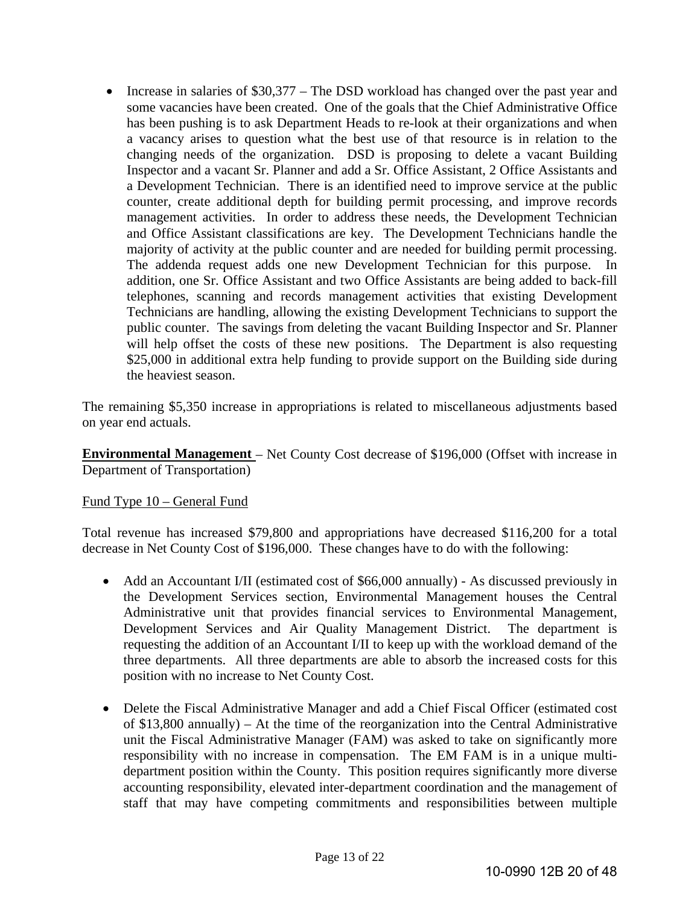- Increase in salaries of $30,377 – The DSD workload has changed over the past year and some vacancies have been created. One of the goals that the Chief Administrative Office has been pushing is to ask Department Heads to re-look at their organizations and when a vacancy arises to question what the best use of that resource is in relation to the changing needs of the organization. DSD is proposing to delete a vacant Building Inspector and a vacant Sr. Planner and add a Sr. Office Assistant, 2 Office Assistants and a Development Technician. There is an identified need to improve service at the public counter, create additional depth for building permit processing, and improve records management activities. In order to address these needs, the Development Technician and Office Assistant classifications are key. The Development Technicians handle the majority of activity at the public counter and are needed for building permit processing. The addenda request adds one new Development Technician for this purpose. In addition, one Sr. Office Assistant and two Office Assistants are being added to back-fill telephones, scanning and records management activities that existing Development Technicians are handling, allowing the existing Development Technicians to support the public counter. The savings from deleting the vacant Building Inspector and Sr. Planner will help offset the costs of these new positions. The Department is also requesting $25,000 in additional extra help funding to provide support on the Building side during the heaviest season.

The remaining $5,350 increase in appropriations is related to miscellaneous adjustments based on year end actuals.

**Environmental Management** – Net County Cost decrease of $196,000 (Offset with increase in Department of Transportation)

Fund Type 10 – General Fund

Total revenue has increased $79,800 and appropriations have decreased $116,200 for a total decrease in Net County Cost of $196,000. These changes have to do with the following:

- Add an Accountant I/II (estimated cost of $66,000 annually) - As discussed previously in the Development Services section, Environmental Management houses the Central Administrative unit that provides financial services to Environmental Management, Development Services and Air Quality Management District. The department is requesting the addition of an Accountant I/II to keep up with the workload demand of the three departments. All three departments are able to absorb the increased costs for this position with no increase to Net County Cost.

- Delete the Fiscal Administrative Manager and add a Chief Fiscal Officer (estimated cost of $13,800 annually) – At the time of the reorganization into the Central Administrative unit the Fiscal Administrative Manager (FAM) was asked to take on significantly more responsibility with no increase in compensation. The EM FAM is in a unique multi-department position within the County. This position requires significantly more diverse accounting responsibility, elevated inter-department coordination and the management of staff that may have competing commitments and responsibilities between multiple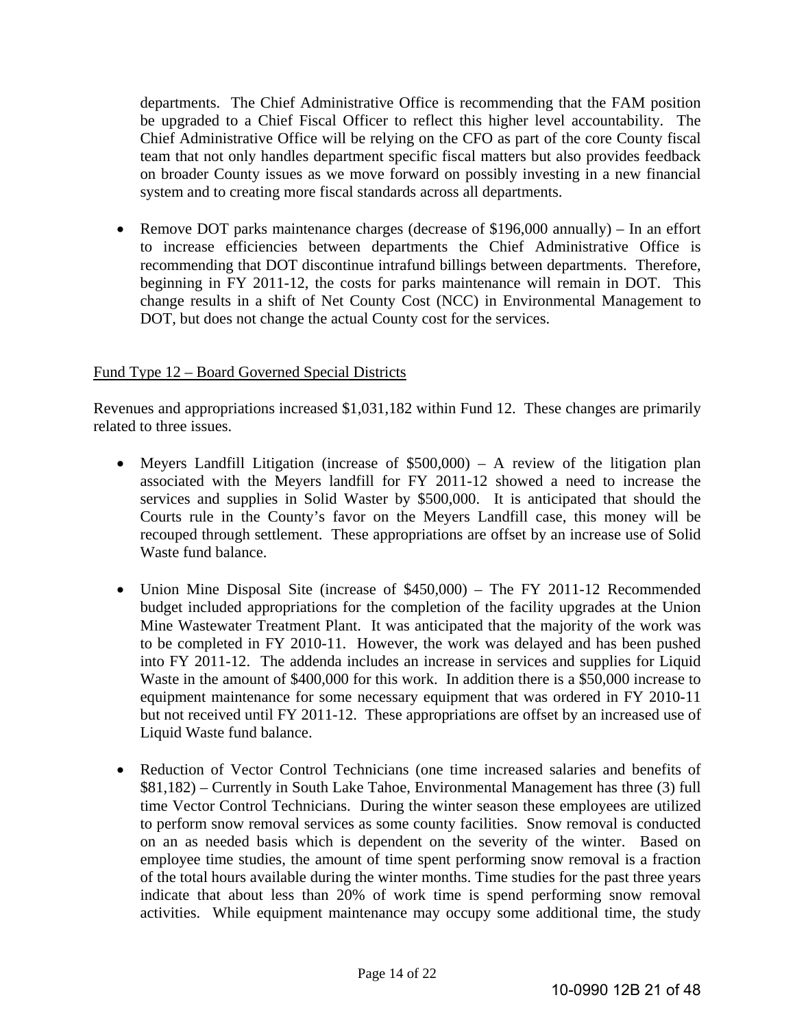departments. The Chief Administrative Office is recommending that the FAM position be upgraded to a Chief Fiscal Officer to reflect this higher level accountability. The Chief Administrative Office will be relying on the CFO as part of the core County fiscal team that not only handles department specific fiscal matters but also provides feedback on broader County issues as we move forward on possibly investing in a new financial system and to creating more fiscal standards across all departments.

- Remove DOT parks maintenance charges (decrease of $196,000 annually) – In an effort to increase efficiencies between departments the Chief Administrative Office is recommending that DOT discontinue intrafund billings between departments. Therefore, beginning in FY 2011-12, the costs for parks maintenance will remain in DOT. This change results in a shift of Net County Cost (NCC) in Environmental Management to DOT, but does not change the actual County cost for the services.

<u>Fund Type 12 – Board Governed Special Districts</u>

Revenues and appropriations increased $1,031,182 within Fund 12. These changes are primarily related to three issues.

- Meyers Landfill Litigation (increase of $500,000) – A review of the litigation plan associated with the Meyers landfill for FY 2011-12 showed a need to increase the services and supplies in Solid Waster by $500,000. It is anticipated that should the Courts rule in the County's favor on the Meyers Landfill case, this money will be recouped through settlement. These appropriations are offset by an increase use of Solid Waste fund balance.

- Union Mine Disposal Site (increase of $450,000) – The FY 2011-12 Recommended budget included appropriations for the completion of the facility upgrades at the Union Mine Wastewater Treatment Plant. It was anticipated that the majority of the work was to be completed in FY 2010-11. However, the work was delayed and has been pushed into FY 2011-12. The addenda includes an increase in services and supplies for Liquid Waste in the amount of $400,000 for this work. In addition there is a $50,000 increase to equipment maintenance for some necessary equipment that was ordered in FY 2010-11 but not received until FY 2011-12. These appropriations are offset by an increased use of Liquid Waste fund balance.

- Reduction of Vector Control Technicians (one time increased salaries and benefits of $81,182) – Currently in South Lake Tahoe, Environmental Management has three (3) full time Vector Control Technicians. During the winter season these employees are utilized to perform snow removal services as some county facilities. Snow removal is conducted on an as needed basis which is dependent on the severity of the winter. Based on employee time studies, the amount of time spent performing snow removal is a fraction of the total hours available during the winter months. Time studies for the past three years indicate that about less than 20% of work time is spend performing snow removal activities. While equipment maintenance may occupy some additional time, the study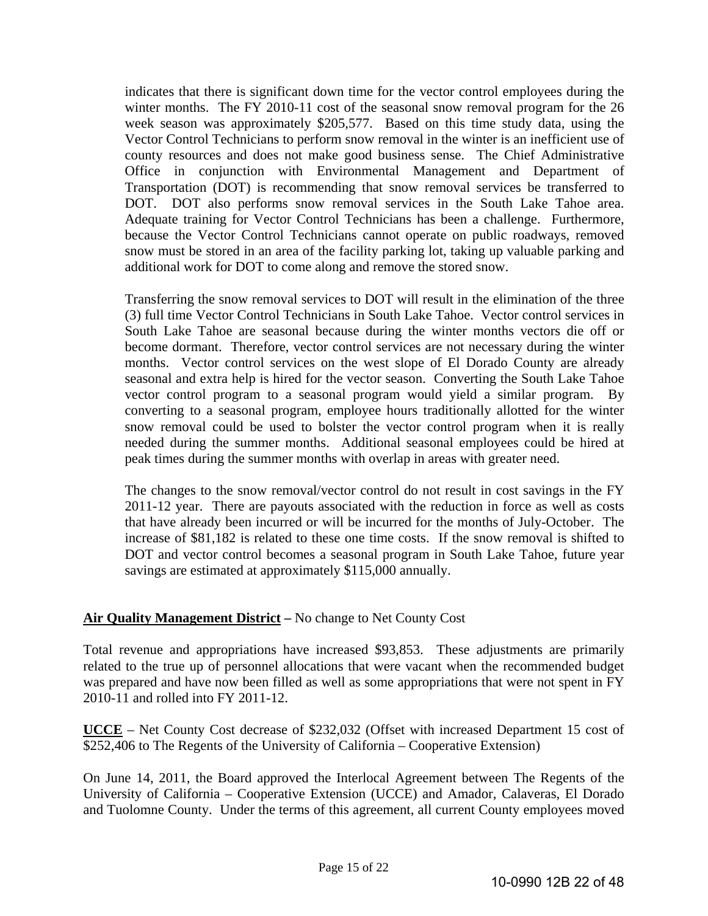indicates that there is significant down time for the vector control employees during the winter months. The FY 2010-11 cost of the seasonal snow removal program for the 26 week season was approximately $205,577. Based on this time study data, using the Vector Control Technicians to perform snow removal in the winter is an inefficient use of county resources and does not make good business sense. The Chief Administrative Office in conjunction with Environmental Management and Department of Transportation (DOT) is recommending that snow removal services be transferred to DOT. DOT also performs snow removal services in the South Lake Tahoe area. Adequate training for Vector Control Technicians has been a challenge. Furthermore, because the Vector Control Technicians cannot operate on public roadways, removed snow must be stored in an area of the facility parking lot, taking up valuable parking and additional work for DOT to come along and remove the stored snow.

Transferring the snow removal services to DOT will result in the elimination of the three (3) full time Vector Control Technicians in South Lake Tahoe. Vector control services in South Lake Tahoe are seasonal because during the winter months vectors die off or become dormant. Therefore, vector control services are not necessary during the winter months. Vector control services on the west slope of El Dorado County are already seasonal and extra help is hired for the vector season. Converting the South Lake Tahoe vector control program to a seasonal program would yield a similar program. By converting to a seasonal program, employee hours traditionally allotted for the winter snow removal could be used to bolster the vector control program when it is really needed during the summer months. Additional seasonal employees could be hired at peak times during the summer months with overlap in areas with greater need.

The changes to the snow removal/vector control do not result in cost savings in the FY 2011-12 year. There are payouts associated with the reduction in force as well as costs that have already been incurred or will be incurred for the months of July-October. The increase of $81,182 is related to these one time costs. If the snow removal is shifted to DOT and vector control becomes a seasonal program in South Lake Tahoe, future year savings are estimated at approximately $115,000 annually.

**Air Quality Management District** – No change to Net County Cost

Total revenue and appropriations have increased $93,853. These adjustments are primarily related to the true up of personnel allocations that were vacant when the recommended budget was prepared and have now been filled as well as some appropriations that were not spent in FY 2010-11 and rolled into FY 2011-12.

**UCCE** – Net County Cost decrease of $232,032 (Offset with increased Department 15 cost of $252,406 to The Regents of the University of California – Cooperative Extension)

On June 14, 2011, the Board approved the Interlocal Agreement between The Regents of the University of California – Cooperative Extension (UCCE) and Amador, Calaveras, El Dorado and Tuolomne County. Under the terms of this agreement, all current County employees moved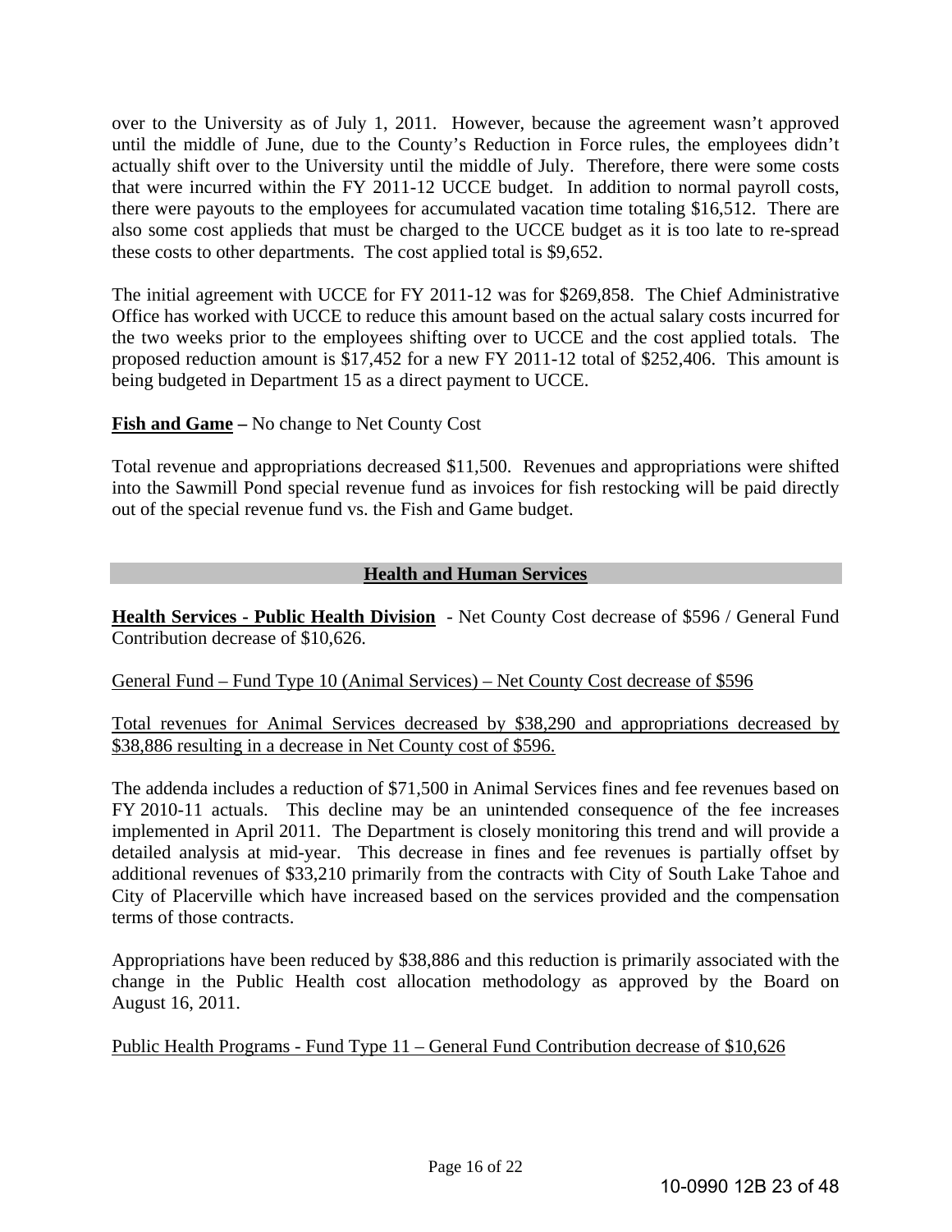over to the University as of July 1, 2011. However, because the agreement wasn't approved until the middle of June, due to the County's Reduction in Force rules, the employees didn't actually shift over to the University until the middle of July. Therefore, there were some costs that were incurred within the FY 2011-12 UCCE budget. In addition to normal payroll costs, there were payouts to the employees for accumulated vacation time totaling $16,512. There are also some cost applieds that must be charged to the UCCE budget as it is too late to re-spread these costs to other departments. The cost applied total is $9,652.

The initial agreement with UCCE for FY 2011-12 was for $269,858. The Chief Administrative Office has worked with UCCE to reduce this amount based on the actual salary costs incurred for the two weeks prior to the employees shifting over to UCCE and the cost applied totals. The proposed reduction amount is $17,452 for a new FY 2011-12 total of $252,406. This amount is being budgeted in Department 15 as a direct payment to UCCE.

**Fish and Game –** No change to Net County Cost

Total revenue and appropriations decreased $11,500. Revenues and appropriations were shifted into the Sawmill Pond special revenue fund as invoices for fish restocking will be paid directly out of the special revenue fund vs. the Fish and Game budget.

## Health and Human Services

**Health Services - Public Health Division** - Net County Cost decrease of $596 / General Fund Contribution decrease of $10,626.

General Fund – Fund Type 10 (Animal Services) – Net County Cost decrease of $596

Total revenues for Animal Services decreased by $38,290 and appropriations decreased by $38,886 resulting in a decrease in Net County cost of $596.

The addenda includes a reduction of $71,500 in Animal Services fines and fee revenues based on FY 2010-11 actuals. This decline may be an unintended consequence of the fee increases implemented in April 2011. The Department is closely monitoring this trend and will provide a detailed analysis at mid-year. This decrease in fines and fee revenues is partially offset by additional revenues of $33,210 primarily from the contracts with City of South Lake Tahoe and City of Placerville which have increased based on the services provided and the compensation terms of those contracts.

Appropriations have been reduced by $38,886 and this reduction is primarily associated with the change in the Public Health cost allocation methodology as approved by the Board on August 16, 2011.

Public Health Programs - Fund Type 11 – General Fund Contribution decrease of $10,626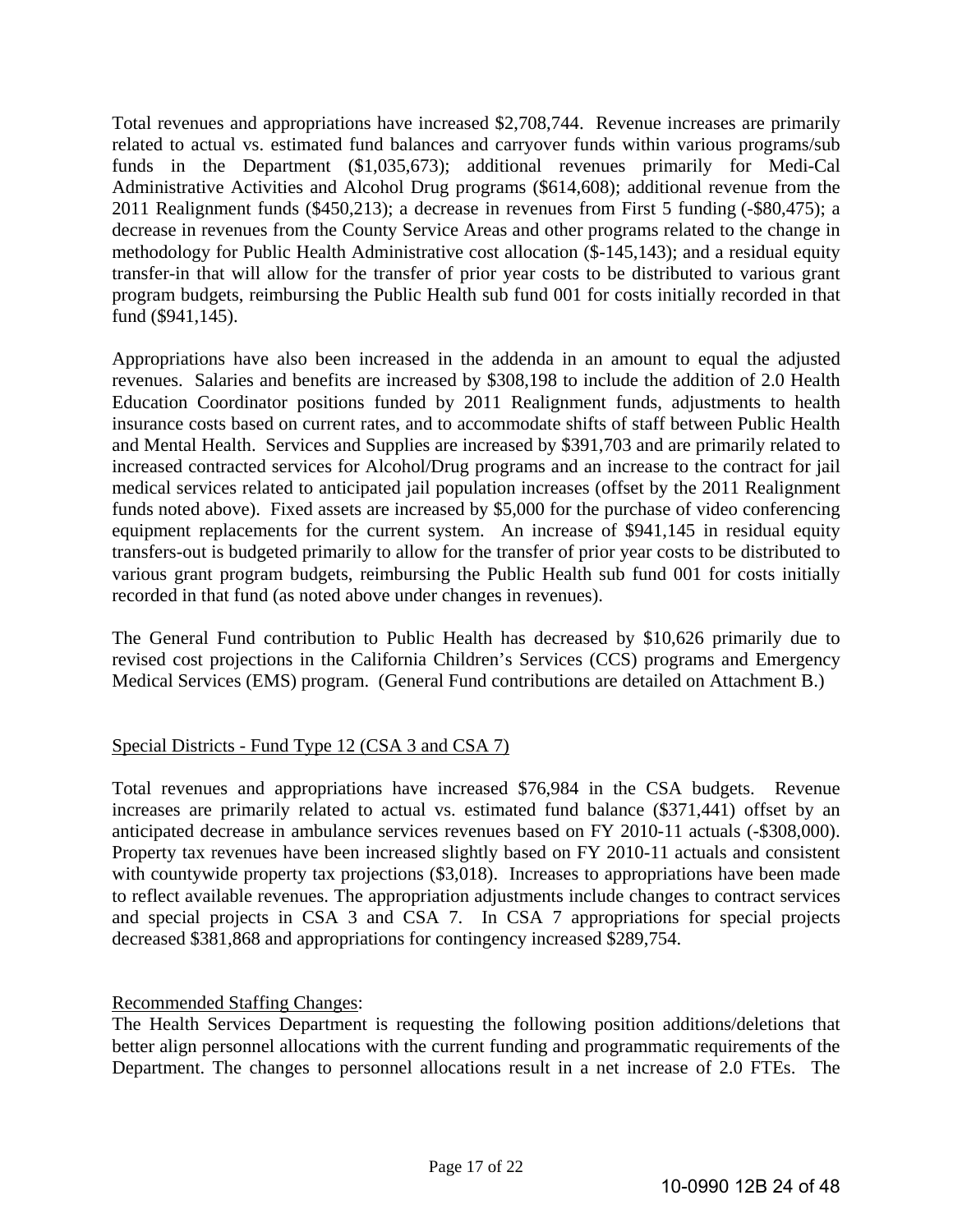Total revenues and appropriations have increased $2,708,744. Revenue increases are primarily related to actual vs. estimated fund balances and carryover funds within various programs/sub funds in the Department ($1,035,673); additional revenues primarily for Medi-Cal Administrative Activities and Alcohol Drug programs ($614,608); additional revenue from the 2011 Realignment funds ($450,213); a decrease in revenues from First 5 funding (-$80,475); a decrease in revenues from the County Service Areas and other programs related to the change in methodology for Public Health Administrative cost allocation ($-145,143); and a residual equity transfer-in that will allow for the transfer of prior year costs to be distributed to various grant program budgets, reimbursing the Public Health sub fund 001 for costs initially recorded in that fund ($941,145).

Appropriations have also been increased in the addenda in an amount to equal the adjusted revenues. Salaries and benefits are increased by $308,198 to include the addition of 2.0 Health Education Coordinator positions funded by 2011 Realignment funds, adjustments to health insurance costs based on current rates, and to accommodate shifts of staff between Public Health and Mental Health. Services and Supplies are increased by $391,703 and are primarily related to increased contracted services for Alcohol/Drug programs and an increase to the contract for jail medical services related to anticipated jail population increases (offset by the 2011 Realignment funds noted above). Fixed assets are increased by $5,000 for the purchase of video conferencing equipment replacements for the current system. An increase of $941,145 in residual equity transfers-out is budgeted primarily to allow for the transfer of prior year costs to be distributed to various grant program budgets, reimbursing the Public Health sub fund 001 for costs initially recorded in that fund (as noted above under changes in revenues).

The General Fund contribution to Public Health has decreased by $10,626 primarily due to revised cost projections in the California Children's Services (CCS) programs and Emergency Medical Services (EMS) program. (General Fund contributions are detailed on Attachment B.)

Special Districts - Fund Type 12 (CSA 3 and CSA 7)

Total revenues and appropriations have increased $76,984 in the CSA budgets. Revenue increases are primarily related to actual vs. estimated fund balance ($371,441) offset by an anticipated decrease in ambulance services revenues based on FY 2010-11 actuals (-$308,000). Property tax revenues have been increased slightly based on FY 2010-11 actuals and consistent with countywide property tax projections ($3,018). Increases to appropriations have been made to reflect available revenues. The appropriation adjustments include changes to contract services and special projects in CSA 3 and CSA 7. In CSA 7 appropriations for special projects decreased $381,868 and appropriations for contingency increased $289,754.

Recommended Staffing Changes:

The Health Services Department is requesting the following position additions/deletions that better align personnel allocations with the current funding and programmatic requirements of the Department. The changes to personnel allocations result in a net increase of 2.0 FTEs. The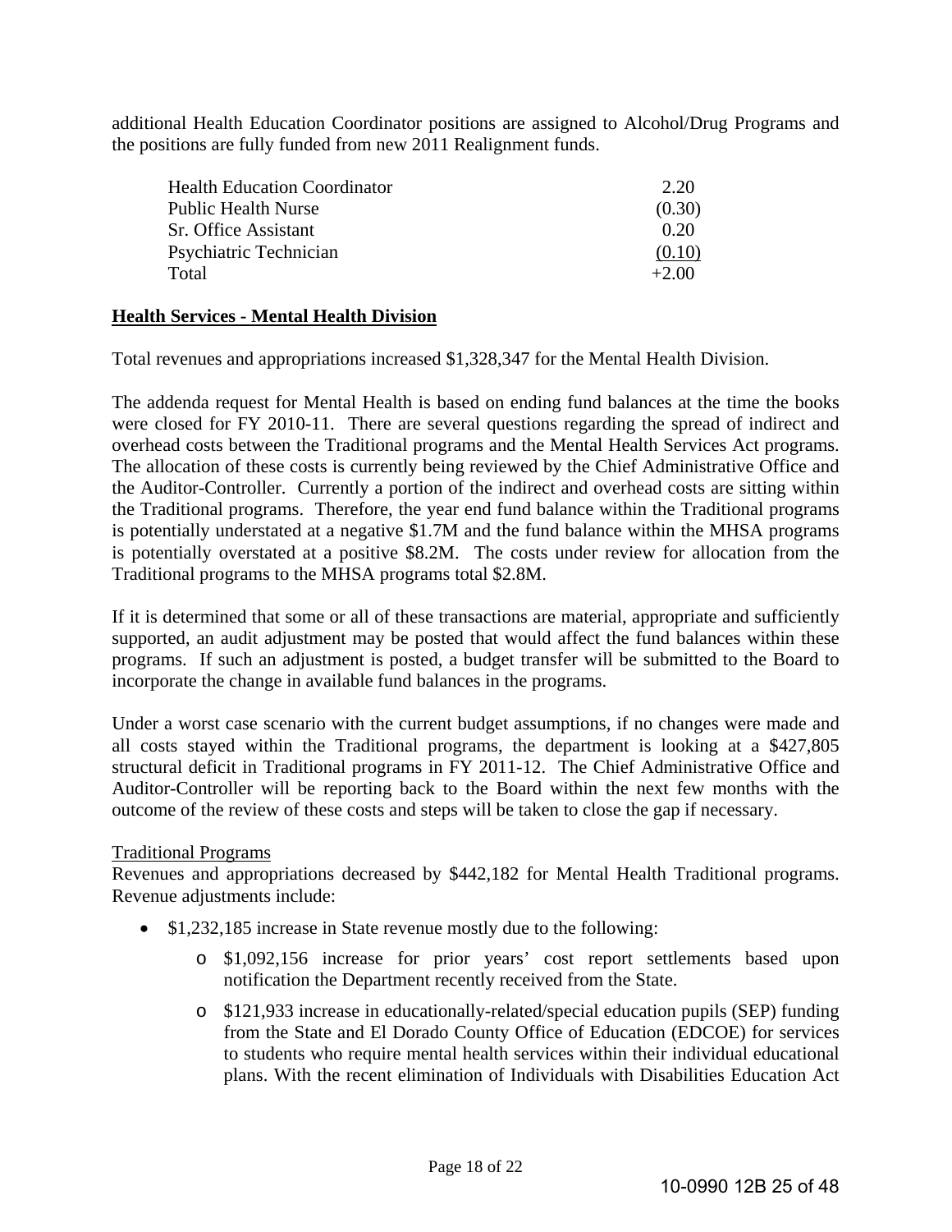additional Health Education Coordinator positions are assigned to Alcohol/Drug Programs and the positions are fully funded from new 2011 Realignment funds.

| Position | FTE |
|---|---|
| Health Education Coordinator | 2.20 |
| Public Health Nurse | (0.30) |
| Sr. Office Assistant | 0.20 |
| Psychiatric Technician | (0.10) |
| Total | +2.00 |

**<u>Health Services - Mental Health Division</u>**

Total revenues and appropriations increased $1,328,347 for the Mental Health Division.

The addenda request for Mental Health is based on ending fund balances at the time the books were closed for FY 2010-11. There are several questions regarding the spread of indirect and overhead costs between the Traditional programs and the Mental Health Services Act programs. The allocation of these costs is currently being reviewed by the Chief Administrative Office and the Auditor-Controller. Currently a portion of the indirect and overhead costs are sitting within the Traditional programs. Therefore, the year end fund balance within the Traditional programs is potentially understated at a negative $1.7M and the fund balance within the MHSA programs is potentially overstated at a positive $8.2M. The costs under review for allocation from the Traditional programs to the MHSA programs total $2.8M.

If it is determined that some or all of these transactions are material, appropriate and sufficiently supported, an audit adjustment may be posted that would affect the fund balances within these programs. If such an adjustment is posted, a budget transfer will be submitted to the Board to incorporate the change in available fund balances in the programs.

Under a worst case scenario with the current budget assumptions, if no changes were made and all costs stayed within the Traditional programs, the department is looking at a $427,805 structural deficit in Traditional programs in FY 2011-12. The Chief Administrative Office and Auditor-Controller will be reporting back to the Board within the next few months with the outcome of the review of these costs and steps will be taken to close the gap if necessary.

<u>Traditional Programs</u>

Revenues and appropriations decreased by $442,182 for Mental Health Traditional programs. Revenue adjustments include:

- $1,232,185 increase in State revenue mostly due to the following:
  - $1,092,156 increase for prior years' cost report settlements based upon notification the Department recently received from the State.
  - $121,933 increase in educationally-related/special education pupils (SEP) funding from the State and El Dorado County Office of Education (EDCOE) for services to students who require mental health services within their individual educational plans. With the recent elimination of Individuals with Disabilities Education Act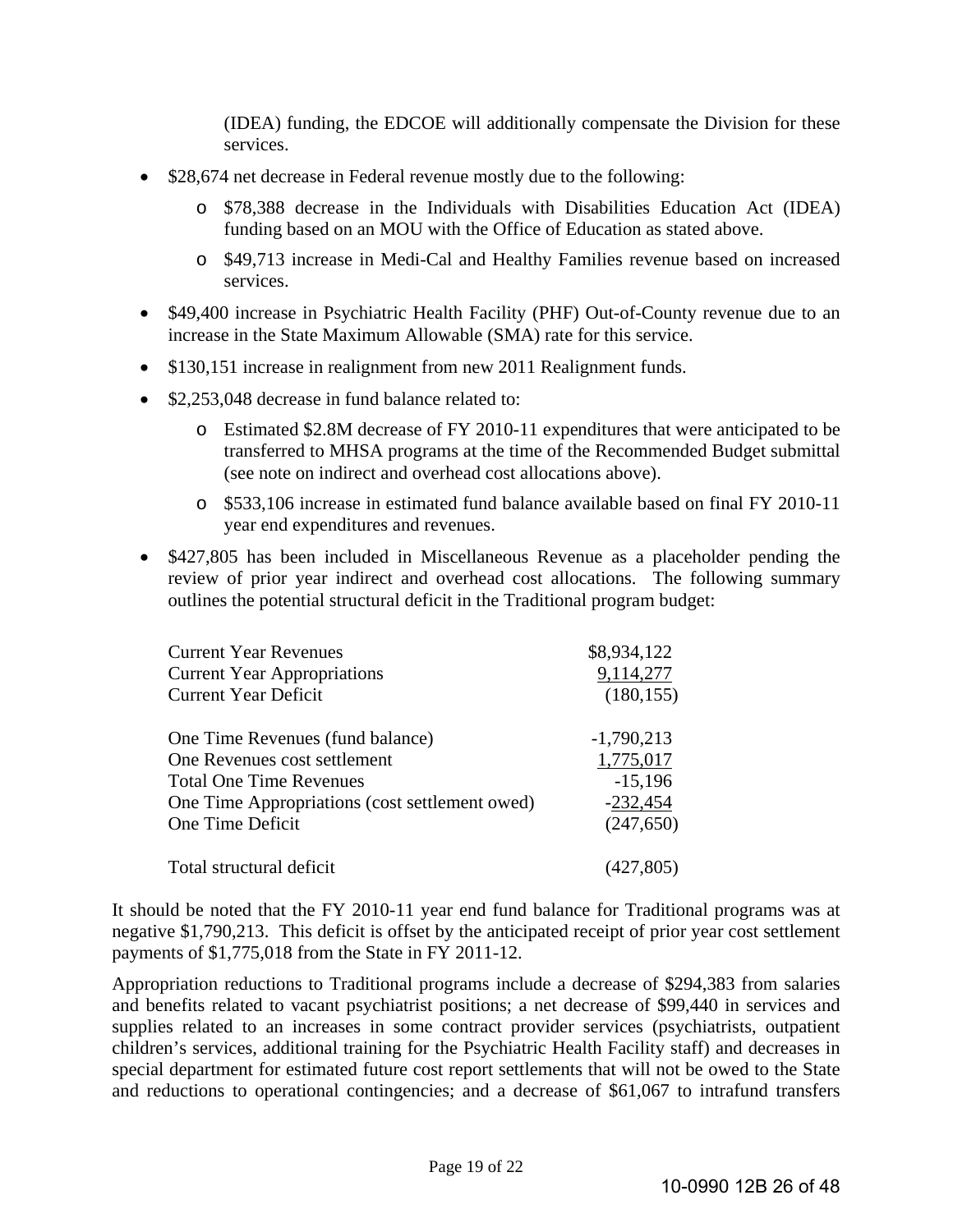(IDEA) funding, the EDCOE will additionally compensate the Division for these services.

- $28,674 net decrease in Federal revenue mostly due to the following:
    - $78,388 decrease in the Individuals with Disabilities Education Act (IDEA) funding based on an MOU with the Office of Education as stated above.
    - $49,713 increase in Medi-Cal and Healthy Families revenue based on increased services.
- $49,400 increase in Psychiatric Health Facility (PHF) Out-of-County revenue due to an increase in the State Maximum Allowable (SMA) rate for this service.
- $130,151 increase in realignment from new 2011 Realignment funds.
- $2,253,048 decrease in fund balance related to:
    - Estimated $2.8M decrease of FY 2010-11 expenditures that were anticipated to be transferred to MHSA programs at the time of the Recommended Budget submittal (see note on indirect and overhead cost allocations above).
    - $533,106 increase in estimated fund balance available based on final FY 2010-11 year end expenditures and revenues.
- $427,805 has been included in Miscellaneous Revenue as a placeholder pending the review of prior year indirect and overhead cost allocations. The following summary outlines the potential structural deficit in the Traditional program budget:

| | |
|---|---|
| Current Year Revenues | $8,934,122 |
| Current Year Appropriations | 9,114,277 |
| Current Year Deficit | (180,155) |
| | |
| One Time Revenues (fund balance) | -1,790,213 |
| One Revenues cost settlement | 1,775,017 |
| Total One Time Revenues | -15,196 |
| One Time Appropriations (cost settlement owed) | -232,454 |
| One Time Deficit | (247,650) |
| | |
| Total structural deficit | (427,805) |

It should be noted that the FY 2010-11 year end fund balance for Traditional programs was at negative $1,790,213. This deficit is offset by the anticipated receipt of prior year cost settlement payments of $1,775,018 from the State in FY 2011-12.

Appropriation reductions to Traditional programs include a decrease of $294,383 from salaries and benefits related to vacant psychiatrist positions; a net decrease of $99,440 in services and supplies related to an increases in some contract provider services (psychiatrists, outpatient children's services, additional training for the Psychiatric Health Facility staff) and decreases in special department for estimated future cost report settlements that will not be owed to the State and reductions to operational contingencies; and a decrease of $61,067 to intrafund transfers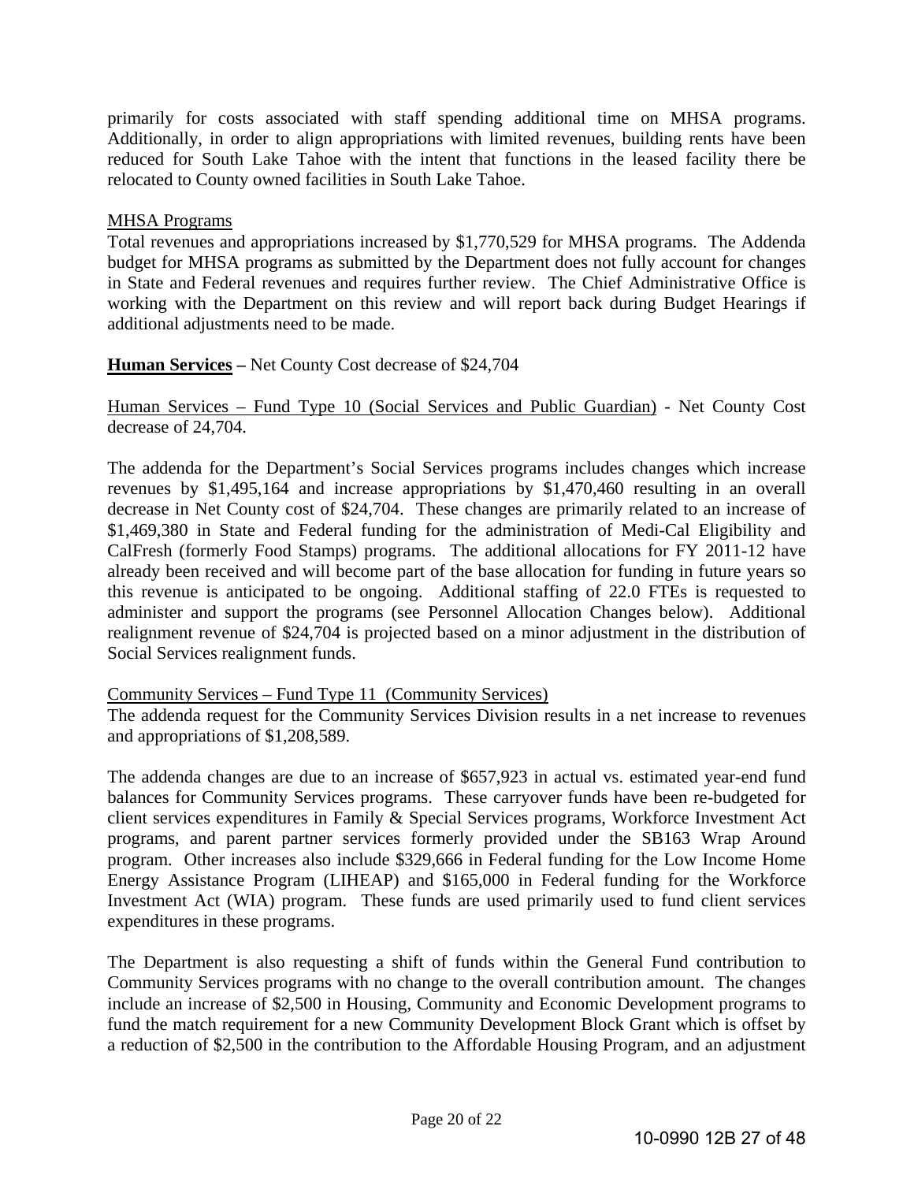primarily for costs associated with staff spending additional time on MHSA programs. Additionally, in order to align appropriations with limited revenues, building rents have been reduced for South Lake Tahoe with the intent that functions in the leased facility there be relocated to County owned facilities in South Lake Tahoe.

<u>MHSA Programs</u>

Total revenues and appropriations increased by $1,770,529 for MHSA programs. The Addenda budget for MHSA programs as submitted by the Department does not fully account for changes in State and Federal revenues and requires further review. The Chief Administrative Office is working with the Department on this review and will report back during Budget Hearings if additional adjustments need to be made.

**<u>Human Services</u> –** Net County Cost decrease of $24,704

<u>Human Services – Fund Type 10 (Social Services and Public Guardian)</u> - Net County Cost decrease of 24,704.

The addenda for the Department's Social Services programs includes changes which increase revenues by $1,495,164 and increase appropriations by $1,470,460 resulting in an overall decrease in Net County cost of $24,704. These changes are primarily related to an increase of $1,469,380 in State and Federal funding for the administration of Medi-Cal Eligibility and CalFresh (formerly Food Stamps) programs. The additional allocations for FY 2011-12 have already been received and will become part of the base allocation for funding in future years so this revenue is anticipated to be ongoing. Additional staffing of 22.0 FTEs is requested to administer and support the programs (see Personnel Allocation Changes below). Additional realignment revenue of $24,704 is projected based on a minor adjustment in the distribution of Social Services realignment funds.

<u>Community Services – Fund Type 11 (Community Services)</u>

The addenda request for the Community Services Division results in a net increase to revenues and appropriations of $1,208,589.

The addenda changes are due to an increase of $657,923 in actual vs. estimated year-end fund balances for Community Services programs. These carryover funds have been re-budgeted for client services expenditures in Family & Special Services programs, Workforce Investment Act programs, and parent partner services formerly provided under the SB163 Wrap Around program. Other increases also include $329,666 in Federal funding for the Low Income Home Energy Assistance Program (LIHEAP) and $165,000 in Federal funding for the Workforce Investment Act (WIA) program. These funds are used primarily used to fund client services expenditures in these programs.

The Department is also requesting a shift of funds within the General Fund contribution to Community Services programs with no change to the overall contribution amount. The changes include an increase of $2,500 in Housing, Community and Economic Development programs to fund the match requirement for a new Community Development Block Grant which is offset by a reduction of $2,500 in the contribution to the Affordable Housing Program, and an adjustment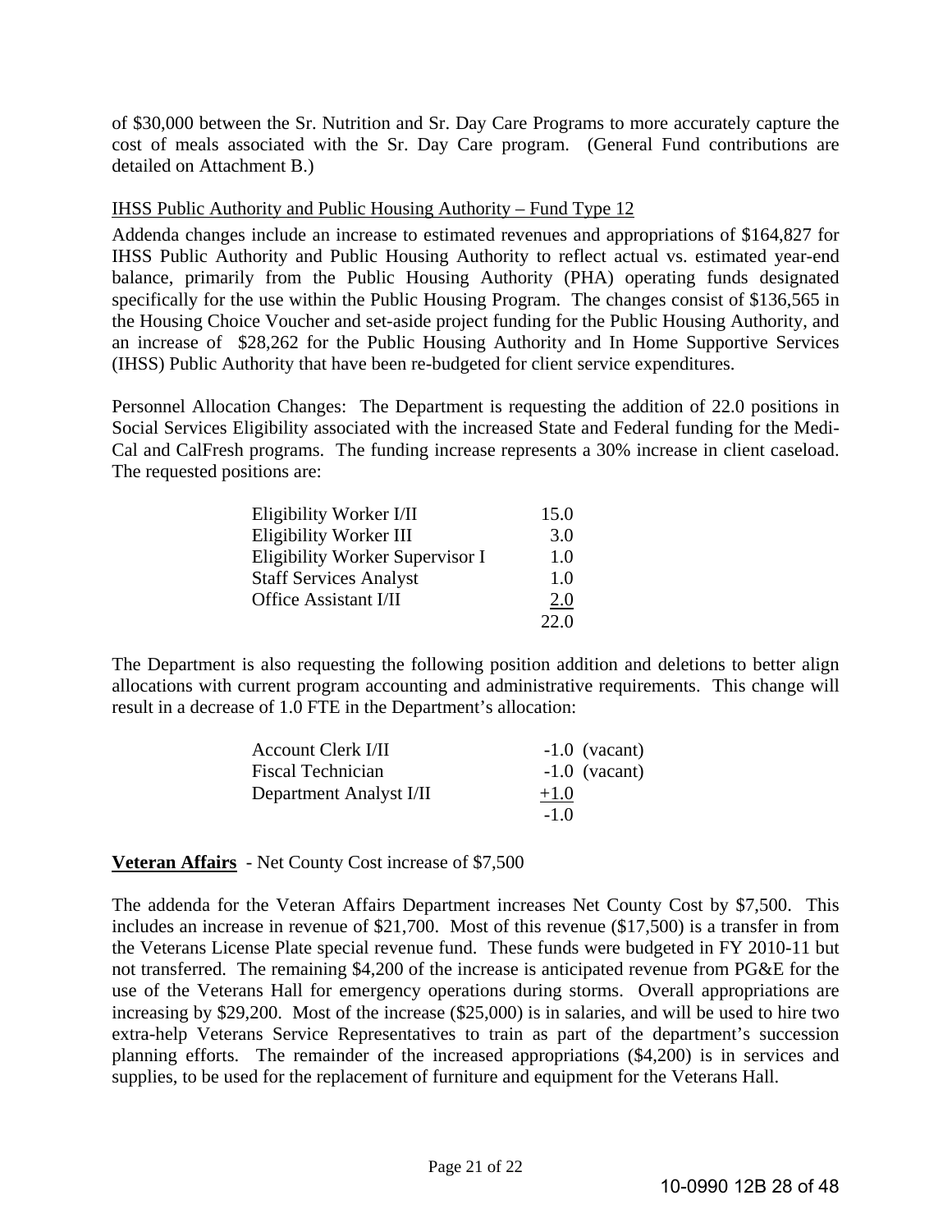of $30,000 between the Sr. Nutrition and Sr. Day Care Programs to more accurately capture the cost of meals associated with the Sr. Day Care program. (General Fund contributions are detailed on Attachment B.)

<u>IHSS Public Authority and Public Housing Authority – Fund Type 12</u>

Addenda changes include an increase to estimated revenues and appropriations of $164,827 for IHSS Public Authority and Public Housing Authority to reflect actual vs. estimated year-end balance, primarily from the Public Housing Authority (PHA) operating funds designated specifically for the use within the Public Housing Program. The changes consist of $136,565 in the Housing Choice Voucher and set-aside project funding for the Public Housing Authority, and an increase of $28,262 for the Public Housing Authority and In Home Supportive Services (IHSS) Public Authority that have been re-budgeted for client service expenditures.

Personnel Allocation Changes: The Department is requesting the addition of 22.0 positions in Social Services Eligibility associated with the increased State and Federal funding for the Medi-Cal and CalFresh programs. The funding increase represents a 30% increase in client caseload. The requested positions are:

| Position | FTE |
|---|---|
| Eligibility Worker I/II | 15.0 |
| Eligibility Worker III | 3.0 |
| Eligibility Worker Supervisor I | 1.0 |
| Staff Services Analyst | 1.0 |
| Office Assistant I/II | 2.0 |
| | 22.0 |

The Department is also requesting the following position addition and deletions to better align allocations with current program accounting and administrative requirements. This change will result in a decrease of 1.0 FTE in the Department's allocation:

| Position | FTE | |
|---|---|---|
| Account Clerk I/II | -1.0 | (vacant) |
| Fiscal Technician | -1.0 | (vacant) |
| Department Analyst I/II | +1.0 | |
| | -1.0 | |

**Veteran Affairs** - Net County Cost increase of $7,500

The addenda for the Veteran Affairs Department increases Net County Cost by $7,500. This includes an increase in revenue of $21,700. Most of this revenue ($17,500) is a transfer in from the Veterans License Plate special revenue fund. These funds were budgeted in FY 2010-11 but not transferred. The remaining $4,200 of the increase is anticipated revenue from PG&E for the use of the Veterans Hall for emergency operations during storms. Overall appropriations are increasing by $29,200. Most of the increase ($25,000) is in salaries, and will be used to hire two extra-help Veterans Service Representatives to train as part of the department's succession planning efforts. The remainder of the increased appropriations ($4,200) is in services and supplies, to be used for the replacement of furniture and equipment for the Veterans Hall.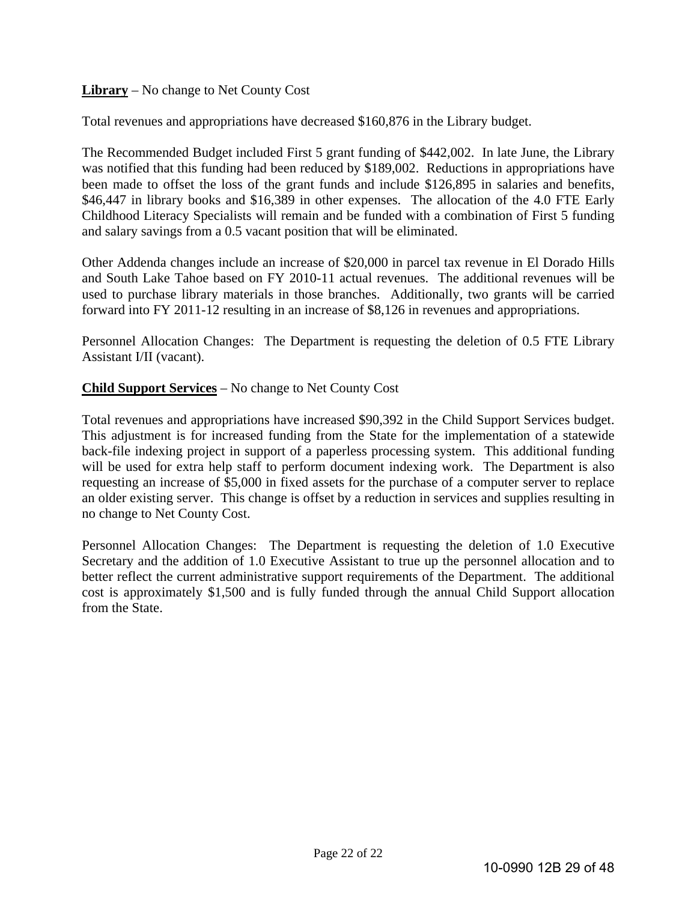**Library** – No change to Net County Cost

Total revenues and appropriations have decreased $160,876 in the Library budget.

The Recommended Budget included First 5 grant funding of $442,002. In late June, the Library was notified that this funding had been reduced by $189,002. Reductions in appropriations have been made to offset the loss of the grant funds and include $126,895 in salaries and benefits, $46,447 in library books and $16,389 in other expenses. The allocation of the 4.0 FTE Early Childhood Literacy Specialists will remain and be funded with a combination of First 5 funding and salary savings from a 0.5 vacant position that will be eliminated.

Other Addenda changes include an increase of $20,000 in parcel tax revenue in El Dorado Hills and South Lake Tahoe based on FY 2010-11 actual revenues. The additional revenues will be used to purchase library materials in those branches. Additionally, two grants will be carried forward into FY 2011-12 resulting in an increase of $8,126 in revenues and appropriations.

Personnel Allocation Changes: The Department is requesting the deletion of 0.5 FTE Library Assistant I/II (vacant).

**Child Support Services** – No change to Net County Cost

Total revenues and appropriations have increased $90,392 in the Child Support Services budget. This adjustment is for increased funding from the State for the implementation of a statewide back-file indexing project in support of a paperless processing system. This additional funding will be used for extra help staff to perform document indexing work. The Department is also requesting an increase of $5,000 in fixed assets for the purchase of a computer server to replace an older existing server. This change is offset by a reduction in services and supplies resulting in no change to Net County Cost.

Personnel Allocation Changes: The Department is requesting the deletion of 1.0 Executive Secretary and the addition of 1.0 Executive Assistant to true up the personnel allocation and to better reflect the current administrative support requirements of the Department. The additional cost is approximately $1,500 and is fully funded through the annual Child Support allocation from the State.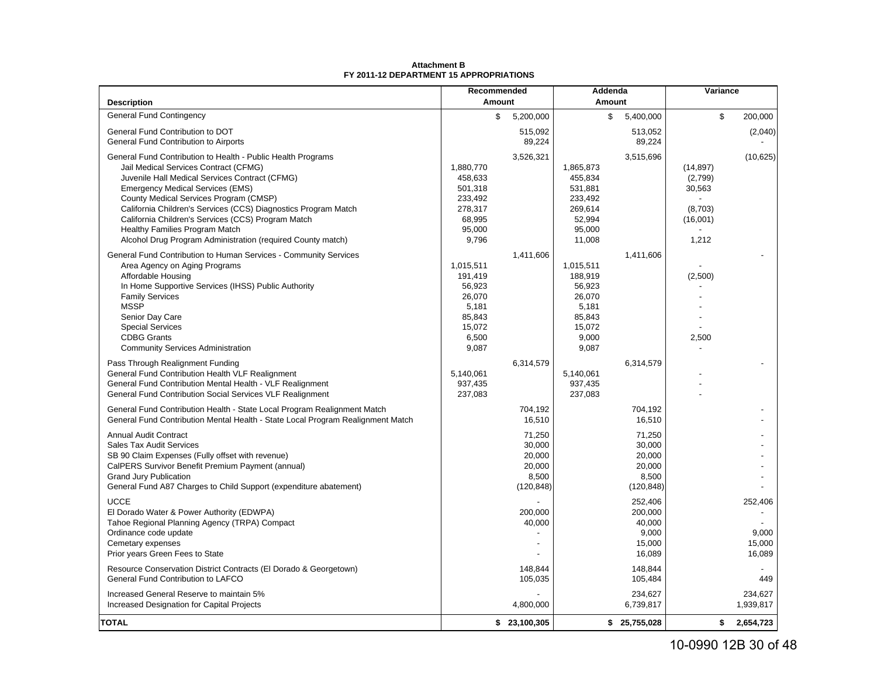**Attachment B**
**FY 2011-12 DEPARTMENT 15 APPROPRIATIONS**

| Description | Recommended Amount | | Addenda Amount | | Variance | |
|---|---|---|---|---|---|---|
| General Fund Contingency | | $ 5,200,000 | | $ 5,400,000 | | $ 200,000 |
| General Fund Contribution to DOT | | 515,092 | | 513,052 | | (2,040) |
| General Fund Contribution to Airports | | 89,224 | | 89,224 | | - |
| General Fund Contribution to Health - Public Health Programs | | 3,526,321 | | 3,515,696 | | (10,625) |
| Jail Medical Services Contract (CFMG) | 1,880,770 | | 1,865,873 | | (14,897) | |
| Juvenile Hall Medical Services Contract (CFMG) | 458,633 | | 455,834 | | (2,799) | |
| Emergency Medical Services (EMS) | 501,318 | | 531,881 | | 30,563 | |
| County Medical Services Program (CMSP) | 233,492 | | 233,492 | | - | |
| California Children's Services (CCS) Diagnostics Program Match | 278,317 | | 269,614 | | (8,703) | |
| California Children's Services (CCS) Program Match | 68,995 | | 52,994 | | (16,001) | |
| Healthy Families Program Match | 95,000 | | 95,000 | | - | |
| Alcohol Drug Program Administration (required County match) | 9,796 | | 11,008 | | 1,212 | |
| General Fund Contribution to Human Services - Community Services | | 1,411,606 | | 1,411,606 | | - |
| Area Agency on Aging Programs | 1,015,511 | | 1,015,511 | | - | |
| Affordable Housing | 191,419 | | 188,919 | | (2,500) | |
| In Home Supportive Services (IHSS) Public Authority | 56,923 | | 56,923 | | - | |
| Family Services | 26,070 | | 26,070 | | - | |
| MSSP | 5,181 | | 5,181 | | - | |
| Senior Day Care | 85,843 | | 85,843 | | - | |
| Special Services | 15,072 | | 15,072 | | - | |
| CDBG Grants | 6,500 | | 9,000 | | 2,500 | |
| Community Services Administration | 9,087 | | 9,087 | | - | |
| Pass Through Realignment Funding | | 6,314,579 | | 6,314,579 | | - |
| General Fund Contribution Health VLF Realignment | 5,140,061 | | 5,140,061 | | - | |
| General Fund Contribution Mental Health - VLF Realignment | 937,435 | | 937,435 | | - | |
| General Fund Contribution Social Services VLF Realignment | 237,083 | | 237,083 | | - | |
| General Fund Contribution Health - State Local Program Realignment Match | | 704,192 | | 704,192 | | - |
| General Fund Contribution Mental Health - State Local Program Realignment Match | | 16,510 | | 16,510 | | - |
| Annual Audit Contract | | 71,250 | | 71,250 | | - |
| Sales Tax Audit Services | | 30,000 | | 30,000 | | - |
| SB 90 Claim Expenses (Fully offset with revenue) | | 20,000 | | 20,000 | | - |
| CalPERS Survivor Benefit Premium Payment (annual) | | 20,000 | | 20,000 | | - |
| Grand Jury Publication | | 8,500 | | 8,500 | | - |
| General Fund A87 Charges to Child Support (expenditure abatement) | | (120,848) | | (120,848) | | - |
| UCCE | | - | | 252,406 | | 252,406 |
| El Dorado Water & Power Authority (EDWPA) | | 200,000 | | 200,000 | | - |
| Tahoe Regional Planning Agency (TRPA) Compact | | 40,000 | | 40,000 | | - |
| Ordinance code update | | - | | 9,000 | | 9,000 |
| Cemetary expenses | | - | | 15,000 | | 15,000 |
| Prior years Green Fees to State | | - | | 16,089 | | 16,089 |
| Resource Conservation District Contracts (El Dorado & Georgetown) | | 148,844 | | 148,844 | | - |
| General Fund Contribution to LAFCO | | 105,035 | | 105,484 | | 449 |
| Increased General Reserve to maintain 5% | | - | | 234,627 | | 234,627 |
| Increased Designation for Capital Projects | | 4,800,000 | | 6,739,817 | | 1,939,817 |
| **TOTAL** | | **$ 23,100,305** | | **$ 25,755,028** | | **$ 2,654,723** |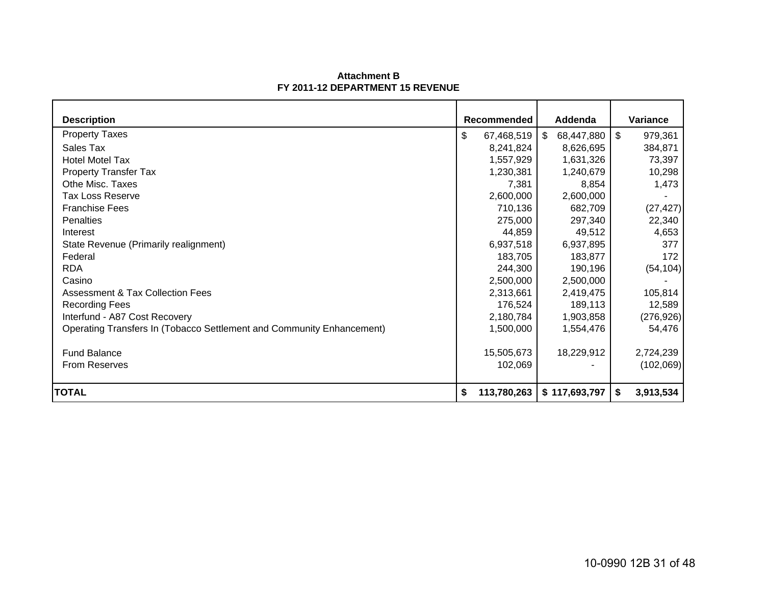**Attachment B**
**FY 2011-12 DEPARTMENT 15 REVENUE**

| Description | Recommended | Addenda | Variance |
|---|---|---|---|
| Property Taxes | $ 67,468,519 | $ 68,447,880 | $ 979,361 |
| Sales Tax | 8,241,824 | 8,626,695 | 384,871 |
| Hotel Motel Tax | 1,557,929 | 1,631,326 | 73,397 |
| Property Transfer Tax | 1,230,381 | 1,240,679 | 10,298 |
| Othe Misc. Taxes | 7,381 | 8,854 | 1,473 |
| Tax Loss Reserve | 2,600,000 | 2,600,000 | - |
| Franchise Fees | 710,136 | 682,709 | (27,427) |
| Penalties | 275,000 | 297,340 | 22,340 |
| Interest | 44,859 | 49,512 | 4,653 |
| State Revenue (Primarily realignment) | 6,937,518 | 6,937,895 | 377 |
| Federal | 183,705 | 183,877 | 172 |
| RDA | 244,300 | 190,196 | (54,104) |
| Casino | 2,500,000 | 2,500,000 | - |
| Assessment & Tax Collection Fees | 2,313,661 | 2,419,475 | 105,814 |
| Recording Fees | 176,524 | 189,113 | 12,589 |
| Interfund - A87 Cost Recovery | 2,180,784 | 1,903,858 | (276,926) |
| Operating Transfers In (Tobacco Settlement and Community Enhancement) | 1,500,000 | 1,554,476 | 54,476 |
| | | | |
| Fund Balance | 15,505,673 | 18,229,912 | 2,724,239 |
| From Reserves | 102,069 | - | (102,069) |
| **TOTAL** | **$ 113,780,263** | **$ 117,693,797** | **$ 3,913,534** |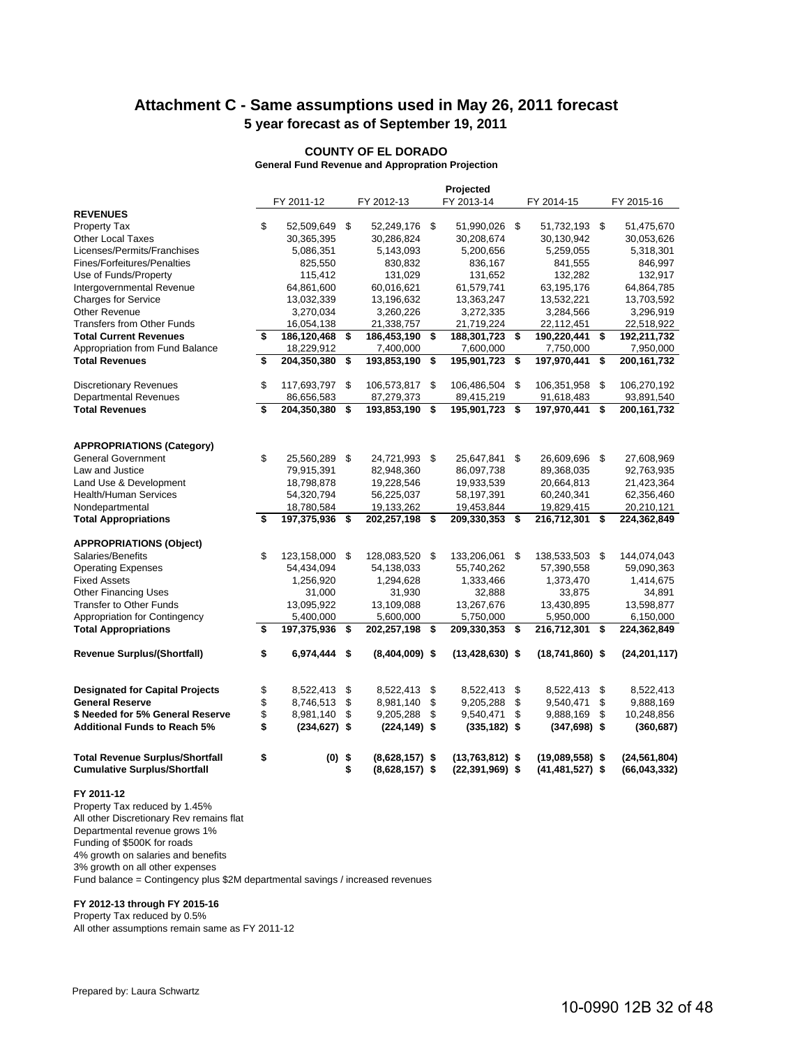# Attachment C - Same assumptions used in May 26, 2011 forecast

## 5 year forecast as of September 19, 2011

### COUNTY OF EL DORADO

**General Fund Revenue and Appropration Projection**

| | FY 2011-12 | FY 2012-13 | Projected FY 2013-14 | FY 2014-15 | FY 2015-16 |
|---|---|---|---|---|---|
| **REVENUES** | | | | | |
| Property Tax | $ 52,509,649 | $ 52,249,176 | $ 51,990,026 | $ 51,732,193 | $ 51,475,670 |
| Other Local Taxes | 30,365,395 | 30,286,824 | 30,208,674 | 30,130,942 | 30,053,626 |
| Licenses/Permits/Franchises | 5,086,351 | 5,143,093 | 5,200,656 | 5,259,055 | 5,318,301 |
| Fines/Forfeitures/Penalties | 825,550 | 830,832 | 836,167 | 841,555 | 846,997 |
| Use of Funds/Property | 115,412 | 131,029 | 131,652 | 132,282 | 132,917 |
| Intergovernmental Revenue | 64,861,600 | 60,016,621 | 61,579,741 | 63,195,176 | 64,864,785 |
| Charges for Service | 13,032,339 | 13,196,632 | 13,363,247 | 13,532,221 | 13,703,592 |
| Other Revenue | 3,270,034 | 3,260,226 | 3,272,335 | 3,284,566 | 3,296,919 |
| Transfers from Other Funds | 16,054,138 | 21,338,757 | 21,719,224 | 22,112,451 | 22,518,922 |
| **Total Current Revenues** | **$ 186,120,468** | **$ 186,453,190** | **$ 188,301,723** | **$ 190,220,441** | **$ 192,211,732** |
| Appropriation from Fund Balance | 18,229,912 | 7,400,000 | 7,600,000 | 7,750,000 | 7,950,000 |
| **Total Revenues** | **$ 204,350,380** | **$ 193,853,190** | **$ 195,901,723** | **$ 197,970,441** | **$ 200,161,732** |
| | | | | | |
| Discretionary Revenues | $ 117,693,797 | $ 106,573,817 | $ 106,486,504 | $ 106,351,958 | $ 106,270,192 |
| Departmental Revenues | 86,656,583 | 87,279,373 | 89,415,219 | 91,618,483 | 93,891,540 |
| **Total Revenues** | **$ 204,350,380** | **$ 193,853,190** | **$ 195,901,723** | **$ 197,970,441** | **$ 200,161,732** |
| | | | | | |
| **APPROPRIATIONS (Category)** | | | | | |
| General Government | $ 25,560,289 | $ 24,721,993 | $ 25,647,841 | $ 26,609,696 | $ 27,608,969 |
| Law and Justice | 79,915,391 | 82,948,360 | 86,097,738 | 89,368,035 | 92,763,935 |
| Land Use & Development | 18,798,878 | 19,228,546 | 19,933,539 | 20,664,813 | 21,423,364 |
| Health/Human Services | 54,320,794 | 56,225,037 | 58,197,391 | 60,240,341 | 62,356,460 |
| Nondepartmental | 18,780,584 | 19,133,262 | 19,453,844 | 19,829,415 | 20,210,121 |
| **Total Appropriations** | **$ 197,375,936** | **$ 202,257,198** | **$ 209,330,353** | **$ 216,712,301** | **$ 224,362,849** |
| | | | | | |
| **APPROPRIATIONS (Object)** | | | | | |
| Salaries/Benefits | $ 123,158,000 | $ 128,083,520 | $ 133,206,061 | $ 138,533,503 | $ 144,074,043 |
| Operating Expenses | 54,434,094 | 54,138,033 | 55,740,262 | 57,390,558 | 59,090,363 |
| Fixed Assets | 1,256,920 | 1,294,628 | 1,333,466 | 1,373,470 | 1,414,675 |
| Other Financing Uses | 31,000 | 31,930 | 32,888 | 33,875 | 34,891 |
| Transfer to Other Funds | 13,095,922 | 13,109,088 | 13,267,676 | 13,430,895 | 13,598,877 |
| Appropriation for Contingency | 5,400,000 | 5,600,000 | 5,750,000 | 5,950,000 | 6,150,000 |
| **Total Appropriations** | **$ 197,375,936** | **$ 202,257,198** | **$ 209,330,353** | **$ 216,712,301** | **$ 224,362,849** |
| | | | | | |
| **Revenue Surplus/(Shortfall)** | **$ 6,974,444** | **$ (8,404,009)** | **$ (13,428,630)** | **$ (18,741,860)** | **$ (24,201,117)** |
| | | | | | |
| **Designated for Capital Projects** | $ 8,522,413 | $ 8,522,413 | $ 8,522,413 | $ 8,522,413 | $ 8,522,413 |
| **General Reserve** | $ 8,746,513 | $ 8,981,140 | $ 9,205,288 | $ 9,540,471 | $ 9,888,169 |
| **$ Needed for 5% General Reserve** | $ 8,981,140 | $ 9,205,288 | $ 9,540,471 | $ 9,888,169 | $ 10,248,856 |
| **Additional Funds to Reach 5%** | **$ (234,627)** | **$ (224,149)** | **$ (335,182)** | **$ (347,698)** | **$ (360,687)** |
| | | | | | |
| **Total Revenue Surplus/Shortfall** | **$ (0)** | **$ (8,628,157)** | **$ (13,763,812)** | **$ (19,089,558)** | **$ (24,561,804)** |
| **Cumulative Surplus/Shortfall** | | **$ (8,628,157)** | **$ (22,391,969)** | **$ (41,481,527)** | **$ (66,043,332)** |

**FY 2011-12**

Property Tax reduced by 1.45%
All other Discretionary Rev remains flat
Departmental revenue grows 1%
Funding of $500K for roads
4% growth on salaries and benefits
3% growth on all other expenses
Fund balance = Contingency plus $2M departmental savings / increased revenues

**FY 2012-13 through FY 2015-16**

Property Tax reduced by 0.5%
All other assumptions remain same as FY 2011-12

Prepared by: Laura Schwartz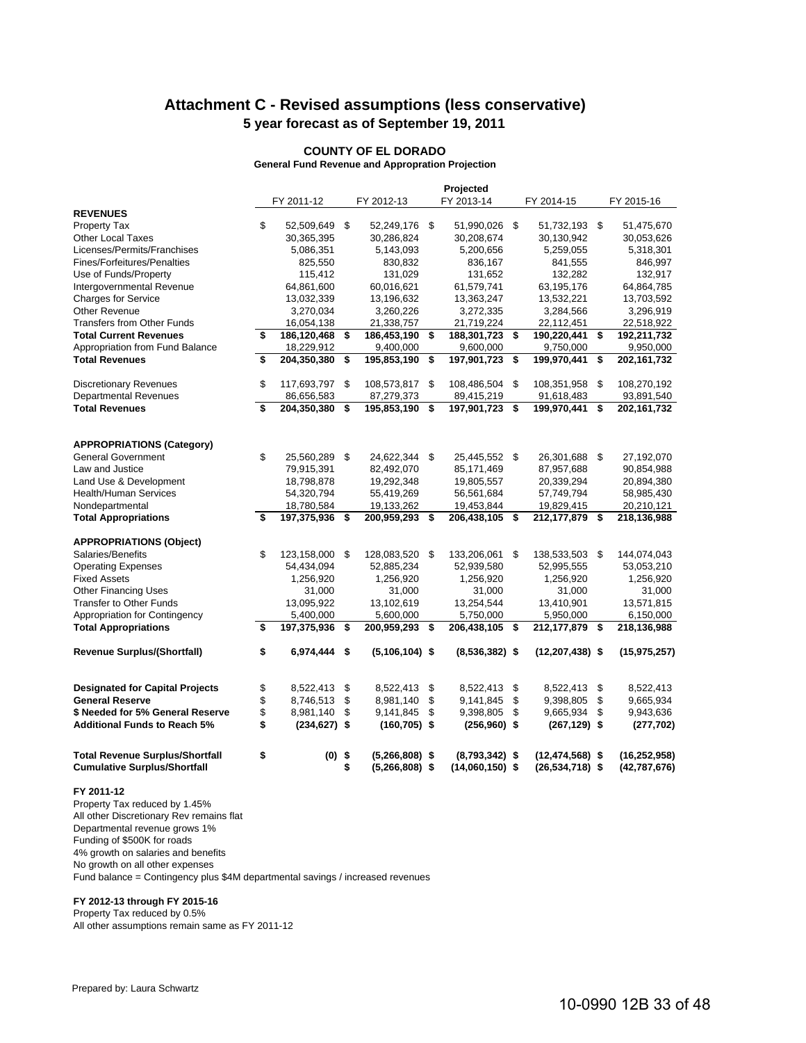# Attachment C - Revised assumptions (less conservative)

## 5 year forecast as of September 19, 2011

### COUNTY OF EL DORADO

**General Fund Revenue and Appropriation Projection**

| | FY 2011-12 | FY 2012-13 | Projected FY 2013-14 | FY 2014-15 | FY 2015-16 |
|---|---|---|---|---|---|
| **REVENUES** | | | | | |
| Property Tax | $ 52,509,649 | $ 52,249,176 | $ 51,990,026 | $ 51,732,193 | $ 51,475,670 |
| Other Local Taxes | 30,365,395 | 30,286,824 | 30,208,674 | 30,130,942 | 30,053,626 |
| Licenses/Permits/Franchises | 5,086,351 | 5,143,093 | 5,200,656 | 5,259,055 | 5,318,301 |
| Fines/Forfeitures/Penalties | 825,550 | 830,832 | 836,167 | 841,555 | 846,997 |
| Use of Funds/Property | 115,412 | 131,029 | 131,652 | 132,282 | 132,917 |
| Intergovernmental Revenue | 64,861,600 | 60,016,621 | 61,579,741 | 63,195,176 | 64,864,785 |
| Charges for Service | 13,032,339 | 13,196,632 | 13,363,247 | 13,532,221 | 13,703,592 |
| Other Revenue | 3,270,034 | 3,260,226 | 3,272,335 | 3,284,566 | 3,296,919 |
| Transfers from Other Funds | 16,054,138 | 21,338,757 | 21,719,224 | 22,112,451 | 22,518,922 |
| **Total Current Revenues** | **$ 186,120,468** | **$ 186,453,190** | **$ 188,301,723** | **$ 190,220,441** | **$ 192,211,732** |
| Appropriation from Fund Balance | 18,229,912 | 9,400,000 | 9,600,000 | 9,750,000 | 9,950,000 |
| **Total Revenues** | **$ 204,350,380** | **$ 195,853,190** | **$ 197,901,723** | **$ 199,970,441** | **$ 202,161,732** |
| | | | | | |
| Discretionary Revenues | $ 117,693,797 | $ 108,573,817 | $ 108,486,504 | $ 108,351,958 | $ 108,270,192 |
| Departmental Revenues | 86,656,583 | 87,279,373 | 89,415,219 | 91,618,483 | 93,891,540 |
| **Total Revenues** | **$ 204,350,380** | **$ 195,853,190** | **$ 197,901,723** | **$ 199,970,441** | **$ 202,161,732** |
| | | | | | |
| **APPROPRIATIONS (Category)** | | | | | |
| General Government | $ 25,560,289 | $ 24,622,344 | $ 25,445,552 | $ 26,301,688 | $ 27,192,070 |
| Law and Justice | 79,915,391 | 82,492,070 | 85,171,469 | 87,957,688 | 90,854,988 |
| Land Use & Development | 18,798,878 | 19,292,348 | 19,805,557 | 20,339,294 | 20,894,380 |
| Health/Human Services | 54,320,794 | 55,419,269 | 56,561,684 | 57,749,794 | 58,985,430 |
| Nondepartmental | 18,780,584 | 19,133,262 | 19,453,844 | 19,829,415 | 20,210,121 |
| **Total Appropriations** | **$ 197,375,936** | **$ 200,959,293** | **$ 206,438,105** | **$ 212,177,879** | **$ 218,136,988** |
| | | | | | |
| **APPROPRIATIONS (Object)** | | | | | |
| Salaries/Benefits | $ 123,158,000 | $ 128,083,520 | $ 133,206,061 | $ 138,533,503 | $ 144,074,043 |
| Operating Expenses | 54,434,094 | 52,885,234 | 52,939,580 | 52,995,555 | 53,053,210 |
| Fixed Assets | 1,256,920 | 1,256,920 | 1,256,920 | 1,256,920 | 1,256,920 |
| Other Financing Uses | 31,000 | 31,000 | 31,000 | 31,000 | 31,000 |
| Transfer to Other Funds | 13,095,922 | 13,102,619 | 13,254,544 | 13,410,901 | 13,571,815 |
| Appropriation for Contingency | 5,400,000 | 5,600,000 | 5,750,000 | 5,950,000 | 6,150,000 |
| **Total Appropriations** | **$ 197,375,936** | **$ 200,959,293** | **$ 206,438,105** | **$ 212,177,879** | **$ 218,136,988** |
| | | | | | |
| **Revenue Surplus/(Shortfall)** | **$ 6,974,444** | **$ (5,106,104)** | **$ (8,536,382)** | **$ (12,207,438)** | **$ (15,975,257)** |
| | | | | | |
| **Designated for Capital Projects** | $ 8,522,413 | $ 8,522,413 | $ 8,522,413 | $ 8,522,413 | $ 8,522,413 |
| **General Reserve** | $ 8,746,513 | $ 8,981,140 | $ 9,141,845 | $ 9,398,805 | $ 9,665,934 |
| **$ Needed for 5% General Reserve** | $ 8,981,140 | $ 9,141,845 | $ 9,398,805 | $ 9,665,934 | $ 9,943,636 |
| **Additional Funds to Reach 5%** | **$ (234,627)** | **$ (160,705)** | **$ (256,960)** | **$ (267,129)** | **$ (277,702)** |
| | | | | | |
| **Total Revenue Surplus/Shortfall** | **$ (0)** | **$ (5,266,808)** | **$ (8,793,342)** | **$ (12,474,568)** | **$ (16,252,958)** |
| **Cumulative Surplus/Shortfall** | | **$ (5,266,808)** | **$ (14,060,150)** | **$ (26,534,718)** | **$ (42,787,676)** |

**FY 2011-12**

Property Tax reduced by 1.45%
All other Discretionary Rev remains flat
Departmental revenue grows 1%
Funding of $500K for roads
4% growth on salaries and benefits
No growth on all other expenses
Fund balance = Contingency plus $4M departmental savings / increased revenues

**FY 2012-13 through FY 2015-16**

Property Tax reduced by 0.5%
All other assumptions remain same as FY 2011-12

Prepared by: Laura Schwartz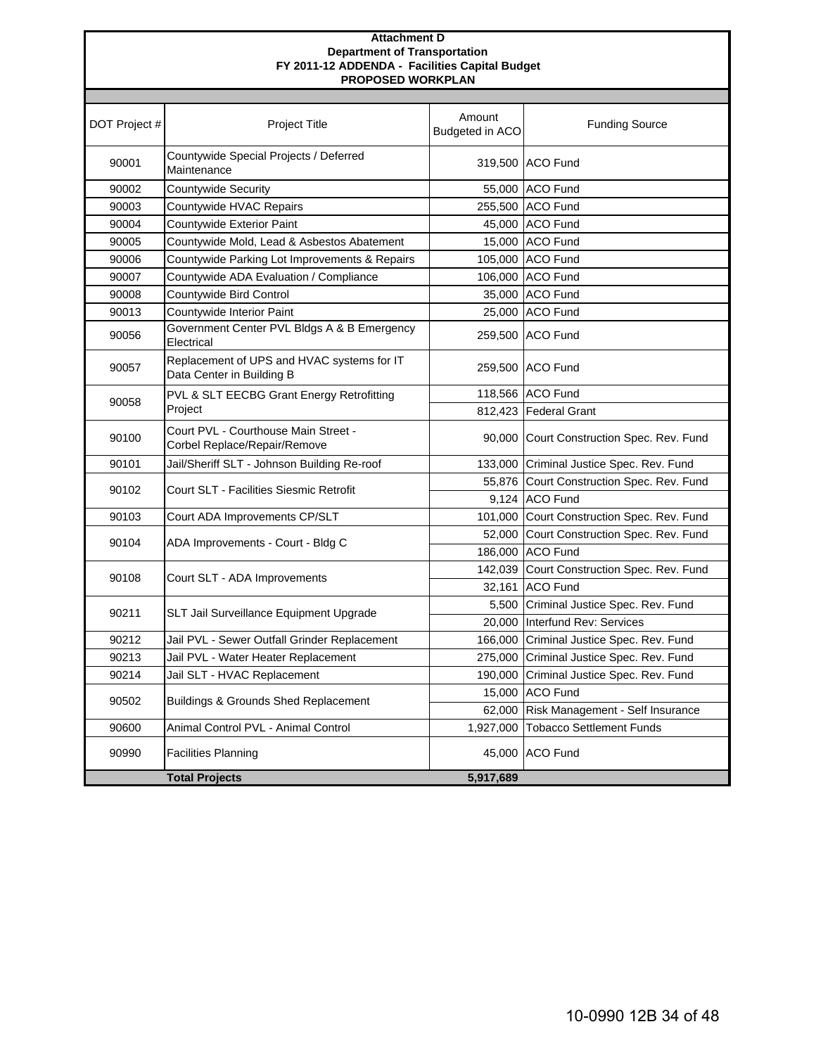**Attachment D**
**Department of Transportation**
**FY 2011-12 ADDENDA - Facilities Capital Budget**
**PROPOSED WORKPLAN**

| DOT Project # | Project Title | Amount Budgeted in ACO | Funding Source |
|---|---|---|---|
| 90001 | Countywide Special Projects / Deferred Maintenance | 319,500 | ACO Fund |
| 90002 | Countywide Security | 55,000 | ACO Fund |
| 90003 | Countywide HVAC Repairs | 255,500 | ACO Fund |
| 90004 | Countywide Exterior Paint | 45,000 | ACO Fund |
| 90005 | Countywide Mold, Lead & Asbestos Abatement | 15,000 | ACO Fund |
| 90006 | Countywide Parking Lot Improvements & Repairs | 105,000 | ACO Fund |
| 90007 | Countywide ADA Evaluation / Compliance | 106,000 | ACO Fund |
| 90008 | Countywide Bird Control | 35,000 | ACO Fund |
| 90013 | Countywide Interior Paint | 25,000 | ACO Fund |
| 90056 | Government Center PVL Bldgs A & B Emergency Electrical | 259,500 | ACO Fund |
| 90057 | Replacement of UPS and HVAC systems for IT Data Center in Building B | 259,500 | ACO Fund |
| 90058 | PVL & SLT EECBG Grant Energy Retrofitting Project | 118,566 | ACO Fund |
| | | 812,423 | Federal Grant |
| 90100 | Court PVL - Courthouse Main Street - Corbel Replace/Repair/Remove | 90,000 | Court Construction Spec. Rev. Fund |
| 90101 | Jail/Sheriff SLT - Johnson Building Re-roof | 133,000 | Criminal Justice Spec. Rev. Fund |
| 90102 | Court SLT - Facilities Siesmic Retrofit | 55,876 | Court Construction Spec. Rev. Fund |
| | | 9,124 | ACO Fund |
| 90103 | Court ADA Improvements CP/SLT | 101,000 | Court Construction Spec. Rev. Fund |
| 90104 | ADA Improvements - Court - Bldg C | 52,000 | Court Construction Spec. Rev. Fund |
| | | 186,000 | ACO Fund |
| 90108 | Court SLT - ADA Improvements | 142,039 | Court Construction Spec. Rev. Fund |
| | | 32,161 | ACO Fund |
| 90211 | SLT Jail Surveillance Equipment Upgrade | 5,500 | Criminal Justice Spec. Rev. Fund |
| | | 20,000 | Interfund Rev: Services |
| 90212 | Jail PVL - Sewer Outfall Grinder Replacement | 166,000 | Criminal Justice Spec. Rev. Fund |
| 90213 | Jail PVL - Water Heater Replacement | 275,000 | Criminal Justice Spec. Rev. Fund |
| 90214 | Jail SLT - HVAC Replacement | 190,000 | Criminal Justice Spec. Rev. Fund |
| 90502 | Buildings & Grounds Shed Replacement | 15,000 | ACO Fund |
| | | 62,000 | Risk Management - Self Insurance |
| 90600 | Animal Control PVL - Animal Control | 1,927,000 | Tobacco Settlement Funds |
| 90990 | Facilities Planning | 45,000 | ACO Fund |
| | **Total Projects** | **5,917,689** | |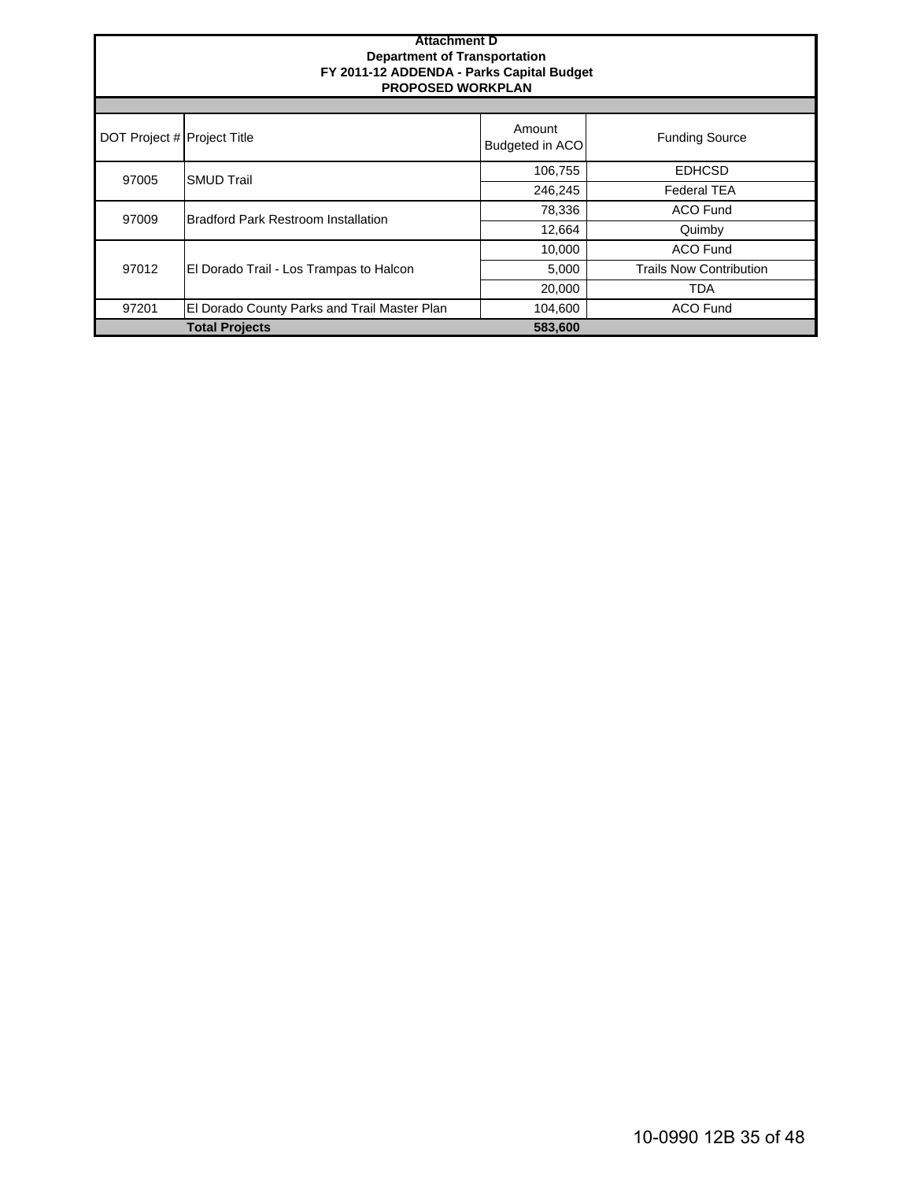**Attachment D**
**Department of Transportation**
**FY 2011-12 ADDENDA - Parks Capital Budget**
**PROPOSED WORKPLAN**

| DOT Project # | Project Title | Amount Budgeted in ACO | Funding Source |
|---|---|---|---|
| 97005 | SMUD Trail | 106,755 | EDHCSD |
| | | 246,245 | Federal TEA |
| 97009 | Bradford Park Restroom Installation | 78,336 | ACO Fund |
| | | 12,664 | Quimby |
| 97012 | El Dorado Trail - Los Trampas to Halcon | 10,000 | ACO Fund |
| | | 5,000 | Trails Now Contribution |
| | | 20,000 | TDA |
| 97201 | El Dorado County Parks and Trail Master Plan | 104,600 | ACO Fund |
| | **Total Projects** | **583,600** | |

10-0990 12B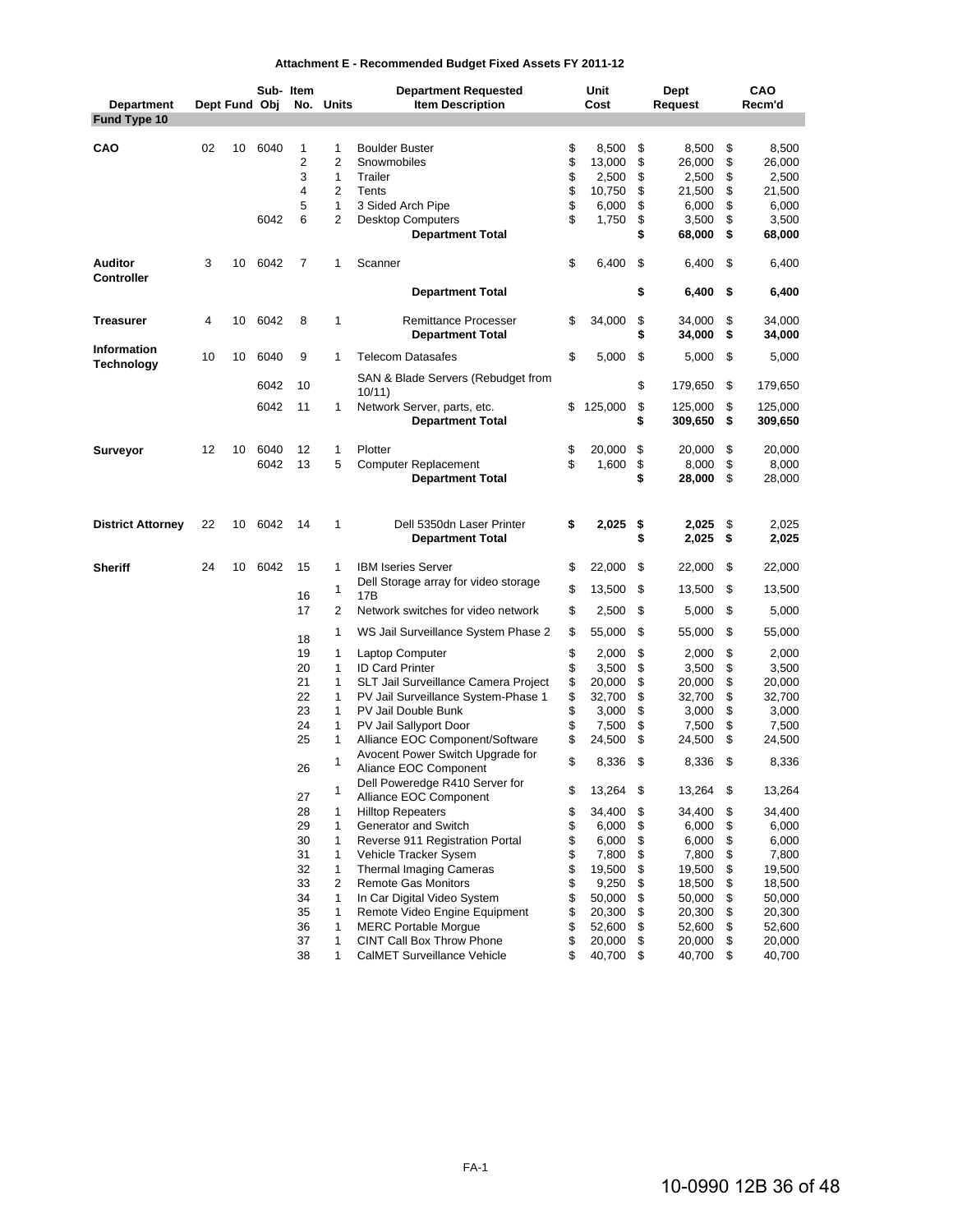**Attachment E - Recommended Budget Fixed Assets FY 2011-12**

| Department | Dept | Fund | Sub-Obj | Item No. | Units | Department Requested Item Description | Unit Cost | Dept Request | CAO Recm'd |
|---|---|---|---|---|---|---|---|---|---|
| **Fund Type 10** | | | | | | | | | |
| **CAO** | 02 | 10 | 6040 | 1 | 1 | Boulder Buster | $ 8,500 | $ 8,500 | $ 8,500 |
| | | | | 2 | 2 | Snowmobiles | $ 13,000 | $ 26,000 | $ 26,000 |
| | | | | 3 | 1 | Trailer | $ 2,500 | $ 2,500 | $ 2,500 |
| | | | | 4 | 2 | Tents | $ 10,750 | $ 21,500 | $ 21,500 |
| | | | | 5 | 1 | 3 Sided Arch Pipe | $ 6,000 | $ 6,000 | $ 6,000 |
| | | | 6042 | 6 | 2 | Desktop Computers | $ 1,750 | $ 3,500 | $ 3,500 |
| | | | | | | **Department Total** | | **$ 68,000** | **$ 68,000** |
| **Auditor Controller** | 3 | 10 | 6042 | 7 | 1 | Scanner | $ 6,400 | $ 6,400 | $ 6,400 |
| | | | | | | **Department Total** | | **$ 6,400** | **$ 6,400** |
| **Treasurer** | 4 | 10 | 6042 | 8 | 1 | Remittance Processer | $ 34,000 | $ 34,000 | $ 34,000 |
| | | | | | | **Department Total** | | **$ 34,000** | **$ 34,000** |
| **Information Technology** | 10 | 10 | 6040 | 9 | 1 | Telecom Datasafes | $ 5,000 | $ 5,000 | $ 5,000 |
| | | | 6042 | 10 | | SAN & Blade Servers (Rebudget from 10/11) | | $ 179,650 | $ 179,650 |
| | | | 6042 | 11 | 1 | Network Server, parts, etc. | $ 125,000 | $ 125,000 | $ 125,000 |
| | | | | | | **Department Total** | | **$ 309,650** | **$ 309,650** |
| **Surveyor** | 12 | 10 | 6040 | 12 | 1 | Plotter | $ 20,000 | $ 20,000 | $ 20,000 |
| | | | 6042 | 13 | 5 | Computer Replacement | $ 1,600 | $ 8,000 | $ 8,000 |
| | | | | | | **Department Total** | | **$ 28,000** | $ 28,000 |
| **District Attorney** | 22 | 10 | 6042 | 14 | 1 | Dell 5350dn Laser Printer | **$ 2,025** | **$ 2,025** | $ 2,025 |
| | | | | | | **Department Total** | | **$ 2,025** | **$ 2,025** |
| **Sheriff** | 24 | 10 | 6042 | 15 | 1 | IBM Iseries Server | $ 22,000 | $ 22,000 | $ 22,000 |
| | | | | 16 | 1 | Dell Storage array for video storage 17B | $ 13,500 | $ 13,500 | $ 13,500 |
| | | | | 17 | 2 | Network switches for video network | $ 2,500 | $ 5,000 | $ 5,000 |
| | | | | 18 | 1 | WS Jail Surveillance System Phase 2 | $ 55,000 | $ 55,000 | $ 55,000 |
| | | | | 19 | 1 | Laptop Computer | $ 2,000 | $ 2,000 | $ 2,000 |
| | | | | 20 | 1 | ID Card Printer | $ 3,500 | $ 3,500 | $ 3,500 |
| | | | | 21 | 1 | SLT Jail Surveillance Camera Project | $ 20,000 | $ 20,000 | $ 20,000 |
| | | | | 22 | 1 | PV Jail Surveillance System-Phase 1 | $ 32,700 | $ 32,700 | $ 32,700 |
| | | | | 23 | 1 | PV Jail Double Bunk | $ 3,000 | $ 3,000 | $ 3,000 |
| | | | | 24 | 1 | PV Jail Sallyport Door | $ 7,500 | $ 7,500 | $ 7,500 |
| | | | | 25 | 1 | Alliance EOC Component/Software | $ 24,500 | $ 24,500 | $ 24,500 |
| | | | | 26 | 1 | Avocent Power Switch Upgrade for Aliance EOC Component | $ 8,336 | $ 8,336 | $ 8,336 |
| | | | | 27 | 1 | Dell Poweredge R410 Server for Alliance EOC Component | $ 13,264 | $ 13,264 | $ 13,264 |
| | | | | 28 | 1 | Hilltop Repeaters | $ 34,400 | $ 34,400 | $ 34,400 |
| | | | | 29 | 1 | Generator and Switch | $ 6,000 | $ 6,000 | $ 6,000 |
| | | | | 30 | 1 | Reverse 911 Registration Portal | $ 6,000 | $ 6,000 | $ 6,000 |
| | | | | 31 | 1 | Vehicle Tracker Sysem | $ 7,800 | $ 7,800 | $ 7,800 |
| | | | | 32 | 1 | Thermal Imaging Cameras | $ 19,500 | $ 19,500 | $ 19,500 |
| | | | | 33 | 2 | Remote Gas Monitors | $ 9,250 | $ 18,500 | $ 18,500 |
| | | | | 34 | 1 | In Car Digital Video System | $ 50,000 | $ 50,000 | $ 50,000 |
| | | | | 35 | 1 | Remote Video Engine Equipment | $ 20,300 | $ 20,300 | $ 20,300 |
| | | | | 36 | 1 | MERC Portable Morgue | $ 52,600 | $ 52,600 | $ 52,600 |
| | | | | 37 | 1 | CINT Call Box Throw Phone | $ 20,000 | $ 20,000 | $ 20,000 |
| | | | | 38 | 1 | CalMET Surveillance Vehicle | $ 40,700 | $ 40,700 | $ 40,700 |

FA-1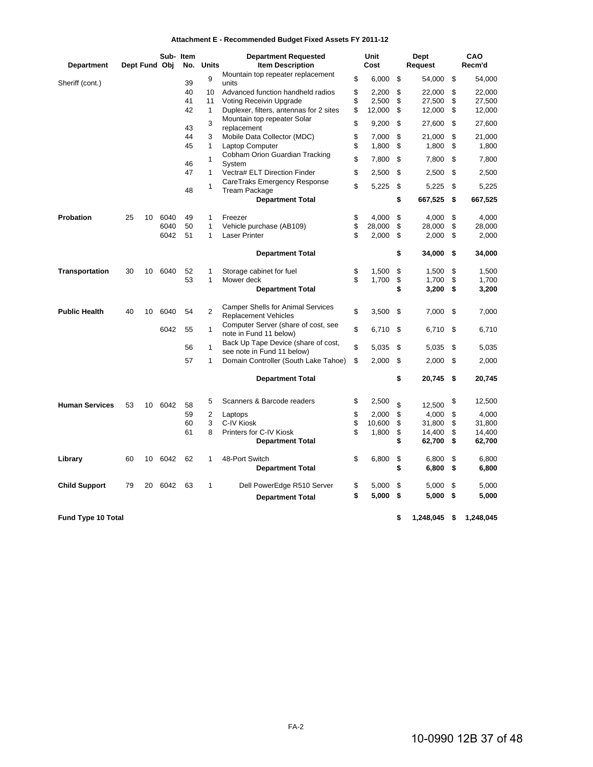**Attachment E - Recommended Budget Fixed Assets FY 2011-12**

| Department | Dept | Fund | Sub-Obj | Item No. | Units | Department Requested Item Description | Unit Cost | Dept Request | CAO Recm'd |
|---|---|---|---|---|---|---|---|---|---|
| Sheriff (cont.) | | | | 39 | 9 | Mountain top repeater replacement units | $ 6,000 | $ 54,000 | $ 54,000 |
| | | | | 40 | 10 | Advanced function handheld radios | $ 2,200 | $ 22,000 | $ 22,000 |
| | | | | 41 | 11 | Voting Receivin Upgrade | $ 2,500 | $ 27,500 | $ 27,500 |
| | | | | 42 | 1 | Duplexer, filters, antennas for 2 sites | $ 12,000 | $ 12,000 | $ 12,000 |
| | | | | 43 | 3 | Mountain top repeater Solar replacement | $ 9,200 | $ 27,600 | $ 27,600 |
| | | | | 44 | 3 | Mobile Data Collector (MDC) | $ 7,000 | $ 21,000 | $ 21,000 |
| | | | | 45 | 1 | Laptop Computer | $ 1,800 | $ 1,800 | $ 1,800 |
| | | | | 46 | 1 | Cobham Orion Guardian Tracking System | $ 7,800 | $ 7,800 | $ 7,800 |
| | | | | 47 | 1 | Vectra# ELT Direction Finder | $ 2,500 | $ 2,500 | $ 2,500 |
| | | | | 48 | 1 | CareTraks Emergency Response Tream Package | $ 5,225 | $ 5,225 | $ 5,225 |
| | | | | | | **Department Total** | | **$ 667,525** | **$ 667,525** |
| **Probation** | 25 | 10 | 6040 | 49 | 1 | Freezer | $ 4,000 | $ 4,000 | $ 4,000 |
| | | | 6040 | 50 | 1 | Vehicle purchase (AB109) | $ 28,000 | $ 28,000 | $ 28,000 |
| | | | 6042 | 51 | 1 | Laser Printer | $ 2,000 | $ 2,000 | $ 2,000 |
| | | | | | | **Department Total** | | **$ 34,000** | **$ 34,000** |
| **Transportation** | 30 | 10 | 6040 | 52 | 1 | Storage cabinet for fuel | $ 1,500 | $ 1,500 | $ 1,500 |
| | | | | 53 | 1 | Mower deck | $ 1,700 | $ 1,700 | $ 1,700 |
| | | | | | | **Department Total** | | **$ 3,200** | **$ 3,200** |
| **Public Health** | 40 | 10 | 6040 | 54 | 2 | Camper Shells for Animal Services Replacement Vehicles | $ 3,500 | $ 7,000 | $ 7,000 |
| | | | 6042 | 55 | 1 | Computer Server (share of cost, see note in Fund 11 below) | $ 6,710 | $ 6,710 | $ 6,710 |
| | | | | 56 | 1 | Back Up Tape Device (share of cost, see note in Fund 11 below) | $ 5,035 | $ 5,035 | $ 5,035 |
| | | | | 57 | 1 | Domain Controller (South Lake Tahoe) | $ 2,000 | $ 2,000 | $ 2,000 |
| | | | | | | **Department Total** | | **$ 20,745** | **$ 20,745** |
| **Human Services** | 53 | 10 | 6042 | 58 | 5 | Scanners & Barcode readers | $ 2,500 | $ 12,500 | $ 12,500 |
| | | | | 59 | 2 | Laptops | $ 2,000 | $ 4,000 | $ 4,000 |
| | | | | 60 | 3 | C-IV Kiosk | $ 10,600 | $ 31,800 | $ 31,800 |
| | | | | 61 | 8 | Printers for C-IV Kiosk | $ 1,800 | $ 14,400 | $ 14,400 |
| | | | | | | **Department Total** | | **$ 62,700** | **$ 62,700** |
| **Library** | 60 | 10 | 6042 | 62 | 1 | 48-Port Switch | $ 6,800 | $ 6,800 | $ 6,800 |
| | | | | | | **Department Total** | | **$ 6,800** | **$ 6,800** |
| **Child Support** | 79 | 20 | 6042 | 63 | 1 | Dell PowerEdge R510 Server | $ 5,000 | $ 5,000 | $ 5,000 |
| | | | | | | **Department Total** | **$ 5,000** | **$ 5,000** | **$ 5,000** |
| **Fund Type 10 Total** | | | | | | | | **$ 1,248,045** | **$ 1,248,045** |

FA-2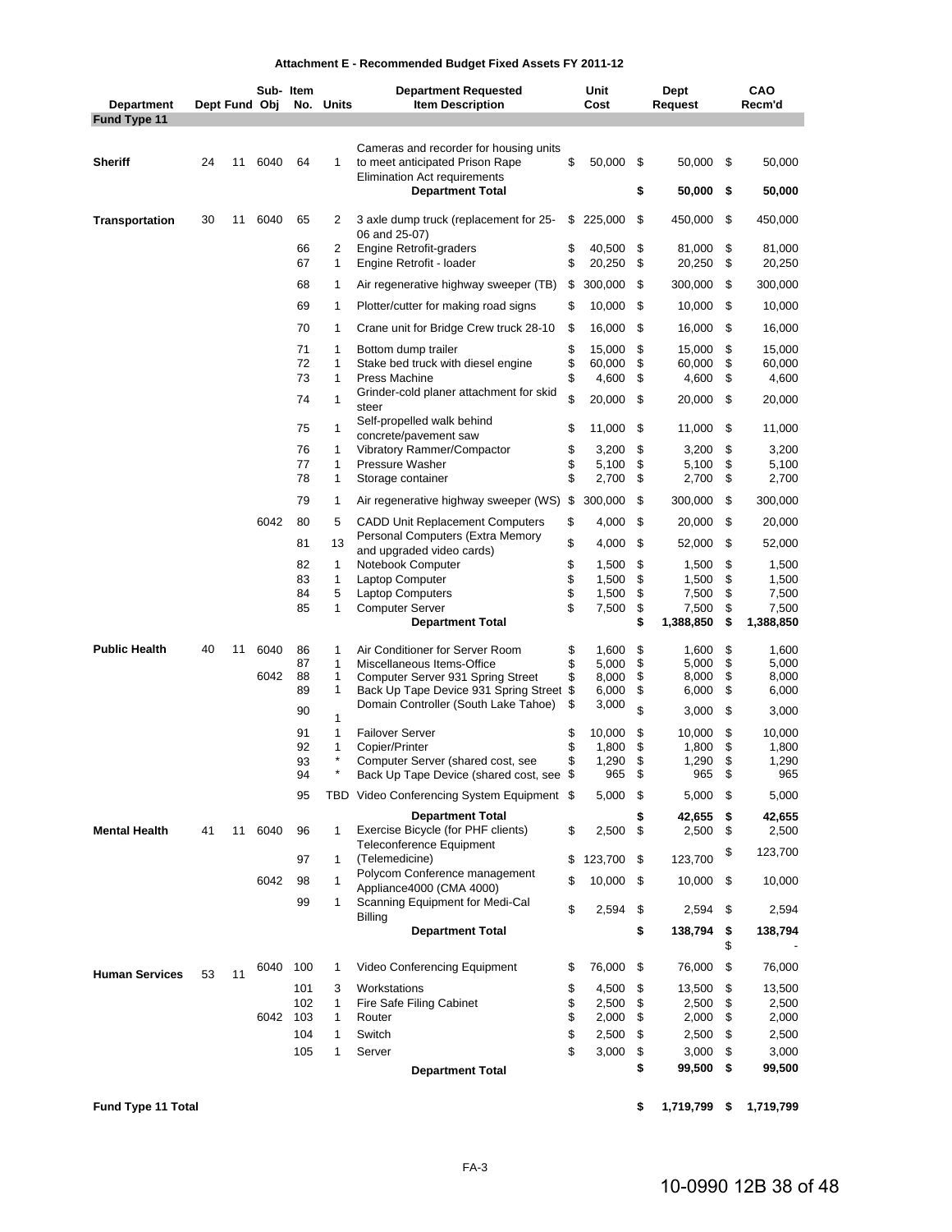# Attachment E - Recommended Budget Fixed Assets FY 2011-12

| Department | Dept | Fund | Sub-Obj | Item No. | Units | Department Requested Item Description | Unit Cost | Dept Request | CAO Recm'd |
|---|---|---|---|---|---|---|---|---|---|
| **Fund Type 11** | | | | | | | | | |
| **Sheriff** | 24 | 11 | 6040 | 64 | 1 | Cameras and recorder for housing units to meet anticipated Prison Rape Elimination Act requirements | $ 50,000 | $ 50,000 | $ 50,000 |
| | | | | | | **Department Total** | | **$ 50,000** | **$ 50,000** |
| **Transportation** | 30 | 11 | 6040 | 65 | 2 | 3 axle dump truck (replacement for 25-06 and 25-07) | $ 225,000 | $ 450,000 | $ 450,000 |
| | | | | 66 | 2 | Engine Retrofit-graders | $ 40,500 | $ 81,000 | $ 81,000 |
| | | | | 67 | 1 | Engine Retrofit - loader | $ 20,250 | $ 20,250 | $ 20,250 |
| | | | | 68 | 1 | Air regenerative highway sweeper (TB) | $ 300,000 | $ 300,000 | $ 300,000 |
| | | | | 69 | 1 | Plotter/cutter for making road signs | $ 10,000 | $ 10,000 | $ 10,000 |
| | | | | 70 | 1 | Crane unit for Bridge Crew truck 28-10 | $ 16,000 | $ 16,000 | $ 16,000 |
| | | | | 71 | 1 | Bottom dump trailer | $ 15,000 | $ 15,000 | $ 15,000 |
| | | | | 72 | 1 | Stake bed truck with diesel engine | $ 60,000 | $ 60,000 | $ 60,000 |
| | | | | 73 | 1 | Press Machine | $ 4,600 | $ 4,600 | $ 4,600 |
| | | | | 74 | 1 | Grinder-cold planer attachment for skid steer | $ 20,000 | $ 20,000 | $ 20,000 |
| | | | | 75 | 1 | Self-propelled walk behind concrete/pavement saw | $ 11,000 | $ 11,000 | $ 11,000 |
| | | | | 76 | 1 | Vibratory Rammer/Compactor | $ 3,200 | $ 3,200 | $ 3,200 |
| | | | | 77 | 1 | Pressure Washer | $ 5,100 | $ 5,100 | $ 5,100 |
| | | | | 78 | 1 | Storage container | $ 2,700 | $ 2,700 | $ 2,700 |
| | | | | 79 | 1 | Air regenerative highway sweeper (WS) | $ 300,000 | $ 300,000 | $ 300,000 |
| | | | 6042 | 80 | 5 | CADD Unit Replacement Computers | $ 4,000 | $ 20,000 | $ 20,000 |
| | | | | 81 | 13 | Personal Computers (Extra Memory and upgraded video cards) | $ 4,000 | $ 52,000 | $ 52,000 |
| | | | | 82 | 1 | Notebook Computer | $ 1,500 | $ 1,500 | $ 1,500 |
| | | | | 83 | 1 | Laptop Computer | $ 1,500 | $ 1,500 | $ 1,500 |
| | | | | 84 | 5 | Laptop Computers | $ 1,500 | $ 7,500 | $ 7,500 |
| | | | | 85 | 1 | Computer Server | $ 7,500 | $ 7,500 | $ 7,500 |
| | | | | | | **Department Total** | | **$ 1,388,850** | **$ 1,388,850** |
| **Public Health** | 40 | 11 | 6040 | 86 | 1 | Air Conditioner for Server Room | $ 1,600 | $ 1,600 | $ 1,600 |
| | | | | 87 | 1 | Miscellaneous Items-Office | $ 5,000 | $ 5,000 | $ 5,000 |
| | | | 6042 | 88 | 1 | Computer Server 931 Spring Street | $ 8,000 | $ 8,000 | $ 8,000 |
| | | | | 89 | 1 | Back Up Tape Device 931 Spring Street | $ 6,000 | $ 6,000 | $ 6,000 |
| | | | | 90 | 1 | Domain Controller (South Lake Tahoe) | $ 3,000 | $ 3,000 | $ 3,000 |
| | | | | 91 | 1 | Failover Server | $ 10,000 | $ 10,000 | $ 10,000 |
| | | | | 92 | 1 | Copier/Printer | $ 1,800 | $ 1,800 | $ 1,800 |
| | | | | 93 | * | Computer Server (shared cost, see | $ 1,290 | $ 1,290 | $ 1,290 |
| | | | | 94 | * | Back Up Tape Device (shared cost, see | $ 965 | $ 965 | $ 965 |
| | | | | 95 | TBD | Video Conferencing System Equipment | $ 5,000 | $ 5,000 | $ 5,000 |
| | | | | | | **Department Total** | | **$ 42,655** | **$ 42,655** |
| **Mental Health** | 41 | 11 | 6040 | 96 | 1 | Exercise Bicycle (for PHF clients) | $ 2,500 | $ 2,500 | $ 2,500 |
| | | | | 97 | 1 | Teleconference Equipment (Telemedicine) | $ 123,700 | $ 123,700 | $ 123,700 |
| | | | 6042 | 98 | 1 | Polycom Conference management Appliance4000 (CMA 4000) | $ 10,000 | $ 10,000 | $ 10,000 |
| | | | | 99 | 1 | Scanning Equipment for Medi-Cal Billing | $ 2,594 | $ 2,594 | $ 2,594 |
| | | | | | | **Department Total** | | **$ 138,794** | **$ 138,794** |
| | | | | | | | | | $ - |
| **Human Services** | 53 | 11 | 6040 | 100 | 1 | Video Conferencing Equipment | $ 76,000 | $ 76,000 | $ 76,000 |
| | | | | 101 | 3 | Workstations | $ 4,500 | $ 13,500 | $ 13,500 |
| | | | | 102 | 1 | Fire Safe Filing Cabinet | $ 2,500 | $ 2,500 | $ 2,500 |
| | | | 6042 | 103 | 1 | Router | $ 2,000 | $ 2,000 | $ 2,000 |
| | | | | 104 | 1 | Switch | $ 2,500 | $ 2,500 | $ 2,500 |
| | | | | 105 | 1 | Server | $ 3,000 | $ 3,000 | $ 3,000 |
| | | | | | | **Department Total** | | **$ 99,500** | **$ 99,500** |
| **Fund Type 11 Total** | | | | | | | | **$ 1,719,799** | **$ 1,719,799** |

FA-3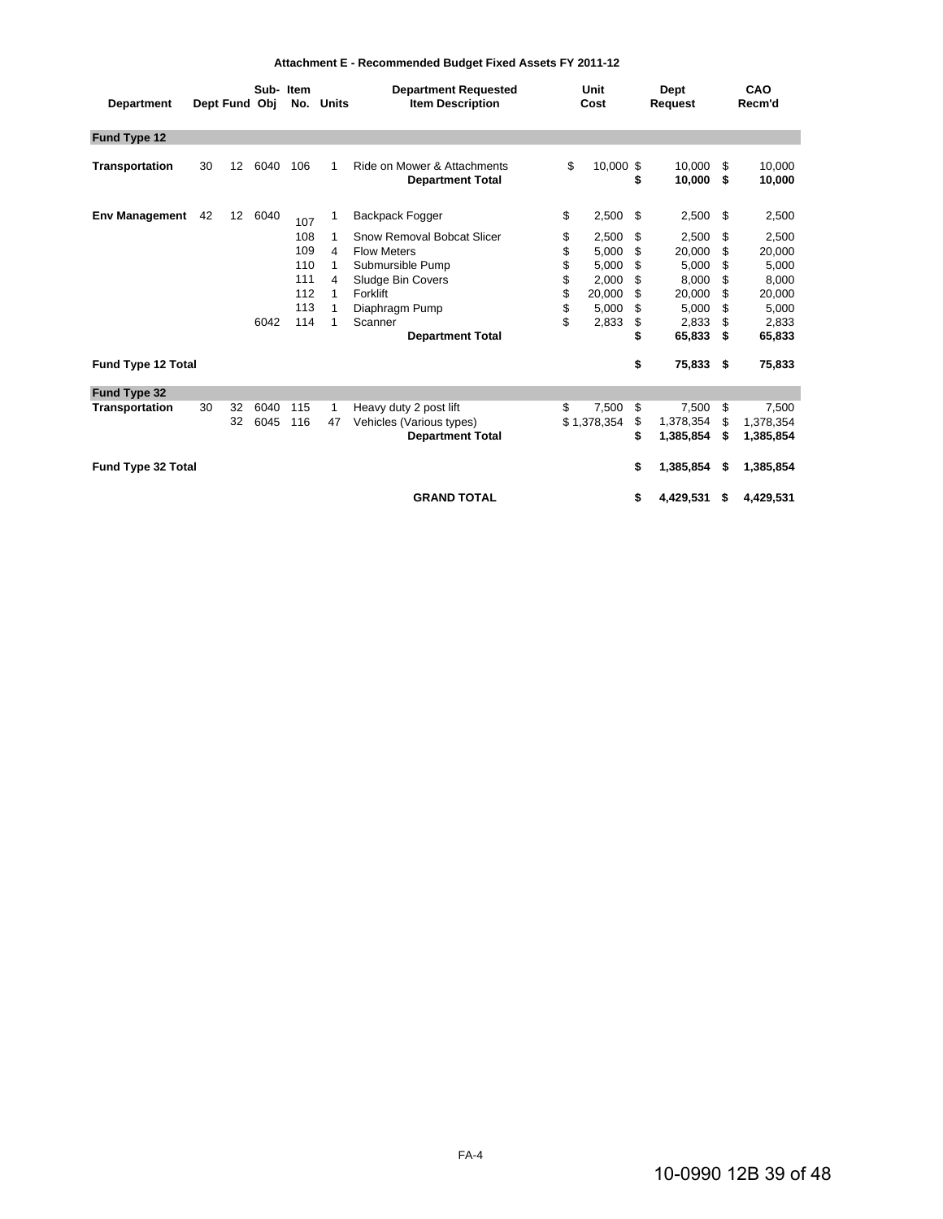# Attachment E - Recommended Budget Fixed Assets FY 2011-12

| Department | Dept | Fund | Sub-Obj | Item No. | Units | Department Requested Item Description | Unit Cost | Dept Request | CAO Recm'd |
|---|---|---|---|---|---|---|---|---|---|
| **Fund Type 12** | | | | | | | | | |
| **Transportation** | 30 | 12 | 6040 | 106 | 1 | Ride on Mower & Attachments | $ 10,000 | $ 10,000 | $ 10,000 |
| | | | | | | **Department Total** | | **$ 10,000** | **$ 10,000** |
| **Env Management** | 42 | 12 | 6040 | 107 | 1 | Backpack Fogger | $ 2,500 | $ 2,500 | $ 2,500 |
| | | | | 108 | 1 | Snow Removal Bobcat Slicer | $ 2,500 | $ 2,500 | $ 2,500 |
| | | | | 109 | 4 | Flow Meters | $ 5,000 | $ 20,000 | $ 20,000 |
| | | | | 110 | 1 | Submursible Pump | $ 5,000 | $ 5,000 | $ 5,000 |
| | | | | 111 | 4 | Sludge Bin Covers | $ 2,000 | $ 8,000 | $ 8,000 |
| | | | | 112 | 1 | Forklift | $ 20,000 | $ 20,000 | $ 20,000 |
| | | | | 113 | 1 | Diaphragm Pump | $ 5,000 | $ 5,000 | $ 5,000 |
| | | | 6042 | 114 | 1 | Scanner | $ 2,833 | $ 2,833 | $ 2,833 |
| | | | | | | **Department Total** | | **$ 65,833** | **$ 65,833** |
| **Fund Type 12 Total** | | | | | | | | **$ 75,833** | **$ 75,833** |
| **Fund Type 32** | | | | | | | | | |
| **Transportation** | 30 | 32 | 6040 | 115 | 1 | Heavy duty 2 post lift | $ 7,500 | $ 7,500 | $ 7,500 |
| | | 32 | 6045 | 116 | 47 | Vehicles (Various types) | $ 1,378,354 | $ 1,378,354 | $ 1,378,354 |
| | | | | | | **Department Total** | | **$ 1,385,854** | **$ 1,385,854** |
| **Fund Type 32 Total** | | | | | | | | **$ 1,385,854** | **$ 1,385,854** |
| | | | | | | **GRAND TOTAL** | | **$ 4,429,531** | **$ 4,429,531** |

FA-4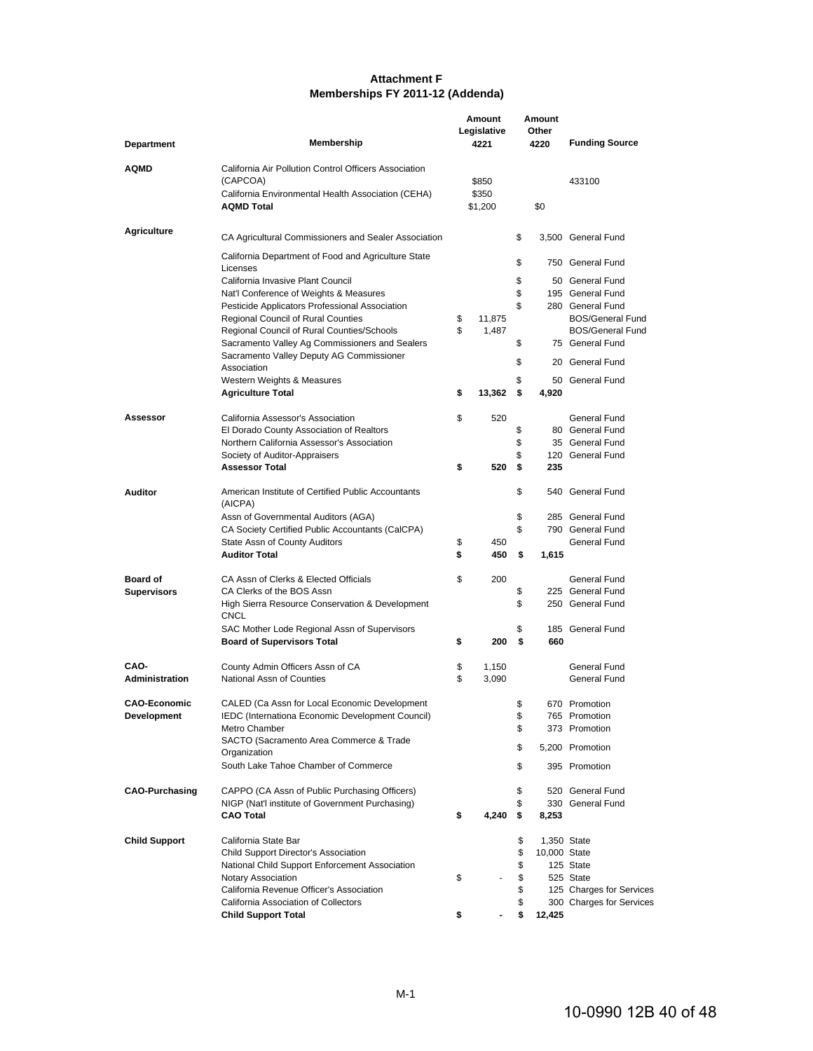**Attachment F**
**Memberships FY 2011-12 (Addenda)**

| Department | Membership | Amount Legislative 4221 | Amount Other 4220 | Funding Source |
|---|---|---|---|---|
| **AQMD** | California Air Pollution Control Officers Association (CAPCOA) | $850 | | 433100 |
| | California Environmental Health Association (CEHA) | $350 | | |
| | **AQMD Total** | $1,200 | $0 | |
| **Agriculture** | CA Agricultural Commissioners and Sealer Association | | $ 3,500 | General Fund |
| | California Department of Food and Agriculture State Licenses | | $ 750 | General Fund |
| | California Invasive Plant Council | | $ 50 | General Fund |
| | Nat'l Conference of Weights & Measures | | $ 195 | General Fund |
| | Pesticide Applicators Professional Association | | $ 280 | General Fund |
| | Regional Council of Rural Counties | $ 11,875 | | BOS/General Fund |
| | Regional Council of Rural Counties/Schools | $ 1,487 | | BOS/General Fund |
| | Sacramento Valley Ag Commissioners and Sealers | | $ 75 | General Fund |
| | Sacramento Valley Deputy AG Commissioner Association | | $ 20 | General Fund |
| | Western Weights & Measures | | $ 50 | General Fund |
| | **Agriculture Total** | **$ 13,362** | **$ 4,920** | |
| **Assessor** | California Assessor's Association | $ 520 | | General Fund |
| | El Dorado County Association of Realtors | | $ 80 | General Fund |
| | Northern California Assessor's Association | | $ 35 | General Fund |
| | Society of Auditor-Appraisers | | $ 120 | General Fund |
| | **Assessor Total** | **$ 520** | **$ 235** | |
| **Auditor** | American Institute of Certified Public Accountants (AICPA) | | $ 540 | General Fund |
| | Assn of Governmental Auditors (AGA) | | $ 285 | General Fund |
| | CA Society Certified Public Accountants (CalCPA) | | $ 790 | General Fund |
| | State Assn of County Auditors | $ 450 | | General Fund |
| | **Auditor Total** | **$ 450** | **$ 1,615** | |
| **Board of Supervisors** | CA Assn of Clerks & Elected Officials | $ 200 | | General Fund |
| | CA Clerks of the BOS Assn | | $ 225 | General Fund |
| | High Sierra Resource Conservation & Development CNCL | | $ 250 | General Fund |
| | SAC Mother Lode Regional Assn of Supervisors | | $ 185 | General Fund |
| | **Board of Supervisors Total** | **$ 200** | **$ 660** | |
| **CAO-Administration** | County Admin Officers Assn of CA | $ 1,150 | | General Fund |
| | National Assn of Counties | $ 3,090 | | General Fund |
| **CAO-Economic Development** | CALED (Ca Assn for Local Economic Development | | $ 670 | Promotion |
| | IEDC (Internationa Economic Development Council) | | $ 765 | Promotion |
| | Metro Chamber | | $ 373 | Promotion |
| | SACTO (Sacramento Area Commerce & Trade Organization | | $ 5,200 | Promotion |
| | South Lake Tahoe Chamber of Commerce | | $ 395 | Promotion |
| **CAO-Purchasing** | CAPPO (CA Assn of Public Purchasing Officers) | | $ 520 | General Fund |
| | NIGP (Nat'l institute of Government Purchasing) | | $ 330 | General Fund |
| | **CAO Total** | **$ 4,240** | **$ 8,253** | |
| **Child Support** | California State Bar | | $ 1,350 | State |
| | Child Support Director's Association | | $ 10,000 | State |
| | National Child Support Enforcement Association | | $ 125 | State |
| | Notary Association | $ - | $ 525 | State |
| | California Revenue Officer's Association | | $ 125 | Charges for Services |
| | California Association of Collectors | | $ 300 | Charges for Services |
| | **Child Support Total** | **$ -** | **$ 12,425** | |

M-1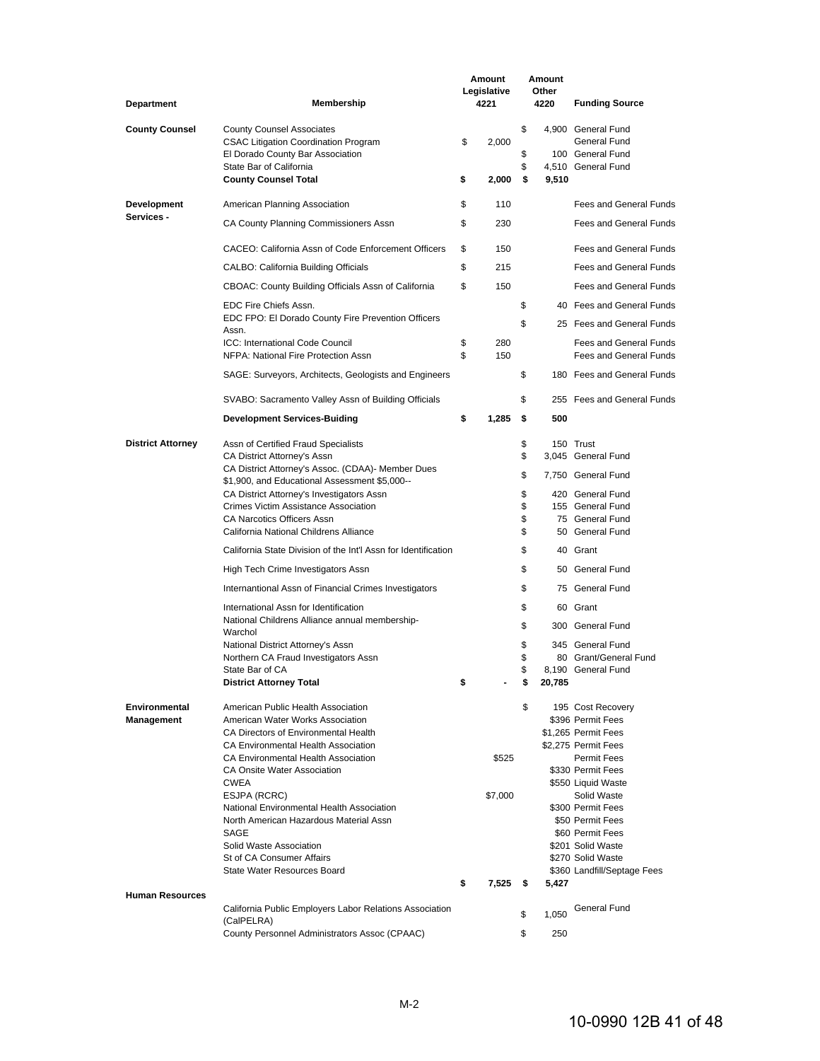| Department | Membership | Amount Legislative 4221 | Amount Other 4220 | Funding Source |
|---|---|---|---|---|
| **County Counsel** | County Counsel Associates | | $ 4,900 | General Fund |
| | CSAC Litigation Coordination Program | $ 2,000 | | General Fund |
| | El Dorado County Bar Association | | $ 100 | General Fund |
| | State Bar of California | | $ 4,510 | General Fund |
| | **County Counsel Total** | **$ 2,000** | **$ 9,510** | |
| **Development Services -** | American Planning Association | $ 110 | | Fees and General Funds |
| | CA County Planning Commissioners Assn | $ 230 | | Fees and General Funds |
| | CACEO: California Assn of Code Enforcement Officers | $ 150 | | Fees and General Funds |
| | CALBO: California Building Officials | $ 215 | | Fees and General Funds |
| | CBOAC: County Building Officials Assn of California | $ 150 | | Fees and General Funds |
| | EDC Fire Chiefs Assn. | | $ 40 | Fees and General Funds |
| | EDC FPO: El Dorado County Fire Prevention Officers Assn. | | $ 25 | Fees and General Funds |
| | ICC: International Code Council | $ 280 | | Fees and General Funds |
| | NFPA: National Fire Protection Assn | $ 150 | | Fees and General Funds |
| | SAGE: Surveyors, Architects, Geologists and Engineers | | $ 180 | Fees and General Funds |
| | SVABO: Sacramento Valley Assn of Building Officials | | $ 255 | Fees and General Funds |
| | **Development Services-Buiding** | **$ 1,285** | **$ 500** | |
| **District Attorney** | Assn of Certified Fraud Specialists | | $ 150 | Trust |
| | CA District Attorney's Assn | | $ 3,045 | General Fund |
| | CA District Attorney's Assoc. (CDAA)- Member Dues $1,900, and Educational Assessment $5,000-- | | $ 7,750 | General Fund |
| | CA District Attorney's Investigators Assn | | $ 420 | General Fund |
| | Crimes Victim Assistance Association | | $ 155 | General Fund |
| | CA Narcotics Officers Assn | | $ 75 | General Fund |
| | California National Childrens Alliance | | $ 50 | General Fund |
| | California State Division of the Int'l Assn for Identification | | $ 40 | Grant |
| | High Tech Crime Investigators Assn | | $ 50 | General Fund |
| | Internantional Assn of Financial Crimes Investigators | | $ 75 | General Fund |
| | International Assn for Identification | | $ 60 | Grant |
| | National Childrens Alliance annual membership- Warchol | | $ 300 | General Fund |
| | National District Attorney's Assn | | $ 345 | General Fund |
| | Northern CA Fraud Investigators Assn | | $ 80 | Grant/General Fund |
| | State Bar of CA | | $ 8,190 | General Fund |
| | **District Attorney Total** | **$ -** | **$ 20,785** | |
| **Environmental Management** | American Public Health Association | | $ 195 | Cost Recovery |
| | American Water Works Association | | $396 | Permit Fees |
| | CA Directors of Environmental Health | | $1,265 | Permit Fees |
| | CA Environmental Health Association | | $2,275 | Permit Fees |
| | CA Environmental Health Association | $525 | | Permit Fees |
| | CA Onsite Water Association | | $330 | Permit Fees |
| | CWEA | | $550 | Liquid Waste |
| | ESJPA (RCRC) | $7,000 | | Solid Waste |
| | National Environmental Health Association | | $300 | Permit Fees |
| | North American Hazardous Material Assn | | $50 | Permit Fees |
| | SAGE | | $60 | Permit Fees |
| | Solid Waste Association | | $201 | Solid Waste |
| | St of CA Consumer Affairs | | $270 | Solid Waste |
| | State Water Resources Board | | $360 | Landfill/Septage Fees |
| | | **$ 7,525** | **$ 5,427** | |
| **Human Resources** | California Public Employers Labor Relations Association (CalPELRA) | | $ 1,050 | General Fund |
| | County Personnel Administrators Assoc (CPAAC) | | $ 250 | |

M-2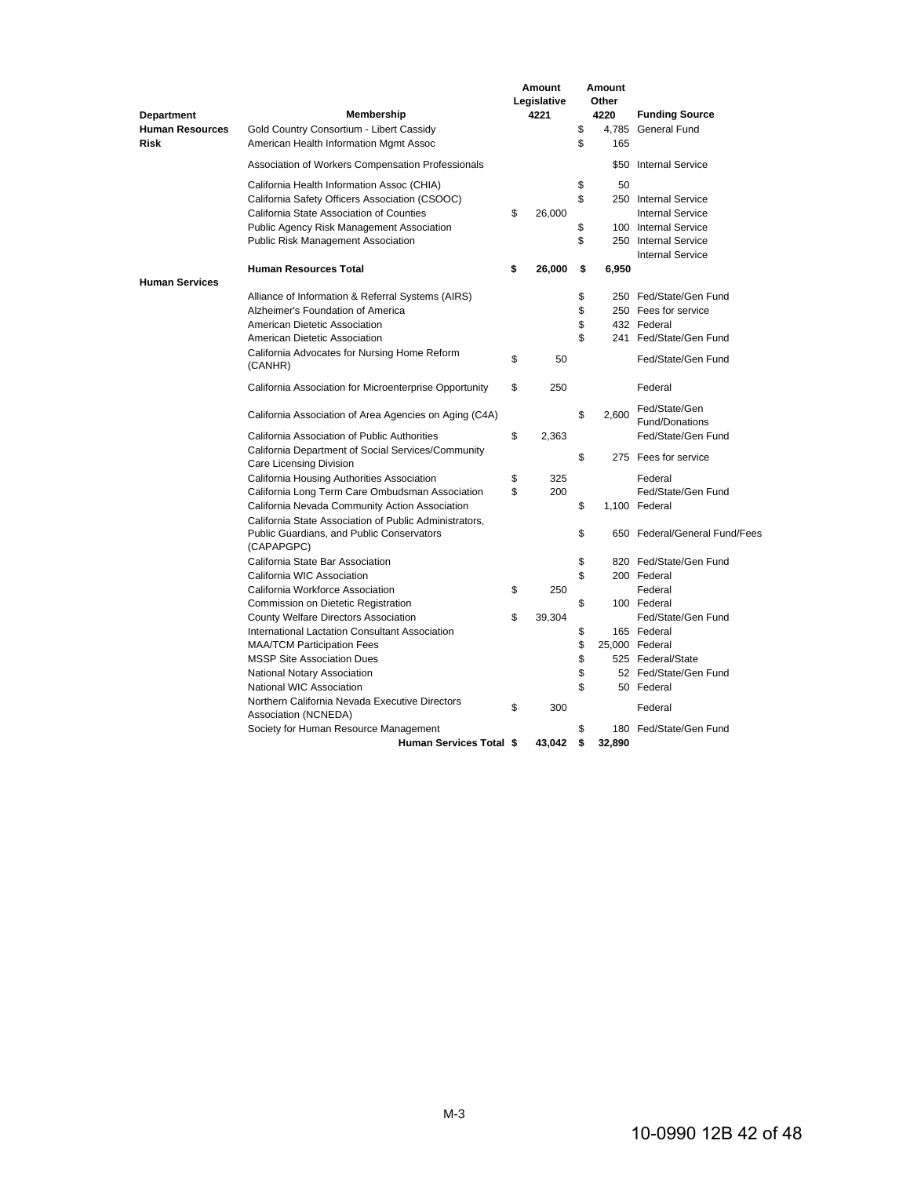| Department | Membership | Amount Legislative 4221 | Amount Other 4220 | Funding Source |
|---|---|---|---|---|
| **Human Resources** | Gold Country Consortium - Libert Cassidy | | $ 4,785 | General Fund |
| **Risk** | American Health Information Mgmt Assoc | | $ 165 | |
| | Association of Workers Compensation Professionals | | $50 | Internal Service |
| | California Health Information Assoc (CHIA) | | $ 50 | |
| | California Safety Officers Association (CSOOC) | | $ 250 | Internal Service |
| | California State Association of Counties | $ 26,000 | | Internal Service |
| | Public Agency Risk Management Association | | $ 100 | Internal Service |
| | Public Risk Management Association | | $ 250 | Internal Service |
| | | | | Internal Service |
| | **Human Resources Total** | **$ 26,000** | **$ 6,950** | |
| **Human Services** | | | | |
| | Alliance of Information & Referral Systems (AIRS) | | $ 250 | Fed/State/Gen Fund |
| | Alzheimer's Foundation of America | | $ 250 | Fees for service |
| | American Dietetic Association | | $ 432 | Federal |
| | American Dietetic Association | | $ 241 | Fed/State/Gen Fund |
| | California Advocates for Nursing Home Reform (CANHR) | $ 50 | | Fed/State/Gen Fund |
| | California Association for Microenterprise Opportunity | $ 250 | | Federal |
| | California Association of Area Agencies on Aging (C4A) | | $ 2,600 | Fed/State/Gen Fund/Donations |
| | California Association of Public Authorities | $ 2,363 | | Fed/State/Gen Fund |
| | California Department of Social Services/Community Care Licensing Division | | $ 275 | Fees for service |
| | California Housing Authorities Association | $ 325 | | Federal |
| | California Long Term Care Ombudsman Association | $ 200 | | Fed/State/Gen Fund |
| | California Nevada Community Action Association | | $ 1,100 | Federal |
| | California State Association of Public Administrators, Public Guardians, and Public Conservators (CAPAPGPC) | | $ 650 | Federal/General Fund/Fees |
| | California State Bar Association | | $ 820 | Fed/State/Gen Fund |
| | California WIC Association | | $ 200 | Federal |
| | California Workforce Association | $ 250 | | Federal |
| | Commission on Dietetic Registration | | $ 100 | Federal |
| | County Welfare Directors Association | $ 39,304 | | Fed/State/Gen Fund |
| | International Lactation Consultant Association | | $ 165 | Federal |
| | MAA/TCM Participation Fees | | $ 25,000 | Federal |
| | MSSP Site Association Dues | | $ 525 | Federal/State |
| | National Notary Association | | $ 52 | Fed/State/Gen Fund |
| | National WIC Association | | $ 50 | Federal |
| | Northern California Nevada Executive Directors Association (NCNEDA) | $ 300 | | Federal |
| | Society for Human Resource Management | | $ 180 | Fed/State/Gen Fund |
| | **Human Services Total** | **$ 43,042** | **$ 32,890** | |

M-3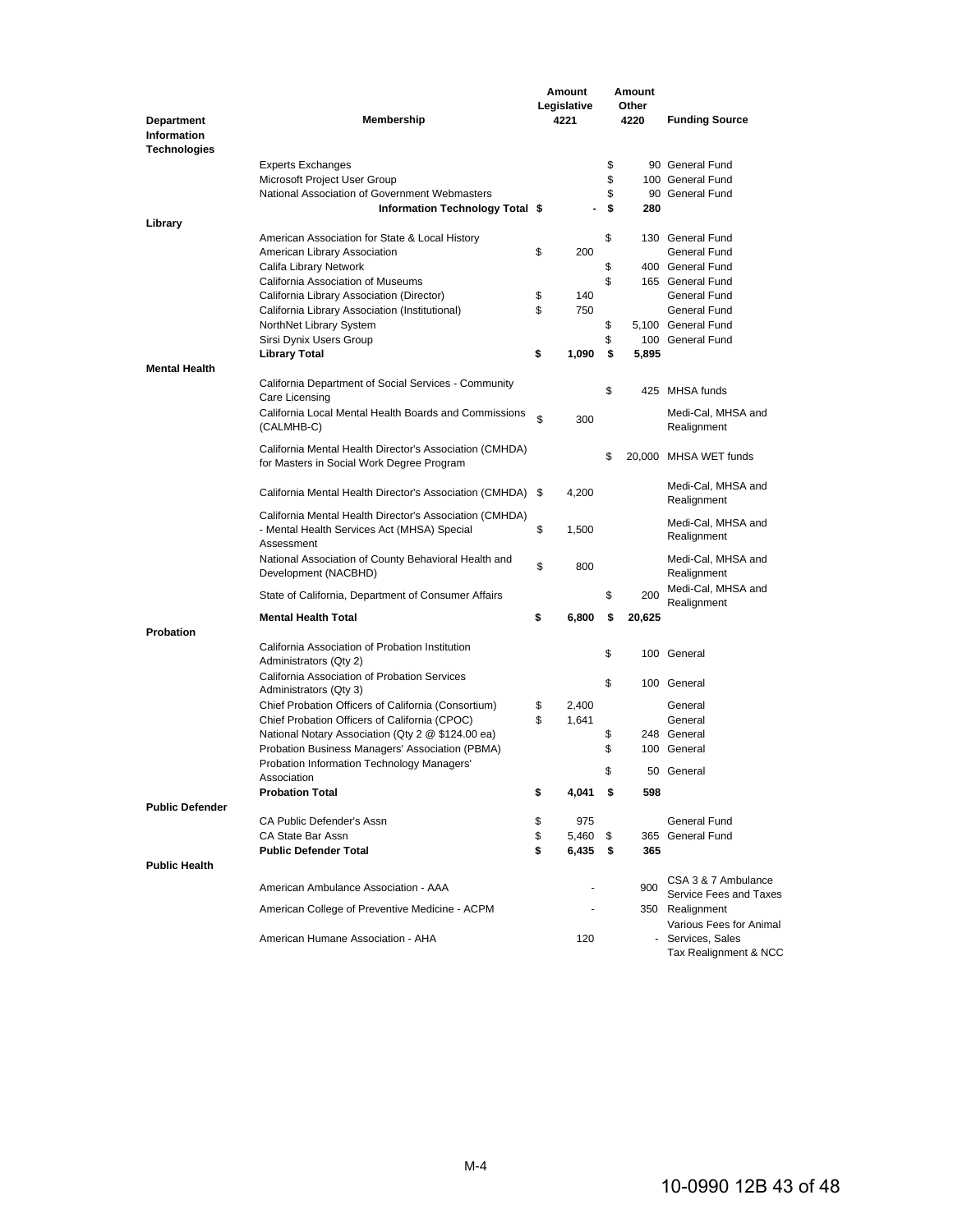| Department | Membership | Amount Legislative 4221 | Amount Other 4220 | Funding Source |
|---|---|---|---|---|
| **Information Technologies** | | | | |
| | Experts Exchanges | | $ 90 | General Fund |
| | Microsoft Project User Group | | $ 100 | General Fund |
| | National Association of Government Webmasters | | $ 90 | General Fund |
| | **Information Technology Total** | **$ -** | **$ 280** | |
| **Library** | | | | |
| | American Association for State & Local History | | $ 130 | General Fund |
| | American Library Association | $ 200 | | General Fund |
| | Califa Library Network | | $ 400 | General Fund |
| | California Association of Museums | | $ 165 | General Fund |
| | California Library Association (Director) | $ 140 | | General Fund |
| | California Library Association (Institutional) | $ 750 | | General Fund |
| | NorthNet Library System | | $ 5,100 | General Fund |
| | Sirsi Dynix Users Group | | $ 100 | General Fund |
| | **Library Total** | **$ 1,090** | **$ 5,895** | |
| **Mental Health** | | | | |
| | California Department of Social Services - Community Care Licensing | | $ 425 | MHSA funds |
| | California Local Mental Health Boards and Commissions (CALMHB-C) | $ 300 | | Medi-Cal, MHSA and Realignment |
| | California Mental Health Director's Association (CMHDA) for Masters in Social Work Degree Program | | $ 20,000 | MHSA WET funds |
| | California Mental Health Director's Association (CMHDA) | $ 4,200 | | Medi-Cal, MHSA and Realignment |
| | California Mental Health Director's Association (CMHDA) - Mental Health Services Act (MHSA) Special Assessment | $ 1,500 | | Medi-Cal, MHSA and Realignment |
| | National Association of County Behavioral Health and Development (NACBHD) | $ 800 | | Medi-Cal, MHSA and Realignment |
| | State of California, Department of Consumer Affairs | | $ 200 | Medi-Cal, MHSA and Realignment |
| | **Mental Health Total** | **$ 6,800** | **$ 20,625** | |
| **Probation** | | | | |
| | California Association of Probation Institution Administrators (Qty 2) | | $ 100 | General |
| | California Association of Probation Services Administrators (Qty 3) | | $ 100 | General |
| | Chief Probation Officers of California (Consortium) | $ 2,400 | | General |
| | Chief Probation Officers of California (CPOC) | $ 1,641 | | General |
| | National Notary Association (Qty 2 @ $124.00 ea) | | $ 248 | General |
| | Probation Business Managers' Association (PBMA) | | $ 100 | General |
| | Probation Information Technology Managers' Association | | $ 50 | General |
| | **Probation Total** | **$ 4,041** | **$ 598** | |
| **Public Defender** | | | | |
| | CA Public Defender's Assn | $ 975 | | General Fund |
| | CA State Bar Assn | $ 5,460 | $ 365 | General Fund |
| | **Public Defender Total** | **$ 6,435** | **$ 365** | |
| **Public Health** | | | | |
| | American Ambulance Association - AAA | - | 900 | CSA 3 & 7 Ambulance Service Fees and Taxes |
| | American College of Preventive Medicine - ACPM | - | 350 | Realignment |
| | American Humane Association - AHA | 120 | - | Various Fees for Animal Services, Sales Tax Realignment & NCC |

M-4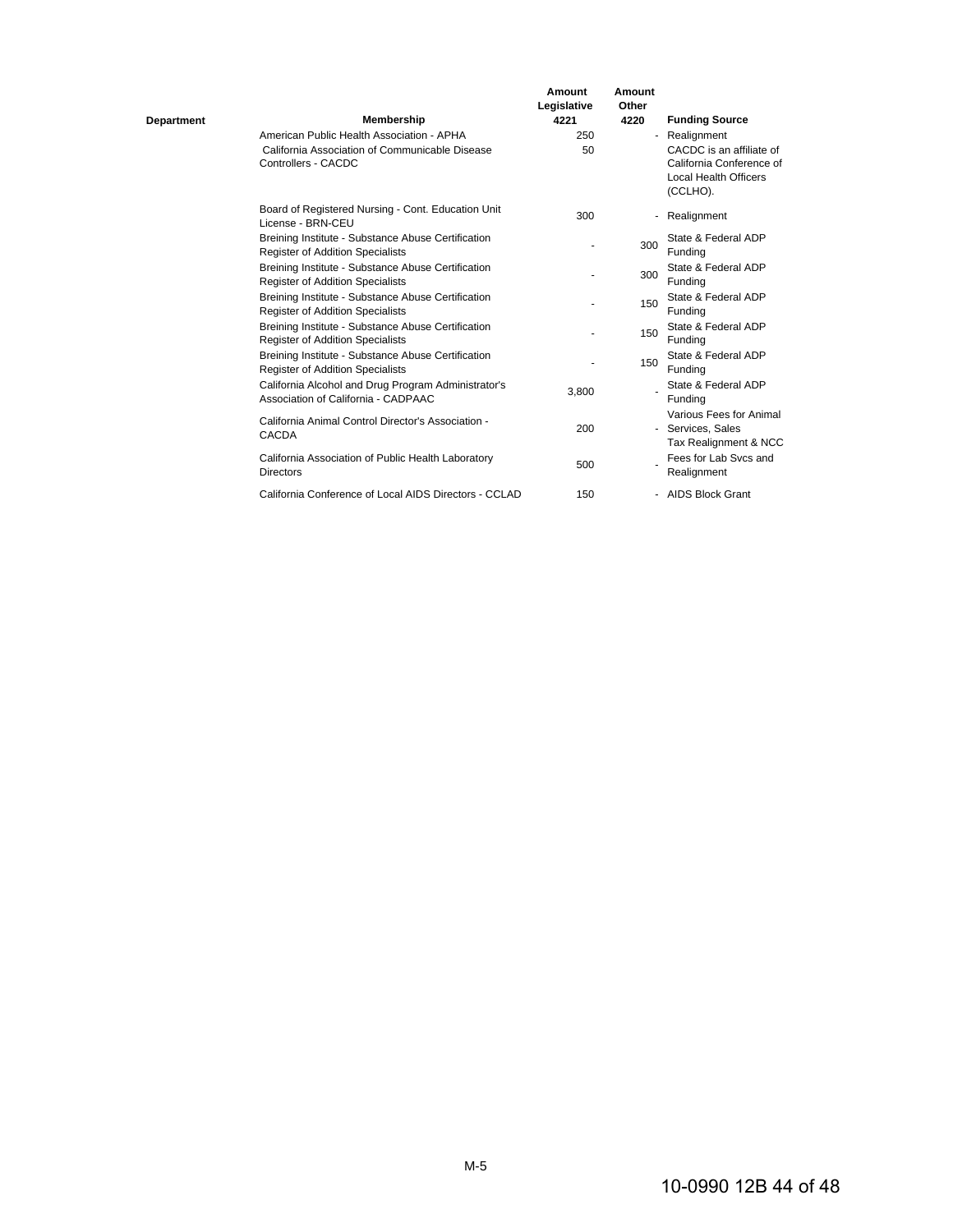| Department | Membership | Amount Legislative 4221 | Amount Other 4220 | Funding Source |
|---|---|---|---|---|
| | American Public Health Association - APHA | 250 | - | Realignment |
| | California Association of Communicable Disease Controllers - CACDC | 50 | | CACDC is an affiliate of California Conference of Local Health Officers (CCLHO). |
| | Board of Registered Nursing - Cont. Education Unit License - BRN-CEU | 300 | - | Realignment |
| | Breining Institute - Substance Abuse Certification Register of Addition Specialists | - | 300 | State & Federal ADP Funding |
| | Breining Institute - Substance Abuse Certification Register of Addition Specialists | - | 300 | State & Federal ADP Funding |
| | Breining Institute - Substance Abuse Certification Register of Addition Specialists | - | 150 | State & Federal ADP Funding |
| | Breining Institute - Substance Abuse Certification Register of Addition Specialists | - | 150 | State & Federal ADP Funding |
| | Breining Institute - Substance Abuse Certification Register of Addition Specialists | - | 150 | State & Federal ADP Funding |
| | California Alcohol and Drug Program Administrator's Association of California - CADPAAC | 3,800 | - | State & Federal ADP Funding |
| | California Animal Control Director's Association - CACDA | 200 | - | Various Fees for Animal Services, Sales Tax Realignment & NCC |
| | California Association of Public Health Laboratory Directors | 500 | - | Fees for Lab Svcs and Realignment |
| | California Conference of Local AIDS Directors - CCLAD | 150 | - | AIDS Block Grant |

M-5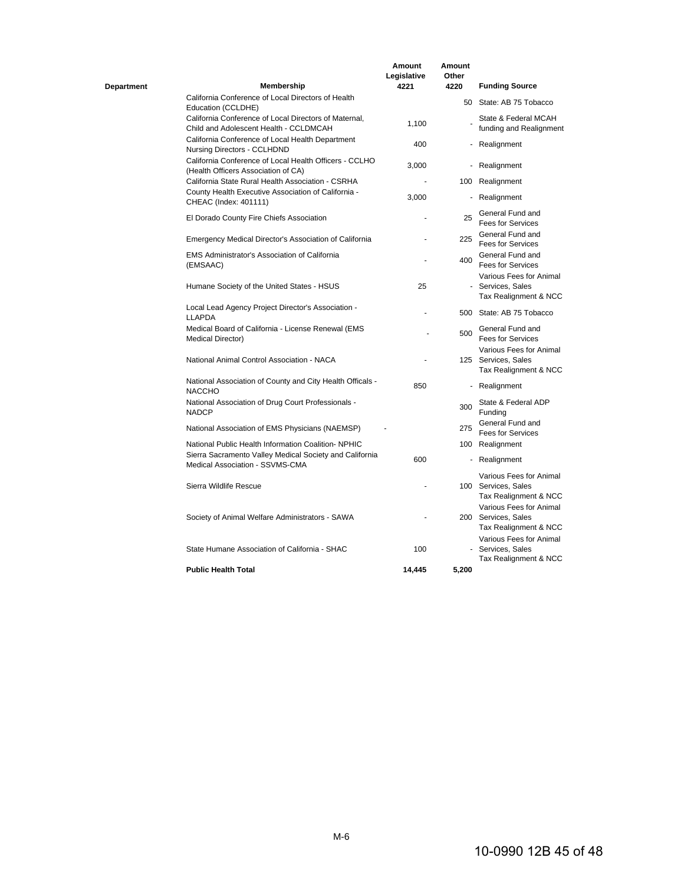| Department | Membership | Amount Legislative 4221 | Amount Other 4220 | Funding Source |
|---|---|---|---|---|
| | California Conference of Local Directors of Health Education (CCLDHE) | | 50 | State: AB 75 Tobacco |
| | California Conference of Local Directors of Maternal, Child and Adolescent Health - CCLDMCAH | 1,100 | - | State & Federal MCAH funding and Realignment |
| | California Conference of Local Health Department Nursing Directors - CCLHDND | 400 | - | Realignment |
| | California Conference of Local Health Officers - CCLHO (Health Officers Association of CA) | 3,000 | - | Realignment |
| | California State Rural Health Association - CSRHA | - | 100 | Realignment |
| | County Health Executive Association of California - CHEAC (Index: 401111) | 3,000 | - | Realignment |
| | El Dorado County Fire Chiefs Association | - | 25 | General Fund and Fees for Services |
| | Emergency Medical Director's Association of California | - | 225 | General Fund and Fees for Services |
| | EMS Administrator's Association of California (EMSAAC) | - | 400 | General Fund and Fees for Services |
| | Humane Society of the United States - HSUS | 25 | - | Various Fees for Animal Services, Sales Tax Realignment & NCC |
| | Local Lead Agency Project Director's Association - LLAPDA | - | 500 | State: AB 75 Tobacco |
| | Medical Board of California - License Renewal (EMS Medical Director) | - | 500 | General Fund and Fees for Services |
| | National Animal Control Association - NACA | - | 125 | Various Fees for Animal Services, Sales Tax Realignment & NCC |
| | National Association of County and City Health Officals - NACCHO | 850 | - | Realignment |
| | National Association of Drug Court Professionals - NADCP | | 300 | State & Federal ADP Funding |
| | National Association of EMS Physicians (NAEMSP) | - | 275 | General Fund and Fees for Services |
| | National Public Health Information Coalition- NPHIC | | 100 | Realignment |
| | Sierra Sacramento Valley Medical Society and California Medical Association - SSVMS-CMA | 600 | - | Realignment |
| | Sierra Wildlife Rescue | - | 100 | Various Fees for Animal Services, Sales Tax Realignment & NCC |
| | Society of Animal Welfare Administrators - SAWA | - | 200 | Various Fees for Animal Services, Sales Tax Realignment & NCC |
| | State Humane Association of California - SHAC | 100 | - | Various Fees for Animal Services, Sales Tax Realignment & NCC |
| | **Public Health Total** | **14,445** | **5,200** | |

M-6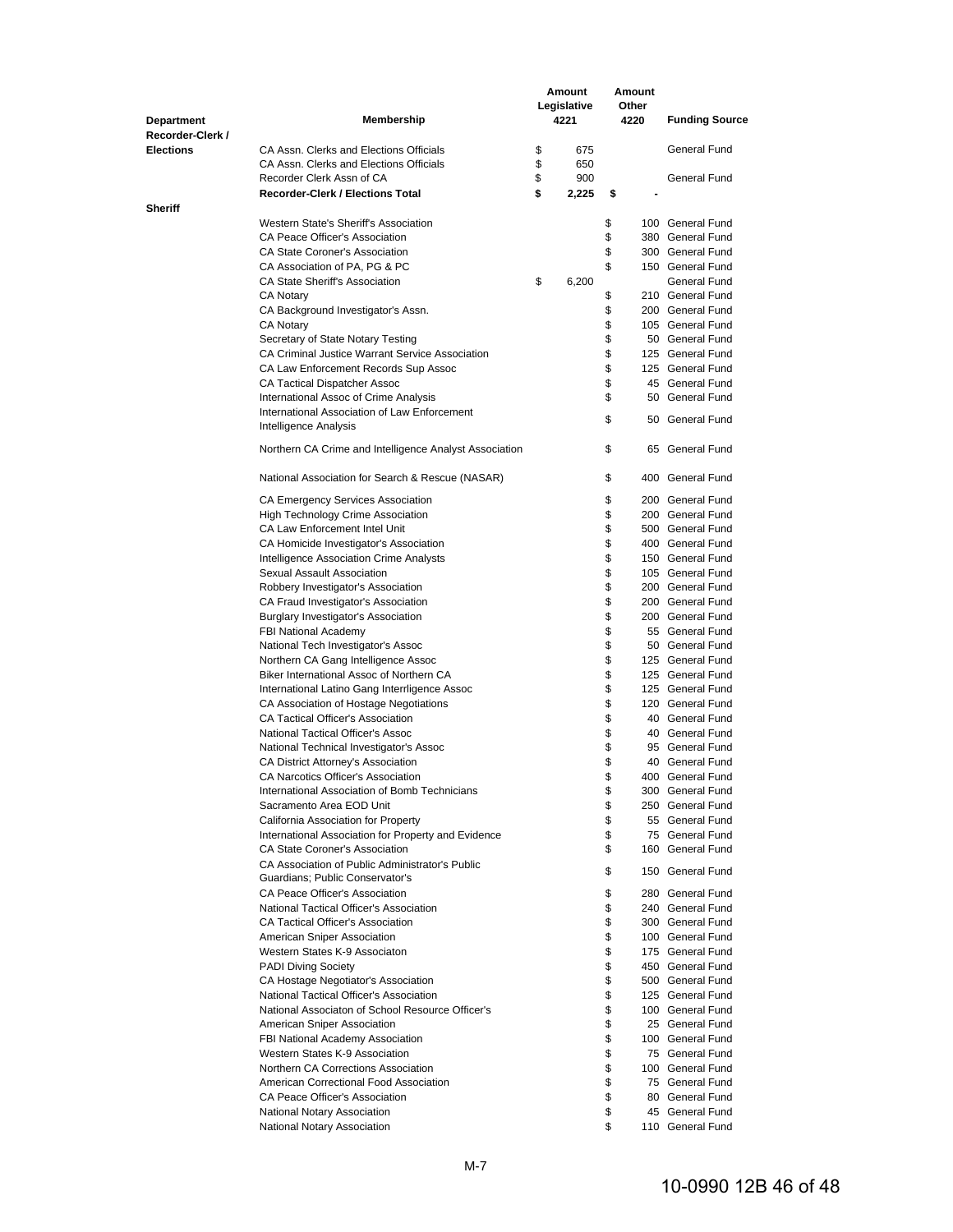| Department | Membership | Amount Legislative 4221 | Amount Other 4220 | Funding Source |
|---|---|---|---|---|
| Recorder-Clerk / Elections | CA Assn. Clerks and Elections Officials | $ 675 | | General Fund |
| | CA Assn. Clerks and Elections Officials | $ 650 | | |
| | Recorder Clerk Assn of CA | $ 900 | | General Fund |
| | **Recorder-Clerk / Elections Total** | **$ 2,225** | **$ -** | |
| **Sheriff** | | | | |
| | Western State's Sheriff's Association | | $ 100 | General Fund |
| | CA Peace Officer's Association | | $ 380 | General Fund |
| | CA State Coroner's Association | | $ 300 | General Fund |
| | CA Association of PA, PG & PC | | $ 150 | General Fund |
| | CA State Sheriff's Association | $ 6,200 | | General Fund |
| | CA Notary | | $ 210 | General Fund |
| | CA Background Investigator's Assn. | | $ 200 | General Fund |
| | CA Notary | | $ 105 | General Fund |
| | Secretary of State Notary Testing | | $ 50 | General Fund |
| | CA Criminal Justice Warrant Service Association | | $ 125 | General Fund |
| | CA Law Enforcement Records Sup Assoc | | $ 125 | General Fund |
| | CA Tactical Dispatcher Assoc | | $ 45 | General Fund |
| | International Assoc of Crime Analysis | | $ 50 | General Fund |
| | International Association of Law Enforcement Intelligence Analysis | | $ 50 | General Fund |
| | Northern CA Crime and Intelligence Analyst Association | | $ 65 | General Fund |
| | National Association for Search & Rescue (NASAR) | | $ 400 | General Fund |
| | CA Emergency Services Association | | $ 200 | General Fund |
| | High Technology Crime Association | | $ 200 | General Fund |
| | CA Law Enforcement Intel Unit | | $ 500 | General Fund |
| | CA Homicide Investigator's Association | | $ 400 | General Fund |
| | Intelligence Association Crime Analysts | | $ 150 | General Fund |
| | Sexual Assault Association | | $ 105 | General Fund |
| | Robbery Investigator's Association | | $ 200 | General Fund |
| | CA Fraud Investigator's Association | | $ 200 | General Fund |
| | Burglary Investigator's Association | | $ 200 | General Fund |
| | FBI National Academy | | $ 55 | General Fund |
| | National Tech Investigator's Assoc | | $ 50 | General Fund |
| | Northern CA Gang Intelligence Assoc | | $ 125 | General Fund |
| | Biker International Assoc of Northern CA | | $ 125 | General Fund |
| | International Latino Gang Interrligence Assoc | | $ 125 | General Fund |
| | CA Association of Hostage Negotiations | | $ 120 | General Fund |
| | CA Tactical Officer's Association | | $ 40 | General Fund |
| | National Tactical Officer's Assoc | | $ 40 | General Fund |
| | National Technical Investigator's Assoc | | $ 95 | General Fund |
| | CA District Attorney's Association | | $ 40 | General Fund |
| | CA Narcotics Officer's Association | | $ 400 | General Fund |
| | International Association of Bomb Technicians | | $ 300 | General Fund |
| | Sacramento Area EOD Unit | | $ 250 | General Fund |
| | California Association for Property | | $ 55 | General Fund |
| | International Association for Property and Evidence | | $ 75 | General Fund |
| | CA State Coroner's Association | | $ 160 | General Fund |
| | CA Association of Public Administrator's Public Guardians; Public Conservator's | | $ 150 | General Fund |
| | CA Peace Officer's Association | | $ 280 | General Fund |
| | National Tactical Officer's Association | | $ 240 | General Fund |
| | CA Tactical Officer's Association | | $ 300 | General Fund |
| | American Sniper Association | | $ 100 | General Fund |
| | Western States K-9 Associaton | | $ 175 | General Fund |
| | PADI Diving Society | | $ 450 | General Fund |
| | CA Hostage Negotiator's Association | | $ 500 | General Fund |
| | National Tactical Officer's Association | | $ 125 | General Fund |
| | National Associaton of School Resource Officer's | | $ 100 | General Fund |
| | American Sniper Association | | $ 25 | General Fund |
| | FBI National Academy Association | | $ 100 | General Fund |
| | Western States K-9 Association | | $ 75 | General Fund |
| | Northern CA Corrections Association | | $ 100 | General Fund |
| | American Correctional Food Association | | $ 75 | General Fund |
| | CA Peace Officer's Association | | $ 80 | General Fund |
| | National Notary Association | | $ 45 | General Fund |
| | National Notary Association | | $ 110 | General Fund |

M-7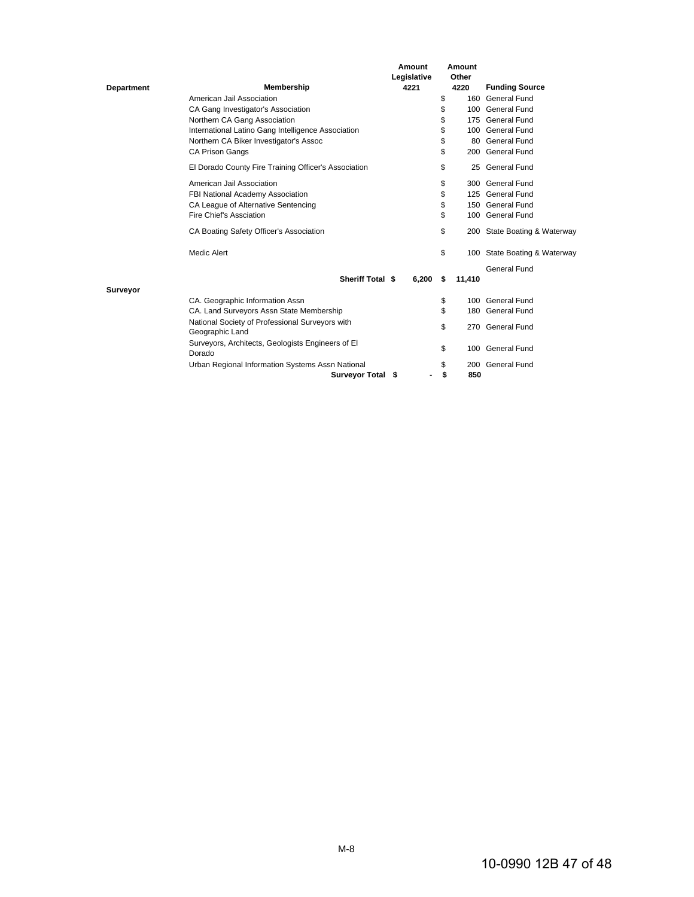| Department | Membership | Amount Legislative 4221 | Amount Other 4220 | Funding Source |
|---|---|---|---|---|
| | American Jail Association | | $ 160 | General Fund |
| | CA Gang Investigator's Association | | $ 100 | General Fund |
| | Northern CA Gang Association | | $ 175 | General Fund |
| | International Latino Gang Intelligence Association | | $ 100 | General Fund |
| | Northern CA Biker Investigator's Assoc | | $ 80 | General Fund |
| | CA Prison Gangs | | $ 200 | General Fund |
| | El Dorado County Fire Training Officer's Association | | $ 25 | General Fund |
| | American Jail Association | | $ 300 | General Fund |
| | FBI National Academy Association | | $ 125 | General Fund |
| | CA League of Alternative Sentencing | | $ 150 | General Fund |
| | Fire Chief's Assciation | | $ 100 | General Fund |
| | CA Boating Safety Officer's Association | | $ 200 | State Boating & Waterway |
| | Medic Alert | | $ 100 | State Boating & Waterway |
| | | | | General Fund |
| | **Sheriff Total** | **$ 6,200** | **$ 11,410** | |
| **Surveyor** | | | | |
| | CA. Geographic Information Assn | | $ 100 | General Fund |
| | CA. Land Surveyors Assn State Membership | | $ 180 | General Fund |
| | National Society of Professional Surveyors with Geographic Land | | $ 270 | General Fund |
| | Surveyors, Architects, Geologists Engineers of El Dorado | | $ 100 | General Fund |
| | Urban Regional Information Systems Assn National | | $ 200 | General Fund |
| | **Surveyor Total** | **$ -** | **$ 850** | |

M-8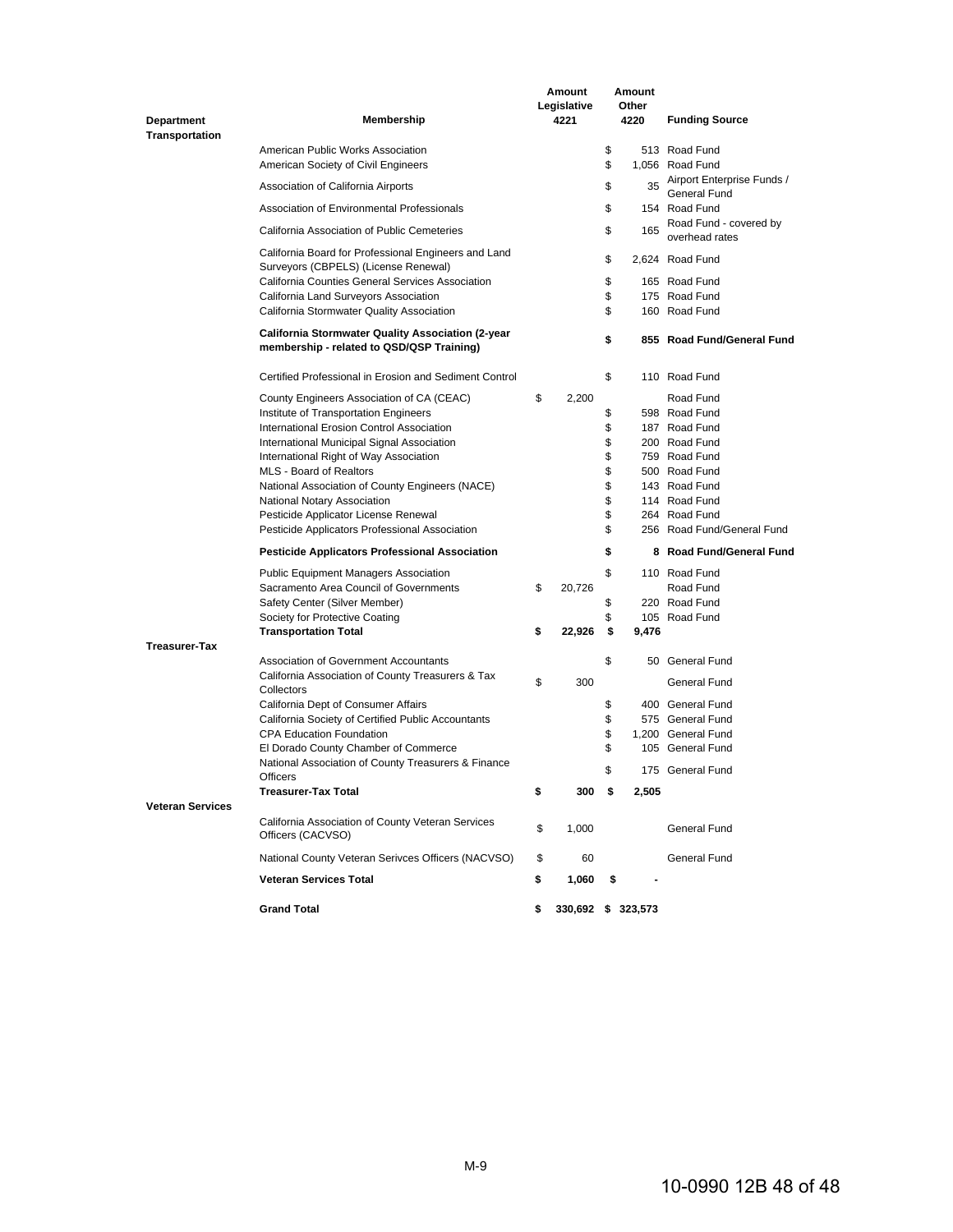| Department | Membership | Amount Legislative 4221 | Amount Other 4220 | Funding Source |
|---|---|---|---|---|
| **Transportation** | | | | |
| | American Public Works Association | | $ 513 | Road Fund |
| | American Society of Civil Engineers | | $ 1,056 | Road Fund |
| | Association of California Airports | | $ 35 | Airport Enterprise Funds / General Fund |
| | Association of Environmental Professionals | | $ 154 | Road Fund |
| | California Association of Public Cemeteries | | $ 165 | Road Fund - covered by overhead rates |
| | California Board for Professional Engineers and Land Surveyors (CBPELS) (License Renewal) | | $ 2,624 | Road Fund |
| | California Counties General Services Association | | $ 165 | Road Fund |
| | California Land Surveyors Association | | $ 175 | Road Fund |
| | California Stormwater Quality Association | | $ 160 | Road Fund |
| | **California Stormwater Quality Association (2-year membership - related to QSD/QSP Training)** | | **$ 855** | **Road Fund/General Fund** |
| | Certified Professional in Erosion and Sediment Control | | $ 110 | Road Fund |
| | County Engineers Association of CA (CEAC) | $ 2,200 | | Road Fund |
| | Institute of Transportation Engineers | | $ 598 | Road Fund |
| | International Erosion Control Association | | $ 187 | Road Fund |
| | International Municipal Signal Association | | $ 200 | Road Fund |
| | International Right of Way Association | | $ 759 | Road Fund |
| | MLS - Board of Realtors | | $ 500 | Road Fund |
| | National Association of County Engineers (NACE) | | $ 143 | Road Fund |
| | National Notary Association | | $ 114 | Road Fund |
| | Pesticide Applicator License Renewal | | $ 264 | Road Fund |
| | Pesticide Applicators Professional Association | | $ 256 | Road Fund/General Fund |
| | **Pesticide Applicators Professional Association** | | **$ 8** | **Road Fund/General Fund** |
| | Public Equipment Managers Association | | $ 110 | Road Fund |
| | Sacramento Area Council of Governments | $ 20,726 | | Road Fund |
| | Safety Center (Silver Member) | | $ 220 | Road Fund |
| | Society for Protective Coating | | $ 105 | Road Fund |
| | **Transportation Total** | **$ 22,926** | **$ 9,476** | |
| **Treasurer-Tax** | | | | |
| | Association of Government Accountants | | $ 50 | General Fund |
| | California Association of County Treasurers & Tax Collectors | $ 300 | | General Fund |
| | California Dept of Consumer Affairs | | $ 400 | General Fund |
| | California Society of Certified Public Accountants | | $ 575 | General Fund |
| | CPA Education Foundation | | $ 1,200 | General Fund |
| | El Dorado County Chamber of Commerce | | $ 105 | General Fund |
| | National Association of County Treasurers & Finance Officers | | $ 175 | General Fund |
| | **Treasurer-Tax Total** | **$ 300** | **$ 2,505** | |
| **Veteran Services** | | | | |
| | California Association of County Veteran Services Officers (CACVSO) | $ 1,000 | | General Fund |
| | National County Veteran Serivces Officers (NACVSO) | $ 60 | | General Fund |
| | **Veteran Services Total** | **$ 1,060** | **$ -** | |
| | **Grand Total** | **$ 330,692** | **$ 323,573** | |

M-9